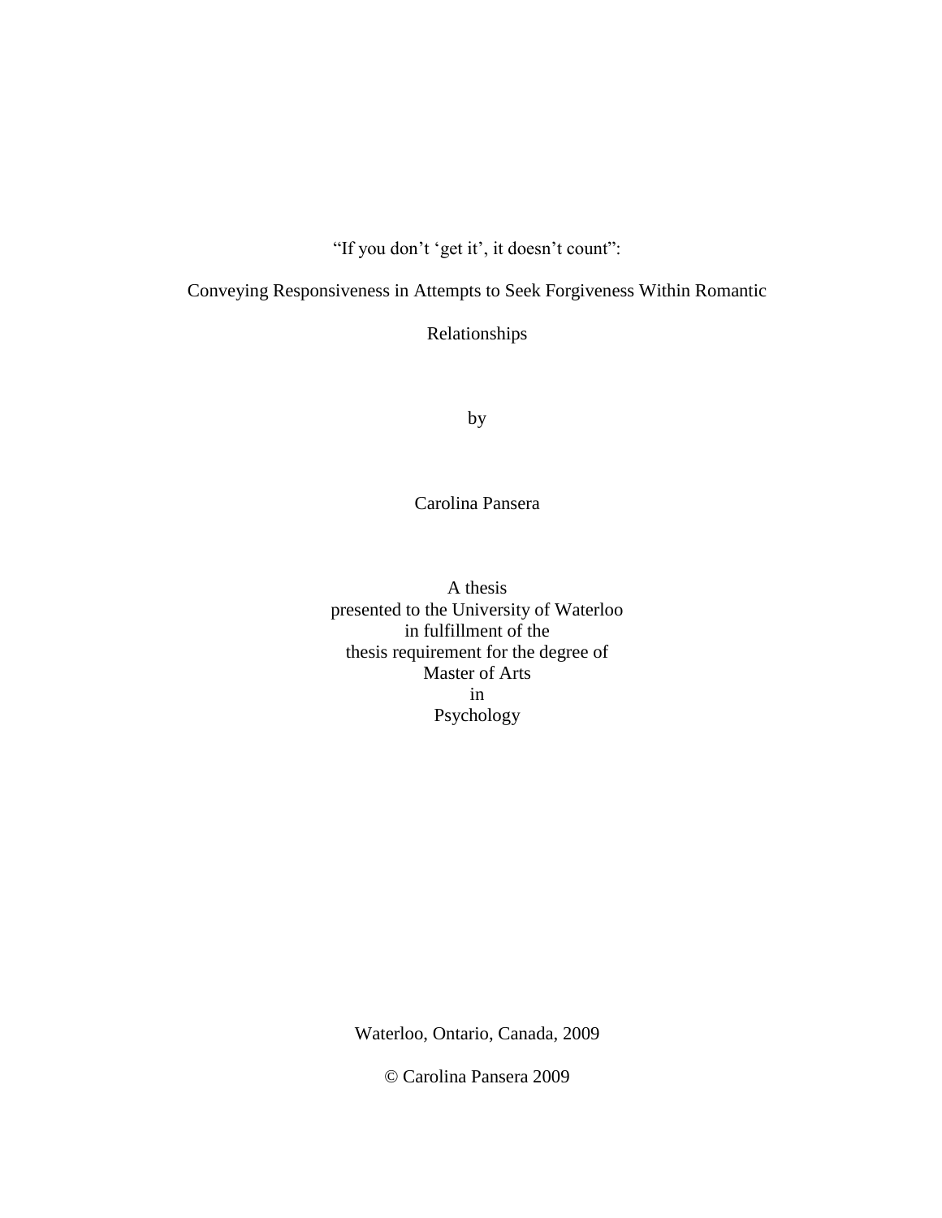# "If you don't 'get it', it doesn't count":

# Conveying Responsiveness in Attempts to Seek Forgiveness Within Romantic Relationships

by

Carolina Pansera

A thesis
presented to the University of Waterloo
in fulfillment of the
thesis requirement for the degree of
Master of Arts
in
Psychology

Waterloo, Ontario, Canada, 2009

© Carolina Pansera 2009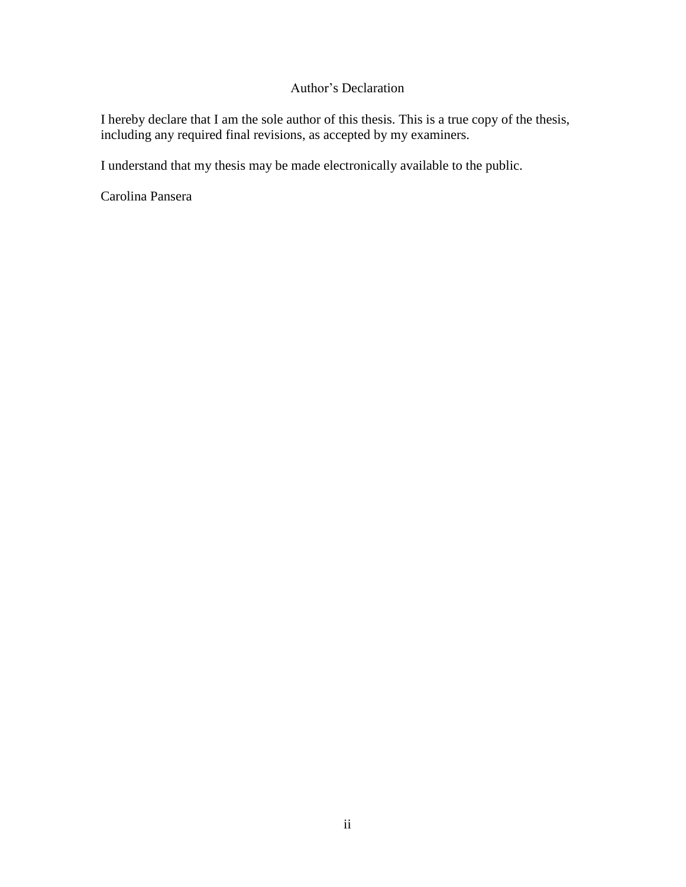# Author's Declaration

I hereby declare that I am the sole author of this thesis. This is a true copy of the thesis, including any required final revisions, as accepted by my examiners.

I understand that my thesis may be made electronically available to the public.

Carolina Pansera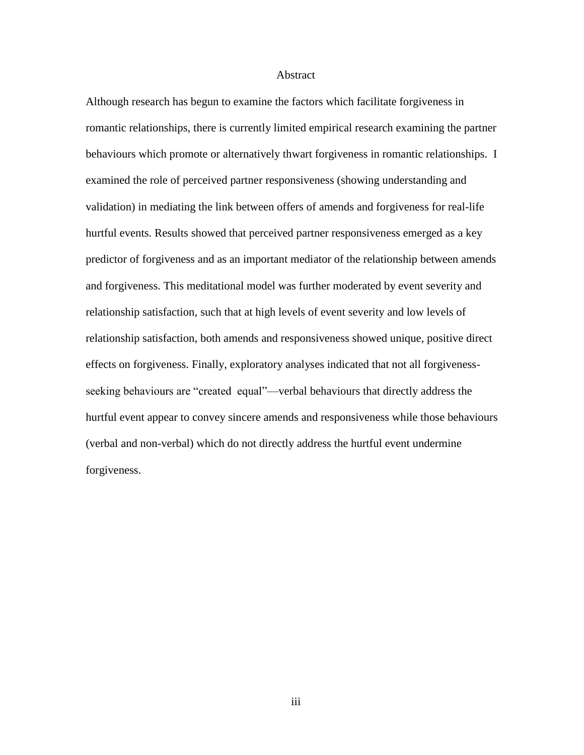# Abstract

Although research has begun to examine the factors which facilitate forgiveness in romantic relationships, there is currently limited empirical research examining the partner behaviours which promote or alternatively thwart forgiveness in romantic relationships. I examined the role of perceived partner responsiveness (showing understanding and validation) in mediating the link between offers of amends and forgiveness for real-life hurtful events. Results showed that perceived partner responsiveness emerged as a key predictor of forgiveness and as an important mediator of the relationship between amends and forgiveness. This meditational model was further moderated by event severity and relationship satisfaction, such that at high levels of event severity and low levels of relationship satisfaction, both amends and responsiveness showed unique, positive direct effects on forgiveness. Finally, exploratory analyses indicated that not all forgiveness-seeking behaviours are "created equal"—verbal behaviours that directly address the hurtful event appear to convey sincere amends and responsiveness while those behaviours (verbal and non-verbal) which do not directly address the hurtful event undermine forgiveness.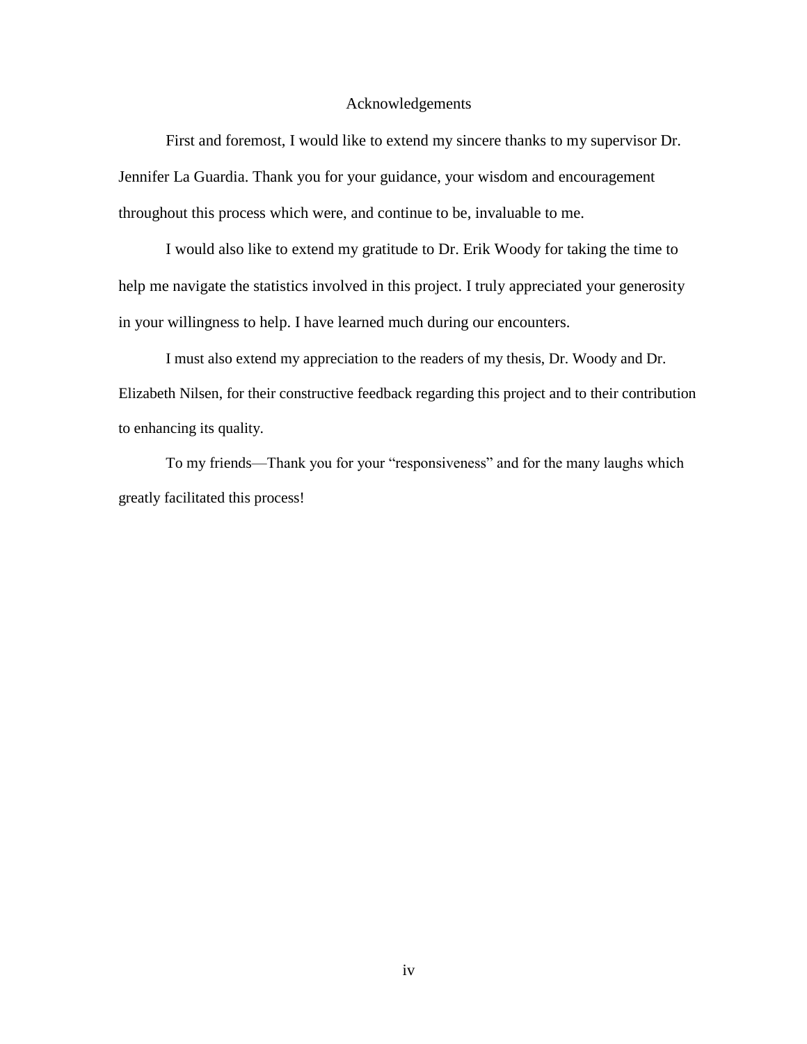# Acknowledgements

First and foremost, I would like to extend my sincere thanks to my supervisor Dr. Jennifer La Guardia. Thank you for your guidance, your wisdom and encouragement throughout this process which were, and continue to be, invaluable to me.

I would also like to extend my gratitude to Dr. Erik Woody for taking the time to help me navigate the statistics involved in this project. I truly appreciated your generosity in your willingness to help. I have learned much during our encounters.

I must also extend my appreciation to the readers of my thesis, Dr. Woody and Dr. Elizabeth Nilsen, for their constructive feedback regarding this project and to their contribution to enhancing its quality.

To my friends—Thank you for your "responsiveness" and for the many laughs which greatly facilitated this process!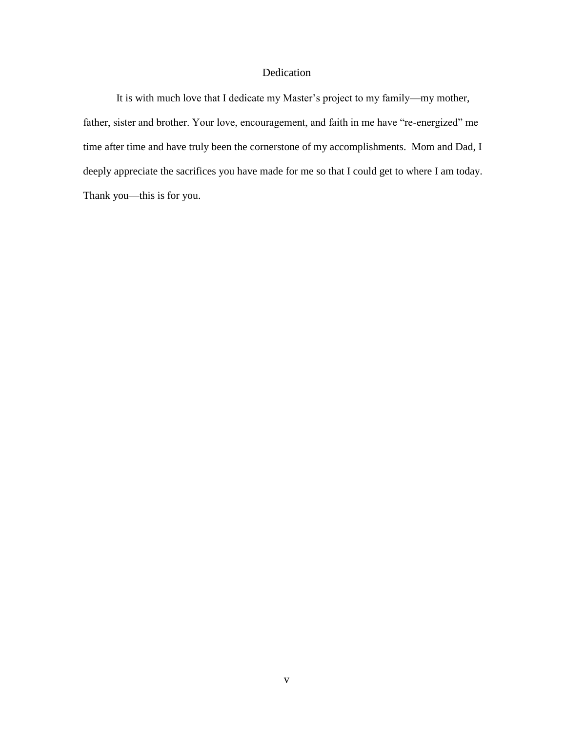# Dedication

It is with much love that I dedicate my Master's project to my family—my mother, father, sister and brother. Your love, encouragement, and faith in me have "re-energized" me time after time and have truly been the cornerstone of my accomplishments. Mom and Dad, I deeply appreciate the sacrifices you have made for me so that I could get to where I am today. Thank you—this is for you.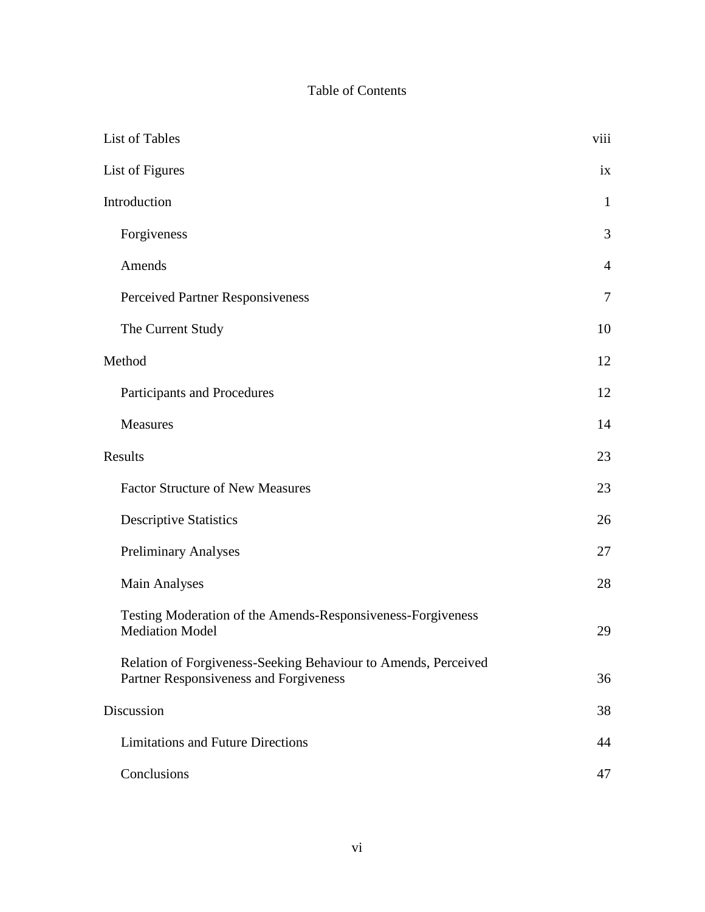# Table of Contents

| | |
|---|---|
| List of Tables | viii |
| List of Figures | ix |
| Introduction | 1 |
| Forgiveness | 3 |
| Amends | 4 |
| Perceived Partner Responsiveness | 7 |
| The Current Study | 10 |
| Method | 12 |
| Participants and Procedures | 12 |
| Measures | 14 |
| Results | 23 |
| Factor Structure of New Measures | 23 |
| Descriptive Statistics | 26 |
| Preliminary Analyses | 27 |
| Main Analyses | 28 |
| Testing Moderation of the Amends-Responsiveness-Forgiveness Mediation Model | 29 |
| Relation of Forgiveness-Seeking Behaviour to Amends, Perceived Partner Responsiveness and Forgiveness | 36 |
| Discussion | 38 |
| Limitations and Future Directions | 44 |
| Conclusions | 47 |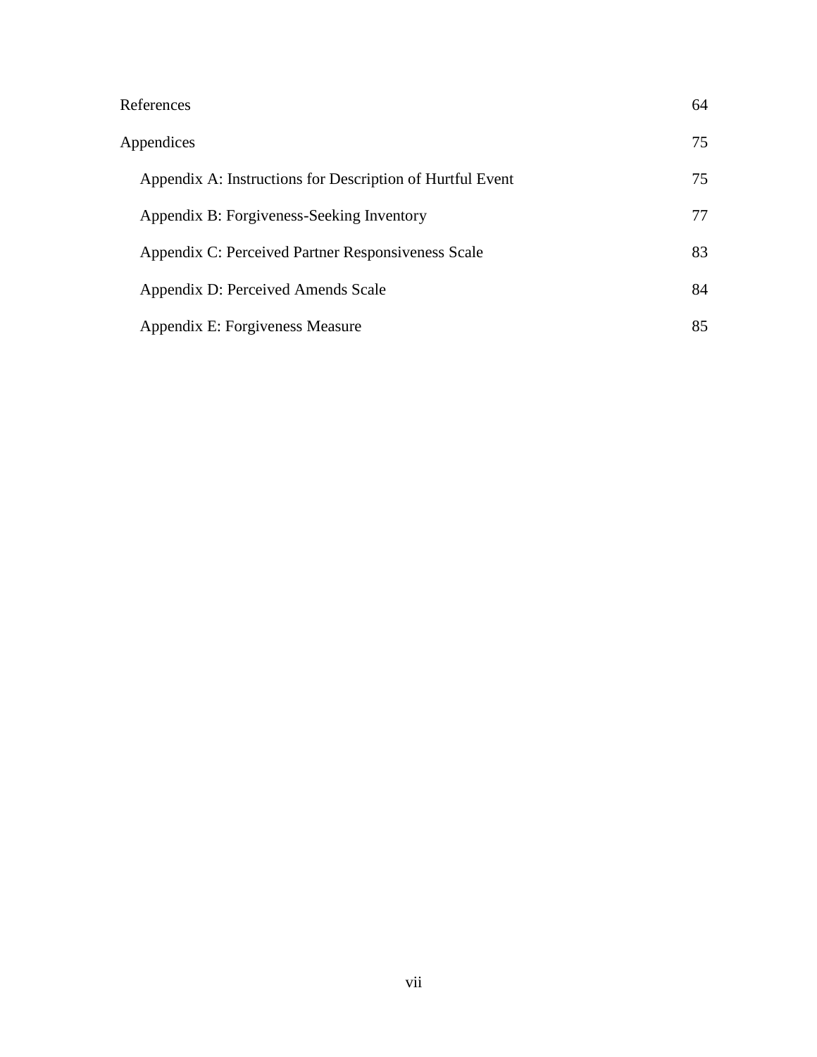| | |
|---|---|
| References | 64 |
| Appendices | 75 |
| Appendix A: Instructions for Description of Hurtful Event | 75 |
| Appendix B: Forgiveness-Seeking Inventory | 77 |
| Appendix C: Perceived Partner Responsiveness Scale | 83 |
| Appendix D: Perceived Amends Scale | 84 |
| Appendix E: Forgiveness Measure | 85 |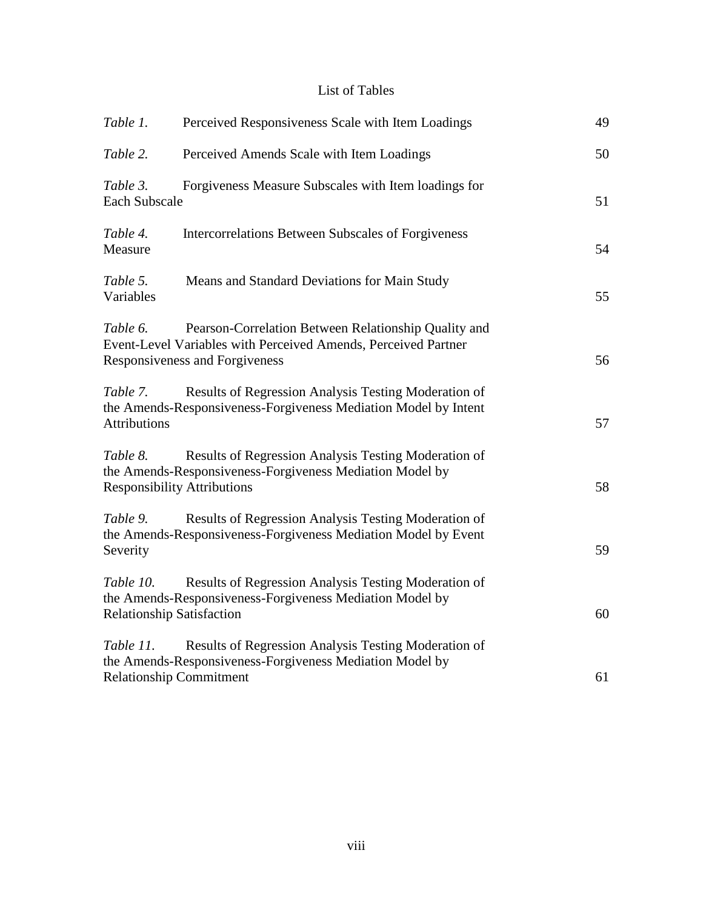# List of Tables

| | | |
|---|---|---|
| *Table 1.* | Perceived Responsiveness Scale with Item Loadings | 49 |
| *Table 2.* | Perceived Amends Scale with Item Loadings | 50 |
| *Table 3.* | Forgiveness Measure Subscales with Item loadings for Each Subscale | 51 |
| *Table 4.* | Intercorrelations Between Subscales of Forgiveness Measure | 54 |
| *Table 5.* | Means and Standard Deviations for Main Study Variables | 55 |
| *Table 6.* | Pearson-Correlation Between Relationship Quality and Event-Level Variables with Perceived Amends, Perceived Partner Responsiveness and Forgiveness | 56 |
| *Table 7.* | Results of Regression Analysis Testing Moderation of the Amends-Responsiveness-Forgiveness Mediation Model by Intent Attributions | 57 |
| *Table 8.* | Results of Regression Analysis Testing Moderation of the Amends-Responsiveness-Forgiveness Mediation Model by Responsibility Attributions | 58 |
| *Table 9.* | Results of Regression Analysis Testing Moderation of the Amends-Responsiveness-Forgiveness Mediation Model by Event Severity | 59 |
| *Table 10.* | Results of Regression Analysis Testing Moderation of the Amends-Responsiveness-Forgiveness Mediation Model by Relationship Satisfaction | 60 |
| *Table 11.* | Results of Regression Analysis Testing Moderation of the Amends-Responsiveness-Forgiveness Mediation Model by Relationship Commitment | 61 |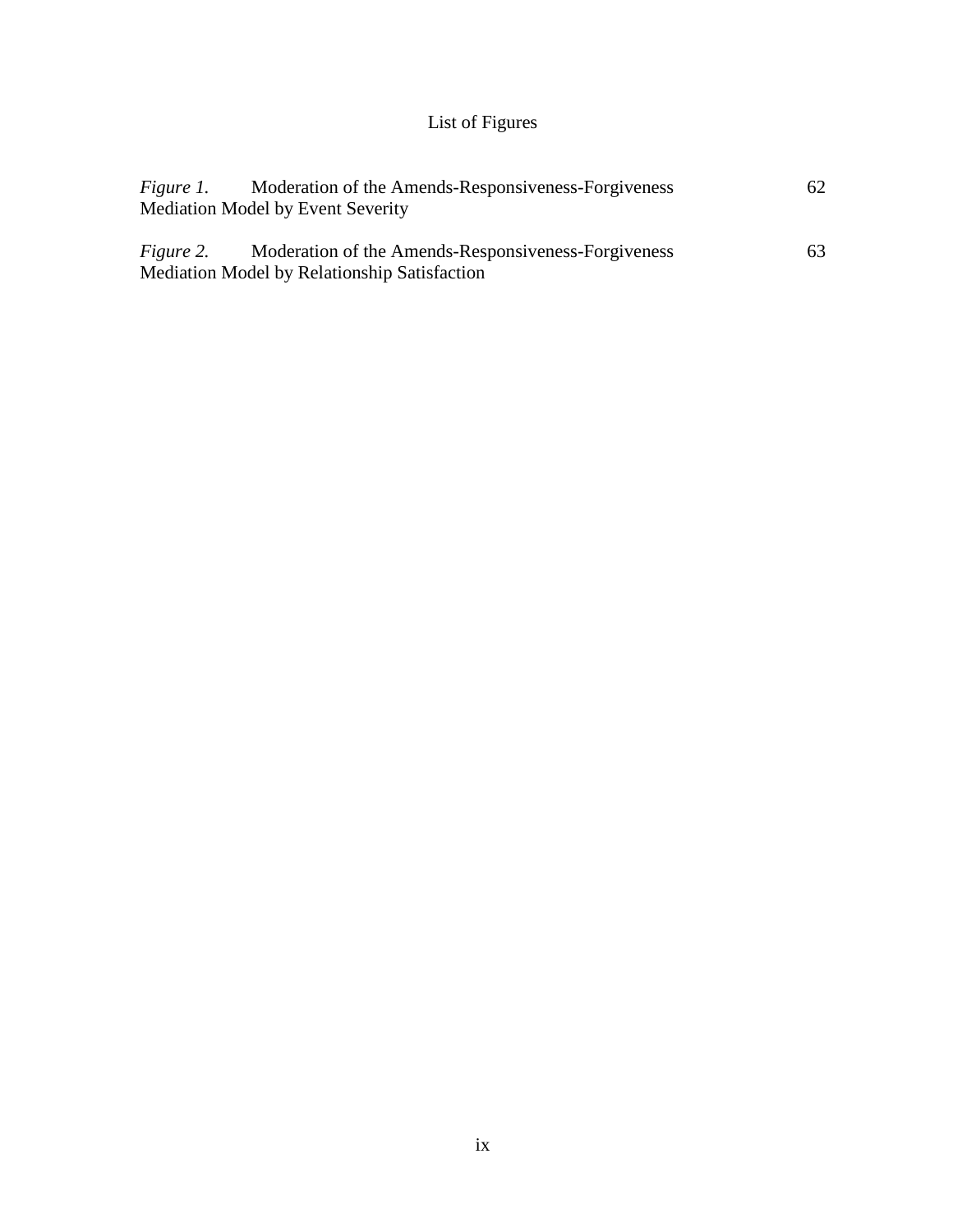# List of Figures

*Figure 1.* Moderation of the Amends-Responsiveness-Forgiveness Mediation Model by Event Severity ... 62

*Figure 2.* Moderation of the Amends-Responsiveness-Forgiveness Mediation Model by Relationship Satisfaction ... 63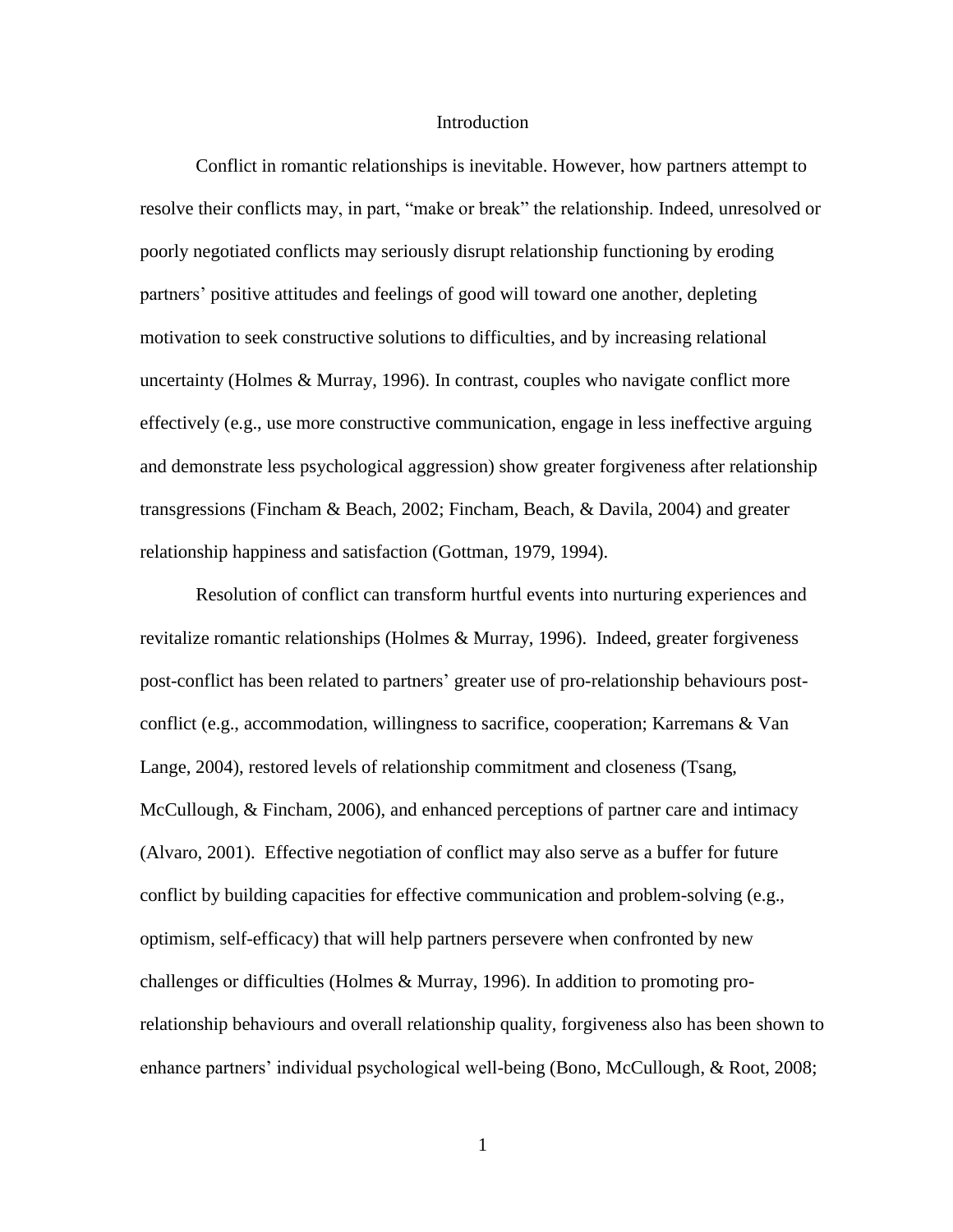# Introduction

Conflict in romantic relationships is inevitable. However, how partners attempt to resolve their conflicts may, in part, "make or break" the relationship. Indeed, unresolved or poorly negotiated conflicts may seriously disrupt relationship functioning by eroding partners' positive attitudes and feelings of good will toward one another, depleting motivation to seek constructive solutions to difficulties, and by increasing relational uncertainty (Holmes & Murray, 1996). In contrast, couples who navigate conflict more effectively (e.g., use more constructive communication, engage in less ineffective arguing and demonstrate less psychological aggression) show greater forgiveness after relationship transgressions (Fincham & Beach, 2002; Fincham, Beach, & Davila, 2004) and greater relationship happiness and satisfaction (Gottman, 1979, 1994).

Resolution of conflict can transform hurtful events into nurturing experiences and revitalize romantic relationships (Holmes & Murray, 1996). Indeed, greater forgiveness post-conflict has been related to partners' greater use of pro-relationship behaviours post-conflict (e.g., accommodation, willingness to sacrifice, cooperation; Karremans & Van Lange, 2004), restored levels of relationship commitment and closeness (Tsang, McCullough, & Fincham, 2006), and enhanced perceptions of partner care and intimacy (Alvaro, 2001). Effective negotiation of conflict may also serve as a buffer for future conflict by building capacities for effective communication and problem-solving (e.g., optimism, self-efficacy) that will help partners persevere when confronted by new challenges or difficulties (Holmes & Murray, 1996). In addition to promoting pro-relationship behaviours and overall relationship quality, forgiveness also has been shown to enhance partners' individual psychological well-being (Bono, McCullough, & Root, 2008;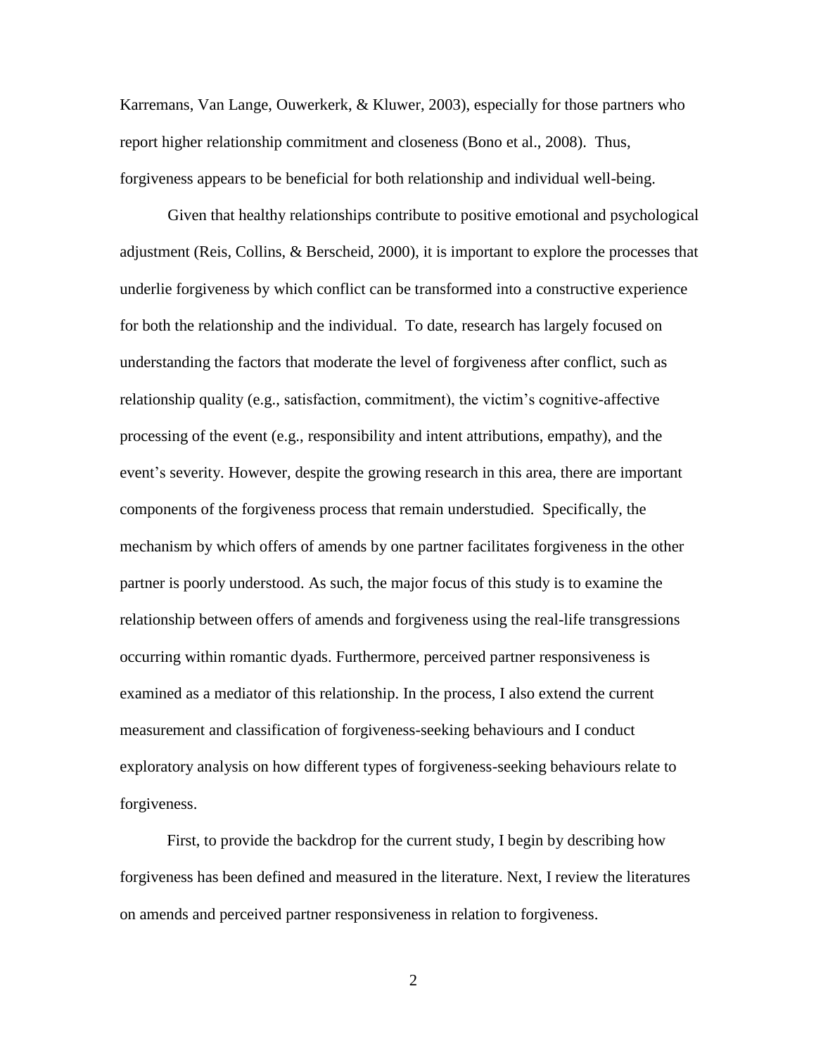Karremans, Van Lange, Ouwerkerk, & Kluwer, 2003), especially for those partners who report higher relationship commitment and closeness (Bono et al., 2008). Thus, forgiveness appears to be beneficial for both relationship and individual well-being.

Given that healthy relationships contribute to positive emotional and psychological adjustment (Reis, Collins, & Berscheid, 2000), it is important to explore the processes that underlie forgiveness by which conflict can be transformed into a constructive experience for both the relationship and the individual. To date, research has largely focused on understanding the factors that moderate the level of forgiveness after conflict, such as relationship quality (e.g., satisfaction, commitment), the victim's cognitive-affective processing of the event (e.g., responsibility and intent attributions, empathy), and the event's severity. However, despite the growing research in this area, there are important components of the forgiveness process that remain understudied. Specifically, the mechanism by which offers of amends by one partner facilitates forgiveness in the other partner is poorly understood. As such, the major focus of this study is to examine the relationship between offers of amends and forgiveness using the real-life transgressions occurring within romantic dyads. Furthermore, perceived partner responsiveness is examined as a mediator of this relationship. In the process, I also extend the current measurement and classification of forgiveness-seeking behaviours and I conduct exploratory analysis on how different types of forgiveness-seeking behaviours relate to forgiveness.

First, to provide the backdrop for the current study, I begin by describing how forgiveness has been defined and measured in the literature. Next, I review the literatures on amends and perceived partner responsiveness in relation to forgiveness.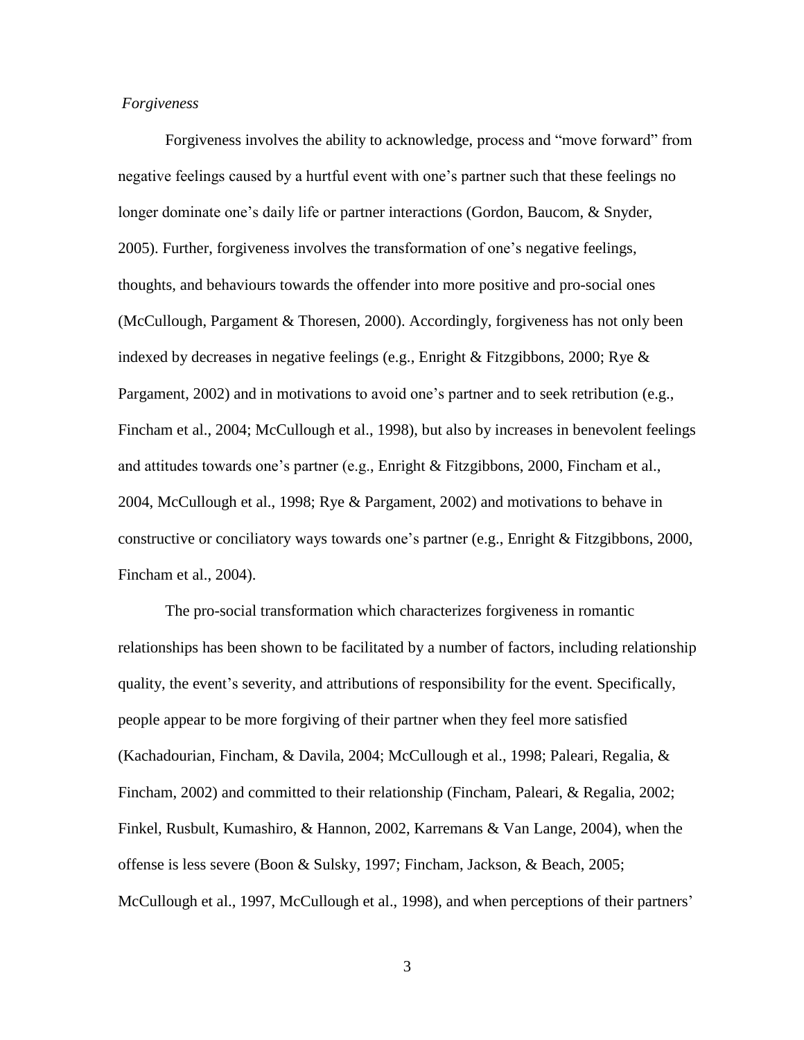*Forgiveness*

Forgiveness involves the ability to acknowledge, process and "move forward" from negative feelings caused by a hurtful event with one's partner such that these feelings no longer dominate one's daily life or partner interactions (Gordon, Baucom, & Snyder, 2005). Further, forgiveness involves the transformation of one's negative feelings, thoughts, and behaviours towards the offender into more positive and pro-social ones (McCullough, Pargament & Thoresen, 2000). Accordingly, forgiveness has not only been indexed by decreases in negative feelings (e.g., Enright & Fitzgibbons, 2000; Rye & Pargament, 2002) and in motivations to avoid one's partner and to seek retribution (e.g., Fincham et al., 2004; McCullough et al., 1998), but also by increases in benevolent feelings and attitudes towards one's partner (e.g., Enright & Fitzgibbons, 2000, Fincham et al., 2004, McCullough et al., 1998; Rye & Pargament, 2002) and motivations to behave in constructive or conciliatory ways towards one's partner (e.g., Enright & Fitzgibbons, 2000, Fincham et al., 2004).

The pro-social transformation which characterizes forgiveness in romantic relationships has been shown to be facilitated by a number of factors, including relationship quality, the event's severity, and attributions of responsibility for the event. Specifically, people appear to be more forgiving of their partner when they feel more satisfied (Kachadourian, Fincham, & Davila, 2004; McCullough et al., 1998; Paleari, Regalia, & Fincham, 2002) and committed to their relationship (Fincham, Paleari, & Regalia, 2002; Finkel, Rusbult, Kumashiro, & Hannon, 2002, Karremans & Van Lange, 2004), when the offense is less severe (Boon & Sulsky, 1997; Fincham, Jackson, & Beach, 2005; McCullough et al., 1997, McCullough et al., 1998), and when perceptions of their partners'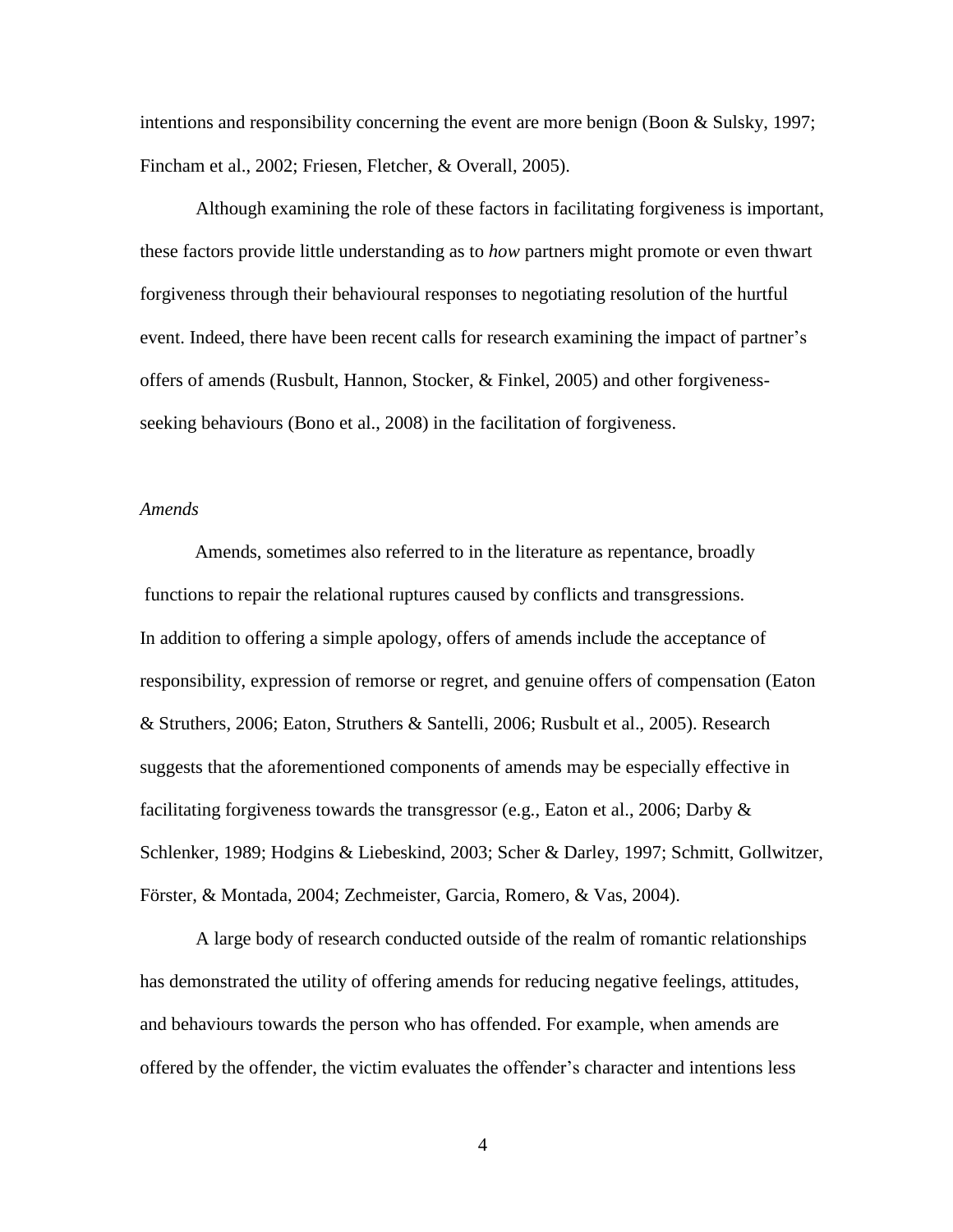intentions and responsibility concerning the event are more benign (Boon & Sulsky, 1997; Fincham et al., 2002; Friesen, Fletcher, & Overall, 2005).

Although examining the role of these factors in facilitating forgiveness is important, these factors provide little understanding as to *how* partners might promote or even thwart forgiveness through their behavioural responses to negotiating resolution of the hurtful event. Indeed, there have been recent calls for research examining the impact of partner's offers of amends (Rusbult, Hannon, Stocker, & Finkel, 2005) and other forgiveness-seeking behaviours (Bono et al., 2008) in the facilitation of forgiveness.

### *Amends*

Amends, sometimes also referred to in the literature as repentance, broadly functions to repair the relational ruptures caused by conflicts and transgressions. In addition to offering a simple apology, offers of amends include the acceptance of responsibility, expression of remorse or regret, and genuine offers of compensation (Eaton & Struthers, 2006; Eaton, Struthers & Santelli, 2006; Rusbult et al., 2005). Research suggests that the aforementioned components of amends may be especially effective in facilitating forgiveness towards the transgressor (e.g., Eaton et al., 2006; Darby & Schlenker, 1989; Hodgins & Liebeskind, 2003; Scher & Darley, 1997; Schmitt, Gollwitzer, Förster, & Montada, 2004; Zechmeister, Garcia, Romero, & Vas, 2004).

A large body of research conducted outside of the realm of romantic relationships has demonstrated the utility of offering amends for reducing negative feelings, attitudes, and behaviours towards the person who has offended. For example, when amends are offered by the offender, the victim evaluates the offender's character and intentions less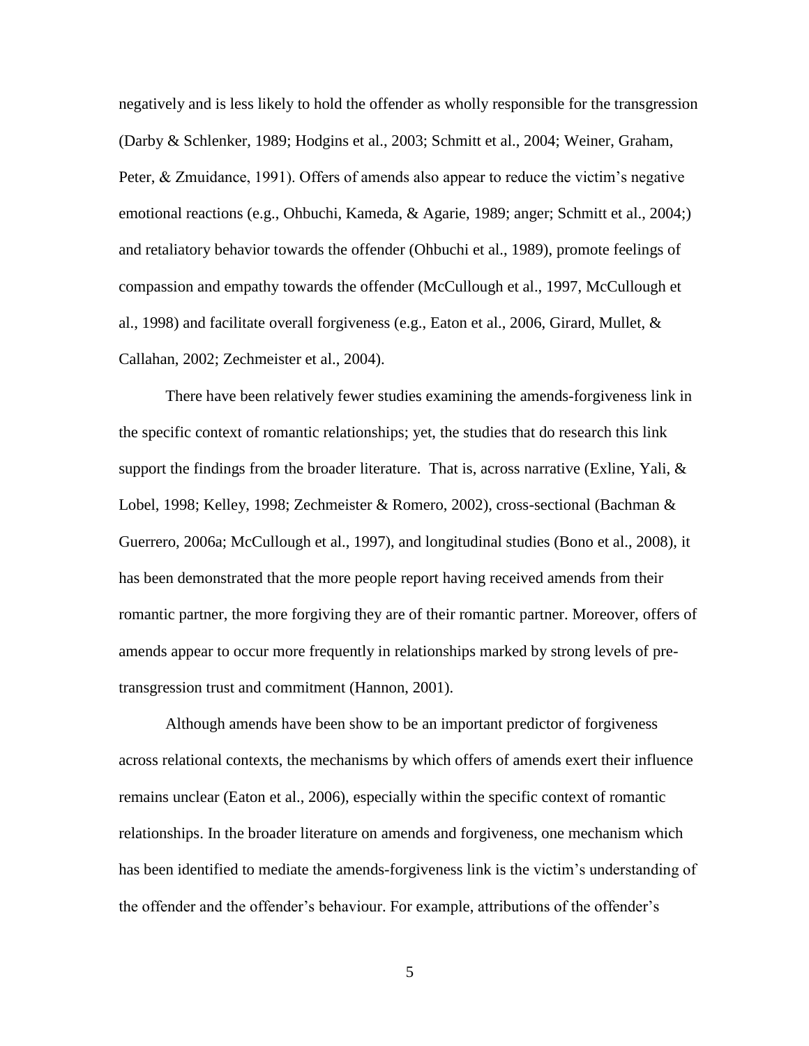negatively and is less likely to hold the offender as wholly responsible for the transgression (Darby & Schlenker, 1989; Hodgins et al., 2003; Schmitt et al., 2004; Weiner, Graham, Peter, & Zmuidance, 1991). Offers of amends also appear to reduce the victim's negative emotional reactions (e.g., Ohbuchi, Kameda, & Agarie, 1989; anger; Schmitt et al., 2004;) and retaliatory behavior towards the offender (Ohbuchi et al., 1989), promote feelings of compassion and empathy towards the offender (McCullough et al., 1997, McCullough et al., 1998) and facilitate overall forgiveness (e.g., Eaton et al., 2006, Girard, Mullet, & Callahan, 2002; Zechmeister et al., 2004).

There have been relatively fewer studies examining the amends-forgiveness link in the specific context of romantic relationships; yet, the studies that do research this link support the findings from the broader literature. That is, across narrative (Exline, Yali, & Lobel, 1998; Kelley, 1998; Zechmeister & Romero, 2002), cross-sectional (Bachman & Guerrero, 2006a; McCullough et al., 1997), and longitudinal studies (Bono et al., 2008), it has been demonstrated that the more people report having received amends from their romantic partner, the more forgiving they are of their romantic partner. Moreover, offers of amends appear to occur more frequently in relationships marked by strong levels of pre-transgression trust and commitment (Hannon, 2001).

Although amends have been show to be an important predictor of forgiveness across relational contexts, the mechanisms by which offers of amends exert their influence remains unclear (Eaton et al., 2006), especially within the specific context of romantic relationships. In the broader literature on amends and forgiveness, one mechanism which has been identified to mediate the amends-forgiveness link is the victim's understanding of the offender and the offender's behaviour. For example, attributions of the offender's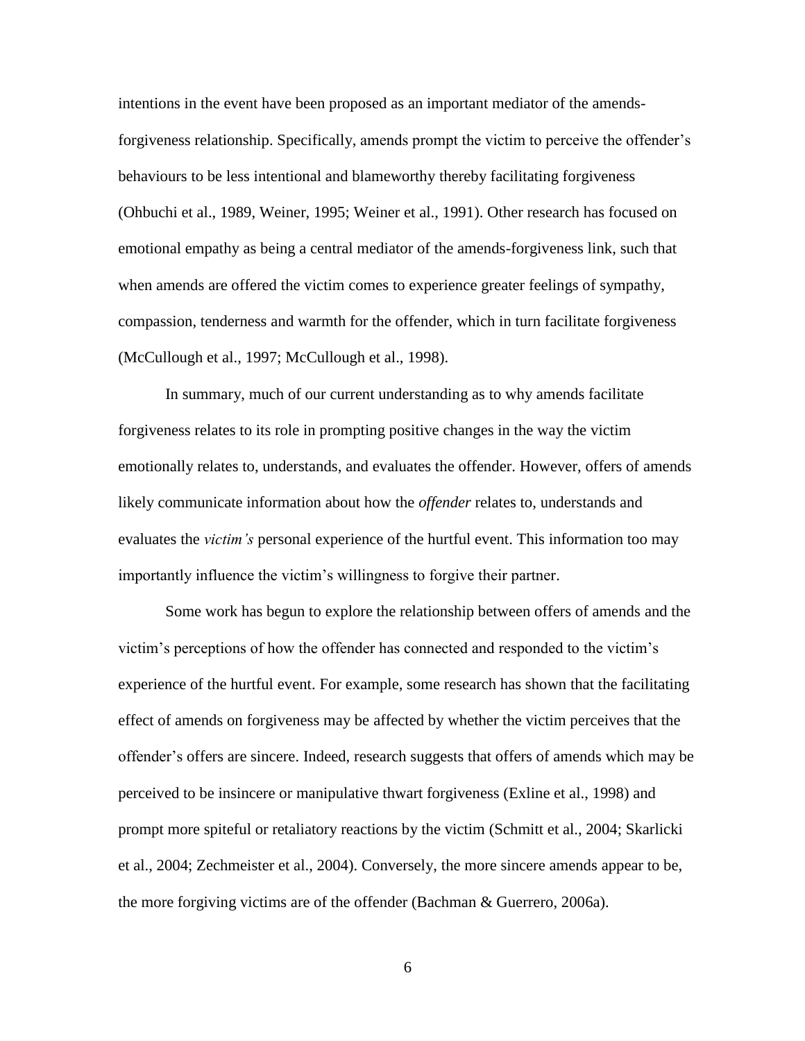intentions in the event have been proposed as an important mediator of the amends-forgiveness relationship. Specifically, amends prompt the victim to perceive the offender's behaviours to be less intentional and blameworthy thereby facilitating forgiveness (Ohbuchi et al., 1989, Weiner, 1995; Weiner et al., 1991). Other research has focused on emotional empathy as being a central mediator of the amends-forgiveness link, such that when amends are offered the victim comes to experience greater feelings of sympathy, compassion, tenderness and warmth for the offender, which in turn facilitate forgiveness (McCullough et al., 1997; McCullough et al., 1998).

In summary, much of our current understanding as to why amends facilitate forgiveness relates to its role in prompting positive changes in the way the victim emotionally relates to, understands, and evaluates the offender. However, offers of amends likely communicate information about how the *offender* relates to, understands and evaluates the *victim's* personal experience of the hurtful event. This information too may importantly influence the victim's willingness to forgive their partner.

Some work has begun to explore the relationship between offers of amends and the victim's perceptions of how the offender has connected and responded to the victim's experience of the hurtful event. For example, some research has shown that the facilitating effect of amends on forgiveness may be affected by whether the victim perceives that the offender's offers are sincere. Indeed, research suggests that offers of amends which may be perceived to be insincere or manipulative thwart forgiveness (Exline et al., 1998) and prompt more spiteful or retaliatory reactions by the victim (Schmitt et al., 2004; Skarlicki et al., 2004; Zechmeister et al., 2004). Conversely, the more sincere amends appear to be, the more forgiving victims are of the offender (Bachman & Guerrero, 2006a).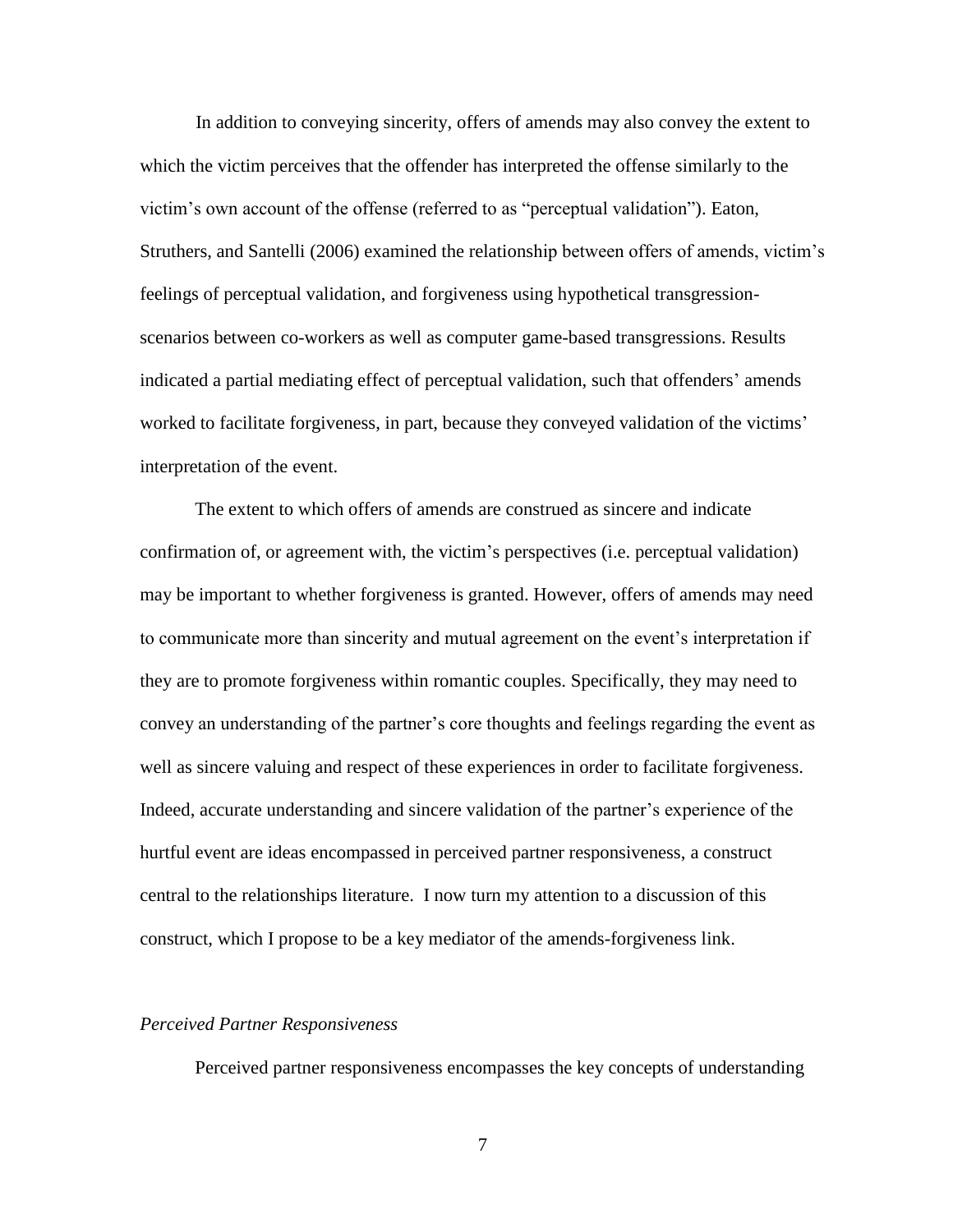In addition to conveying sincerity, offers of amends may also convey the extent to which the victim perceives that the offender has interpreted the offense similarly to the victim's own account of the offense (referred to as "perceptual validation"). Eaton, Struthers, and Santelli (2006) examined the relationship between offers of amends, victim's feelings of perceptual validation, and forgiveness using hypothetical transgression-scenarios between co-workers as well as computer game-based transgressions. Results indicated a partial mediating effect of perceptual validation, such that offenders' amends worked to facilitate forgiveness, in part, because they conveyed validation of the victims' interpretation of the event.

The extent to which offers of amends are construed as sincere and indicate confirmation of, or agreement with, the victim's perspectives (i.e. perceptual validation) may be important to whether forgiveness is granted. However, offers of amends may need to communicate more than sincerity and mutual agreement on the event's interpretation if they are to promote forgiveness within romantic couples. Specifically, they may need to convey an understanding of the partner's core thoughts and feelings regarding the event as well as sincere valuing and respect of these experiences in order to facilitate forgiveness. Indeed, accurate understanding and sincere validation of the partner's experience of the hurtful event are ideas encompassed in perceived partner responsiveness, a construct central to the relationships literature. I now turn my attention to a discussion of this construct, which I propose to be a key mediator of the amends-forgiveness link.

### *Perceived Partner Responsiveness*

Perceived partner responsiveness encompasses the key concepts of understanding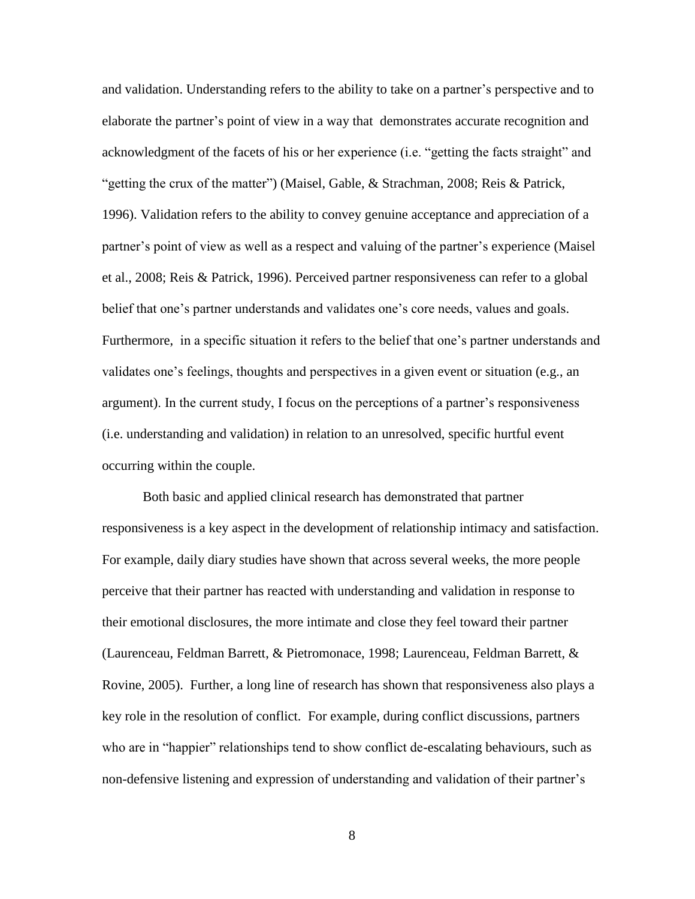and validation. Understanding refers to the ability to take on a partner's perspective and to elaborate the partner's point of view in a way that demonstrates accurate recognition and acknowledgment of the facets of his or her experience (i.e. "getting the facts straight" and "getting the crux of the matter") (Maisel, Gable, & Strachman, 2008; Reis & Patrick, 1996). Validation refers to the ability to convey genuine acceptance and appreciation of a partner's point of view as well as a respect and valuing of the partner's experience (Maisel et al., 2008; Reis & Patrick, 1996). Perceived partner responsiveness can refer to a global belief that one's partner understands and validates one's core needs, values and goals. Furthermore, in a specific situation it refers to the belief that one's partner understands and validates one's feelings, thoughts and perspectives in a given event or situation (e.g., an argument). In the current study, I focus on the perceptions of a partner's responsiveness (i.e. understanding and validation) in relation to an unresolved, specific hurtful event occurring within the couple.

Both basic and applied clinical research has demonstrated that partner responsiveness is a key aspect in the development of relationship intimacy and satisfaction. For example, daily diary studies have shown that across several weeks, the more people perceive that their partner has reacted with understanding and validation in response to their emotional disclosures, the more intimate and close they feel toward their partner (Laurenceau, Feldman Barrett, & Pietromonace, 1998; Laurenceau, Feldman Barrett, & Rovine, 2005). Further, a long line of research has shown that responsiveness also plays a key role in the resolution of conflict. For example, during conflict discussions, partners who are in "happier" relationships tend to show conflict de-escalating behaviours, such as non-defensive listening and expression of understanding and validation of their partner's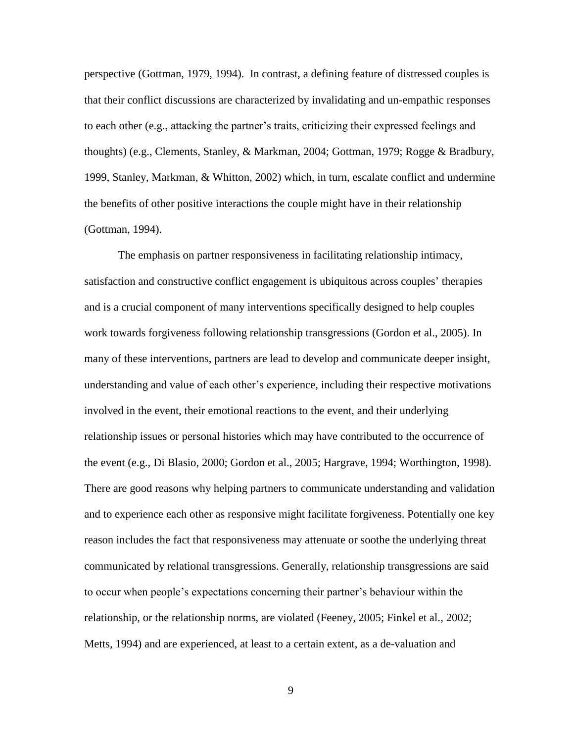perspective (Gottman, 1979, 1994). In contrast, a defining feature of distressed couples is that their conflict discussions are characterized by invalidating and un-empathic responses to each other (e.g., attacking the partner's traits, criticizing their expressed feelings and thoughts) (e.g., Clements, Stanley, & Markman, 2004; Gottman, 1979; Rogge & Bradbury, 1999, Stanley, Markman, & Whitton, 2002) which, in turn, escalate conflict and undermine the benefits of other positive interactions the couple might have in their relationship (Gottman, 1994).

The emphasis on partner responsiveness in facilitating relationship intimacy, satisfaction and constructive conflict engagement is ubiquitous across couples' therapies and is a crucial component of many interventions specifically designed to help couples work towards forgiveness following relationship transgressions (Gordon et al., 2005). In many of these interventions, partners are lead to develop and communicate deeper insight, understanding and value of each other's experience, including their respective motivations involved in the event, their emotional reactions to the event, and their underlying relationship issues or personal histories which may have contributed to the occurrence of the event (e.g., Di Blasio, 2000; Gordon et al., 2005; Hargrave, 1994; Worthington, 1998). There are good reasons why helping partners to communicate understanding and validation and to experience each other as responsive might facilitate forgiveness. Potentially one key reason includes the fact that responsiveness may attenuate or soothe the underlying threat communicated by relational transgressions. Generally, relationship transgressions are said to occur when people's expectations concerning their partner's behaviour within the relationship, or the relationship norms, are violated (Feeney, 2005; Finkel et al., 2002; Metts, 1994) and are experienced, at least to a certain extent, as a de-valuation and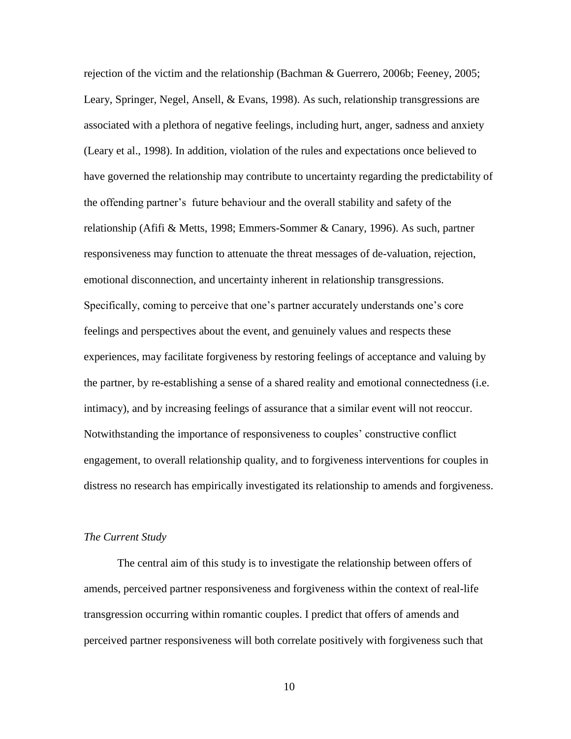rejection of the victim and the relationship (Bachman & Guerrero, 2006b; Feeney, 2005; Leary, Springer, Negel, Ansell, & Evans, 1998). As such, relationship transgressions are associated with a plethora of negative feelings, including hurt, anger, sadness and anxiety (Leary et al., 1998). In addition, violation of the rules and expectations once believed to have governed the relationship may contribute to uncertainty regarding the predictability of the offending partner's future behaviour and the overall stability and safety of the relationship (Afifi & Metts, 1998; Emmers-Sommer & Canary, 1996). As such, partner responsiveness may function to attenuate the threat messages of de-valuation, rejection, emotional disconnection, and uncertainty inherent in relationship transgressions. Specifically, coming to perceive that one's partner accurately understands one's core feelings and perspectives about the event, and genuinely values and respects these experiences, may facilitate forgiveness by restoring feelings of acceptance and valuing by the partner, by re-establishing a sense of a shared reality and emotional connectedness (i.e. intimacy), and by increasing feelings of assurance that a similar event will not reoccur. Notwithstanding the importance of responsiveness to couples' constructive conflict engagement, to overall relationship quality, and to forgiveness interventions for couples in distress no research has empirically investigated its relationship to amends and forgiveness.

### *The Current Study*

The central aim of this study is to investigate the relationship between offers of amends, perceived partner responsiveness and forgiveness within the context of real-life transgression occurring within romantic couples. I predict that offers of amends and perceived partner responsiveness will both correlate positively with forgiveness such that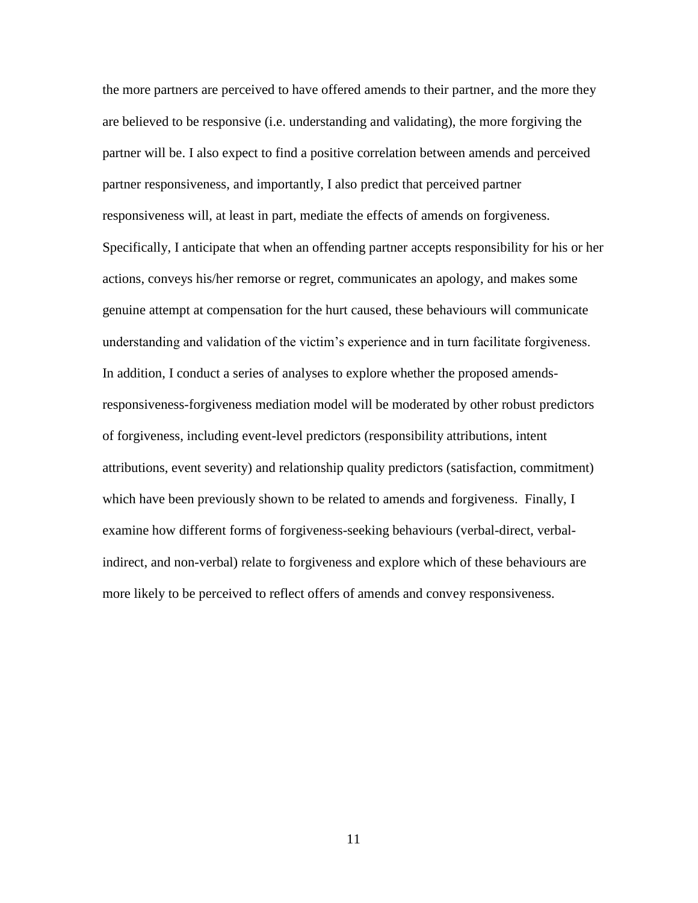the more partners are perceived to have offered amends to their partner, and the more they are believed to be responsive (i.e. understanding and validating), the more forgiving the partner will be. I also expect to find a positive correlation between amends and perceived partner responsiveness, and importantly, I also predict that perceived partner responsiveness will, at least in part, mediate the effects of amends on forgiveness. Specifically, I anticipate that when an offending partner accepts responsibility for his or her actions, conveys his/her remorse or regret, communicates an apology, and makes some genuine attempt at compensation for the hurt caused, these behaviours will communicate understanding and validation of the victim's experience and in turn facilitate forgiveness. In addition, I conduct a series of analyses to explore whether the proposed amends-responsiveness-forgiveness mediation model will be moderated by other robust predictors of forgiveness, including event-level predictors (responsibility attributions, intent attributions, event severity) and relationship quality predictors (satisfaction, commitment) which have been previously shown to be related to amends and forgiveness. Finally, I examine how different forms of forgiveness-seeking behaviours (verbal-direct, verbal-indirect, and non-verbal) relate to forgiveness and explore which of these behaviours are more likely to be perceived to reflect offers of amends and convey responsiveness.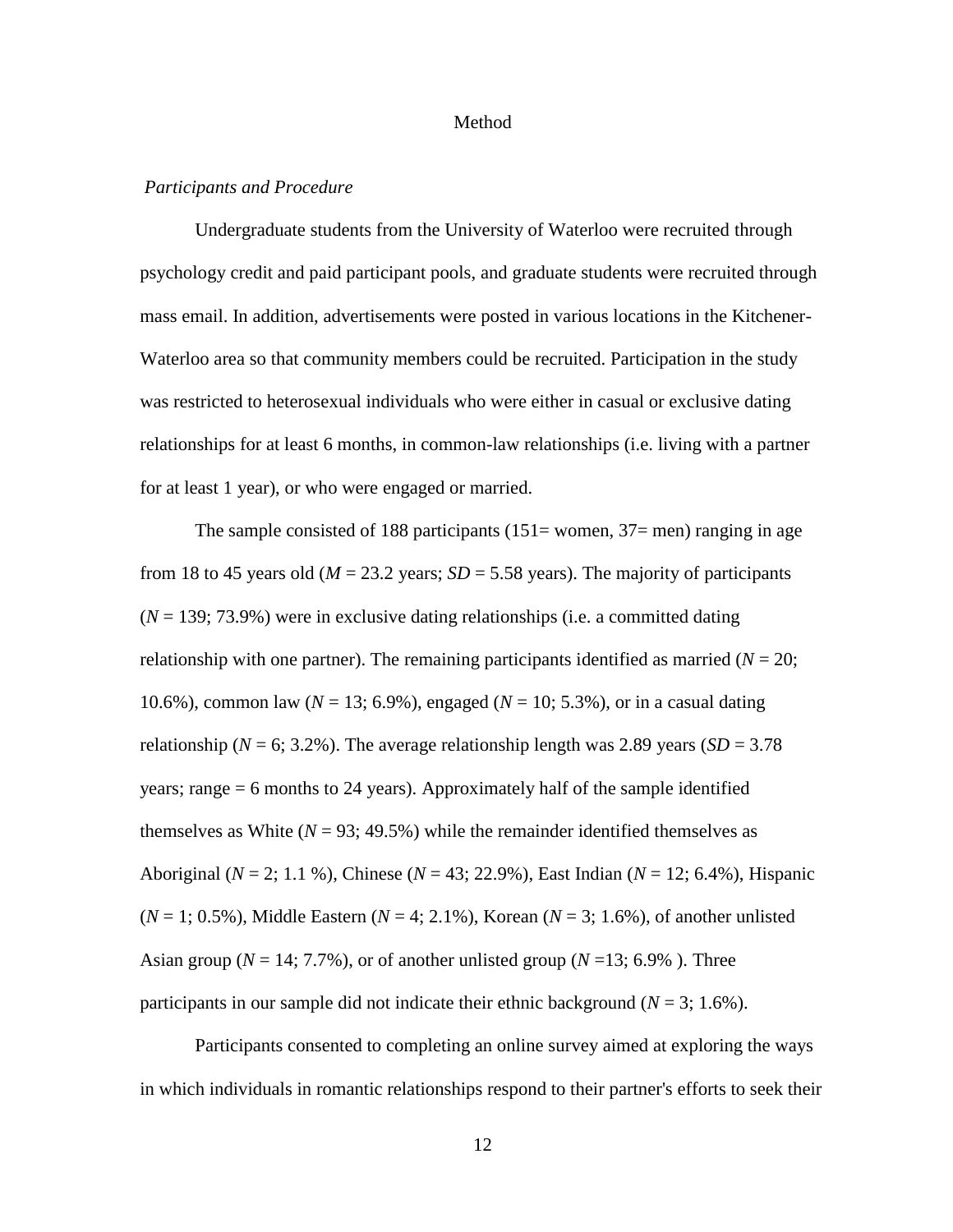# Method

### *Participants and Procedure*

Undergraduate students from the University of Waterloo were recruited through psychology credit and paid participant pools, and graduate students were recruited through mass email. In addition, advertisements were posted in various locations in the Kitchener-Waterloo area so that community members could be recruited. Participation in the study was restricted to heterosexual individuals who were either in casual or exclusive dating relationships for at least 6 months, in common-law relationships (i.e. living with a partner for at least 1 year), or who were engaged or married.

The sample consisted of 188 participants (151= women, 37= men) ranging in age from 18 to 45 years old ($M$ = 23.2 years; $SD$ = 5.58 years). The majority of participants ($N$ = 139; 73.9%) were in exclusive dating relationships (i.e. a committed dating relationship with one partner). The remaining participants identified as married ($N$ = 20; 10.6%), common law ($N$ = 13; 6.9%), engaged ($N$ = 10; 5.3%), or in a casual dating relationship ($N$ = 6; 3.2%). The average relationship length was 2.89 years ($SD$ = 3.78 years; range = 6 months to 24 years). Approximately half of the sample identified themselves as White ($N$ = 93; 49.5%) while the remainder identified themselves as Aboriginal ($N$ = 2; 1.1 %), Chinese ($N$ = 43; 22.9%), East Indian ($N$ = 12; 6.4%), Hispanic ($N$ = 1; 0.5%), Middle Eastern ($N$ = 4; 2.1%), Korean ($N$ = 3; 1.6%), of another unlisted Asian group ($N$ = 14; 7.7%), or of another unlisted group ($N$ =13; 6.9% ). Three participants in our sample did not indicate their ethnic background ($N$ = 3; 1.6%).

Participants consented to completing an online survey aimed at exploring the ways in which individuals in romantic relationships respond to their partner's efforts to seek their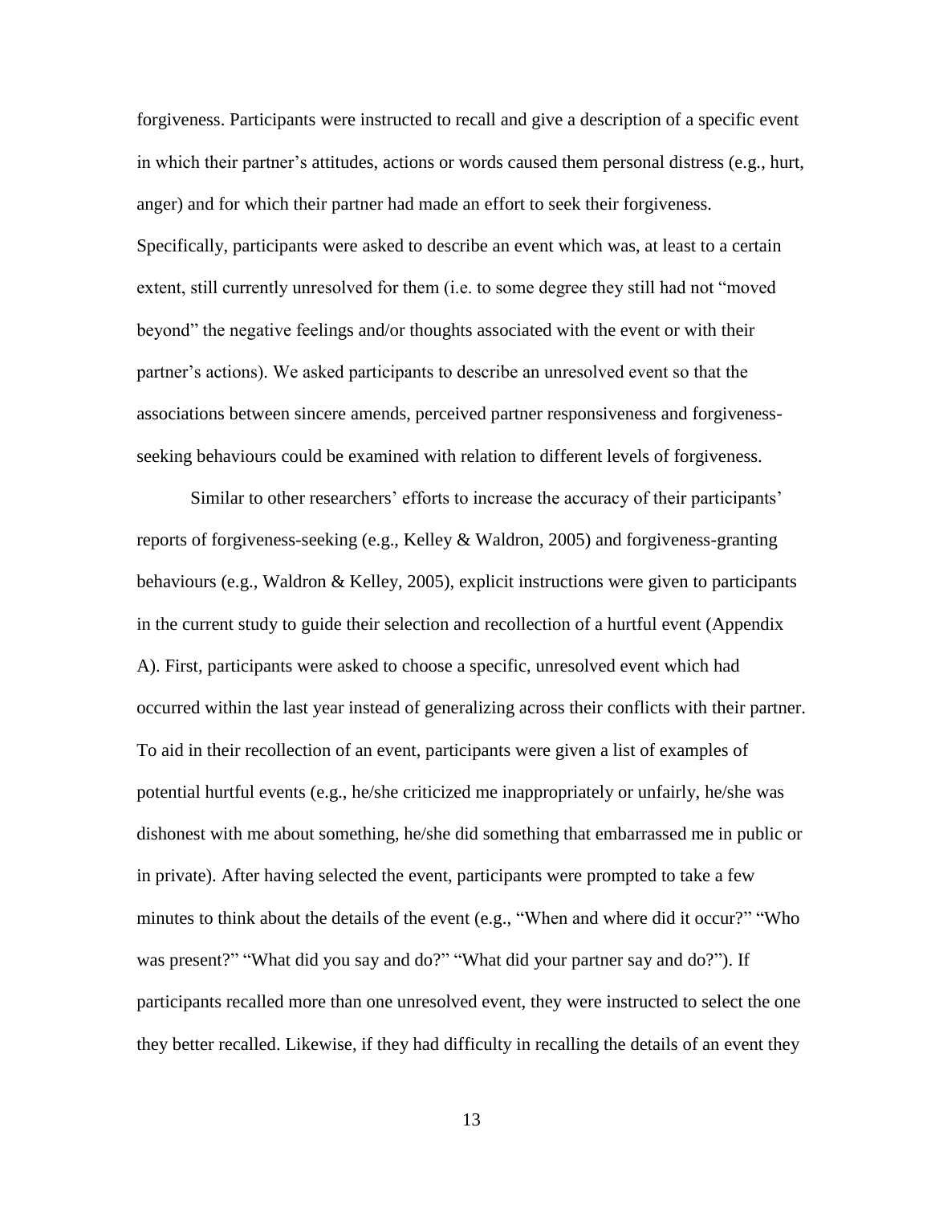forgiveness. Participants were instructed to recall and give a description of a specific event in which their partner's attitudes, actions or words caused them personal distress (e.g., hurt, anger) and for which their partner had made an effort to seek their forgiveness. Specifically, participants were asked to describe an event which was, at least to a certain extent, still currently unresolved for them (i.e. to some degree they still had not "moved beyond" the negative feelings and/or thoughts associated with the event or with their partner's actions). We asked participants to describe an unresolved event so that the associations between sincere amends, perceived partner responsiveness and forgiveness-seeking behaviours could be examined with relation to different levels of forgiveness.

Similar to other researchers' efforts to increase the accuracy of their participants' reports of forgiveness-seeking (e.g., Kelley & Waldron, 2005) and forgiveness-granting behaviours (e.g., Waldron & Kelley, 2005), explicit instructions were given to participants in the current study to guide their selection and recollection of a hurtful event (Appendix A). First, participants were asked to choose a specific, unresolved event which had occurred within the last year instead of generalizing across their conflicts with their partner. To aid in their recollection of an event, participants were given a list of examples of potential hurtful events (e.g., he/she criticized me inappropriately or unfairly, he/she was dishonest with me about something, he/she did something that embarrassed me in public or in private). After having selected the event, participants were prompted to take a few minutes to think about the details of the event (e.g., "When and where did it occur?" "Who was present?" "What did you say and do?" "What did your partner say and do?"). If participants recalled more than one unresolved event, they were instructed to select the one they better recalled. Likewise, if they had difficulty in recalling the details of an event they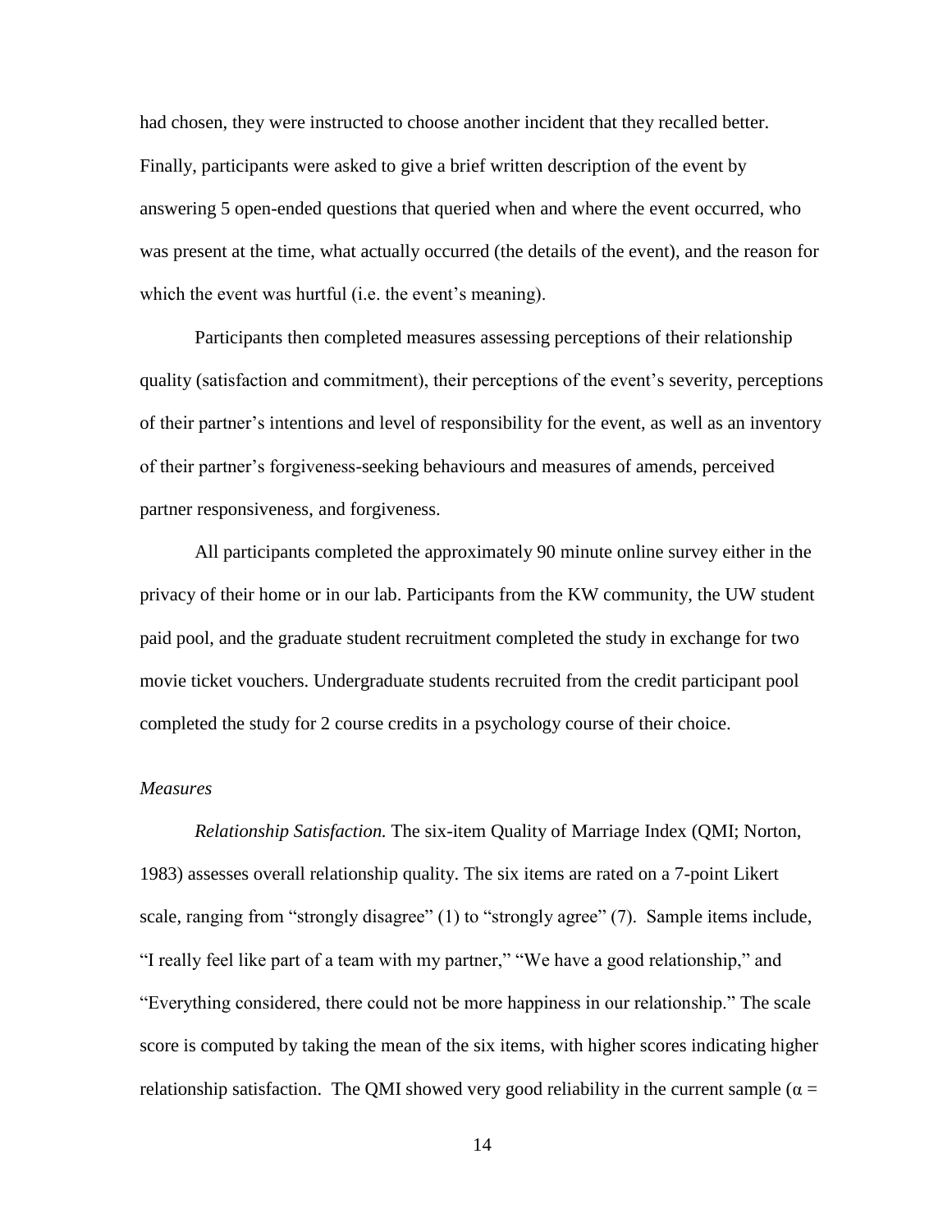had chosen, they were instructed to choose another incident that they recalled better. Finally, participants were asked to give a brief written description of the event by answering 5 open-ended questions that queried when and where the event occurred, who was present at the time, what actually occurred (the details of the event), and the reason for which the event was hurtful (i.e. the event's meaning).

Participants then completed measures assessing perceptions of their relationship quality (satisfaction and commitment), their perceptions of the event's severity, perceptions of their partner's intentions and level of responsibility for the event, as well as an inventory of their partner's forgiveness-seeking behaviours and measures of amends, perceived partner responsiveness, and forgiveness.

All participants completed the approximately 90 minute online survey either in the privacy of their home or in our lab. Participants from the KW community, the UW student paid pool, and the graduate student recruitment completed the study in exchange for two movie ticket vouchers. Undergraduate students recruited from the credit participant pool completed the study for 2 course credits in a psychology course of their choice.

### *Measures*

*Relationship Satisfaction.* The six-item Quality of Marriage Index (QMI; Norton, 1983) assesses overall relationship quality. The six items are rated on a 7-point Likert scale, ranging from "strongly disagree" (1) to "strongly agree" (7). Sample items include, "I really feel like part of a team with my partner," "We have a good relationship," and "Everything considered, there could not be more happiness in our relationship." The scale score is computed by taking the mean of the six items, with higher scores indicating higher relationship satisfaction. The QMI showed very good reliability in the current sample ($\alpha$ =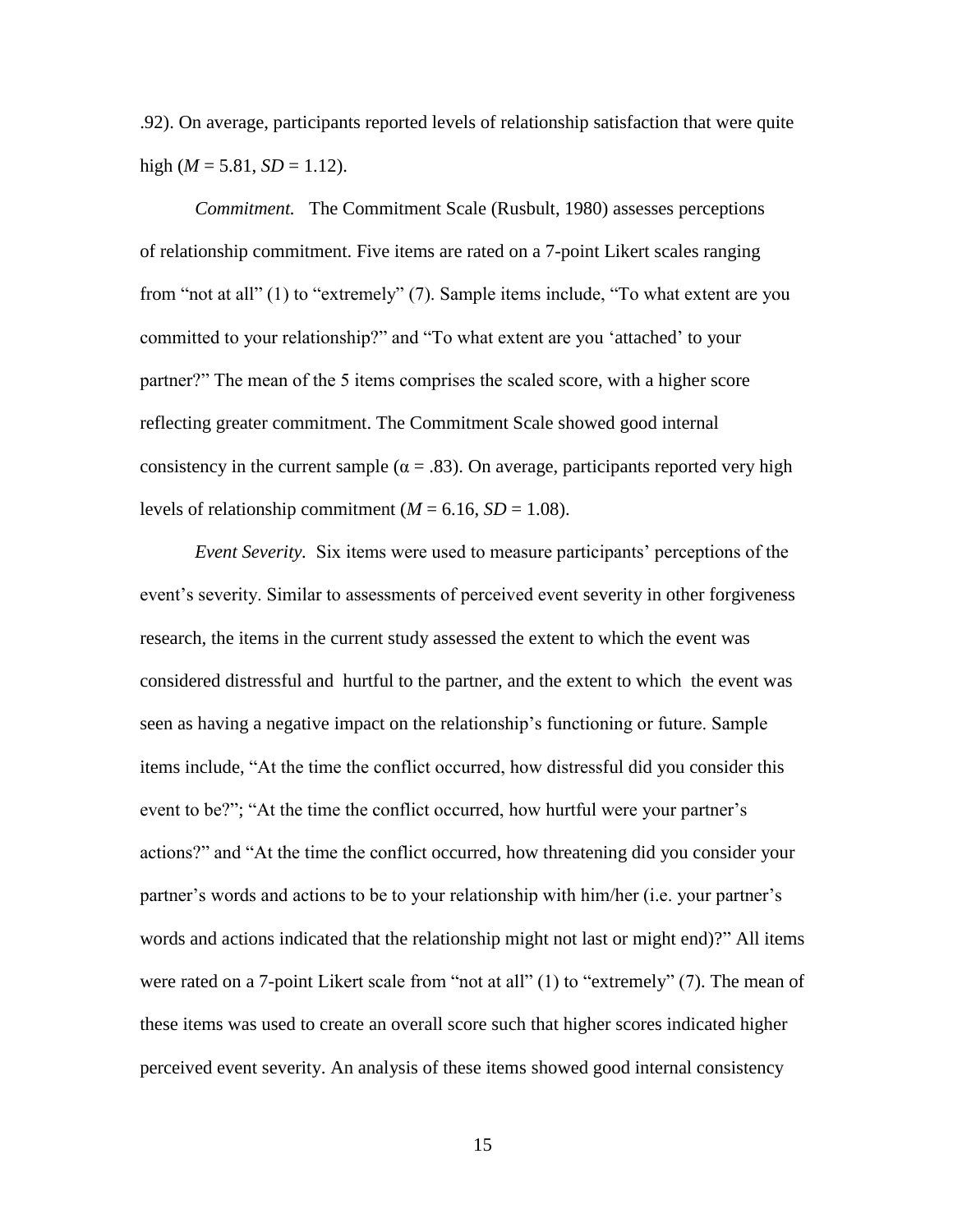.92). On average, participants reported levels of relationship satisfaction that were quite high (*M* = 5.81, *SD* = 1.12).

*Commitment.* The Commitment Scale (Rusbult, 1980) assesses perceptions of relationship commitment. Five items are rated on a 7-point Likert scales ranging from "not at all" (1) to "extremely" (7). Sample items include, "To what extent are you committed to your relationship?" and "To what extent are you 'attached' to your partner?" The mean of the 5 items comprises the scaled score, with a higher score reflecting greater commitment. The Commitment Scale showed good internal consistency in the current sample ($\alpha$ = .83). On average, participants reported very high levels of relationship commitment (*M* = 6.16, *SD* = 1.08).

*Event Severity.* Six items were used to measure participants' perceptions of the event's severity. Similar to assessments of perceived event severity in other forgiveness research, the items in the current study assessed the extent to which the event was considered distressful and hurtful to the partner, and the extent to which the event was seen as having a negative impact on the relationship's functioning or future. Sample items include, "At the time the conflict occurred, how distressful did you consider this event to be?"; "At the time the conflict occurred, how hurtful were your partner's actions?" and "At the time the conflict occurred, how threatening did you consider your partner's words and actions to be to your relationship with him/her (i.e. your partner's words and actions indicated that the relationship might not last or might end)?" All items were rated on a 7-point Likert scale from "not at all" (1) to "extremely" (7). The mean of these items was used to create an overall score such that higher scores indicated higher perceived event severity. An analysis of these items showed good internal consistency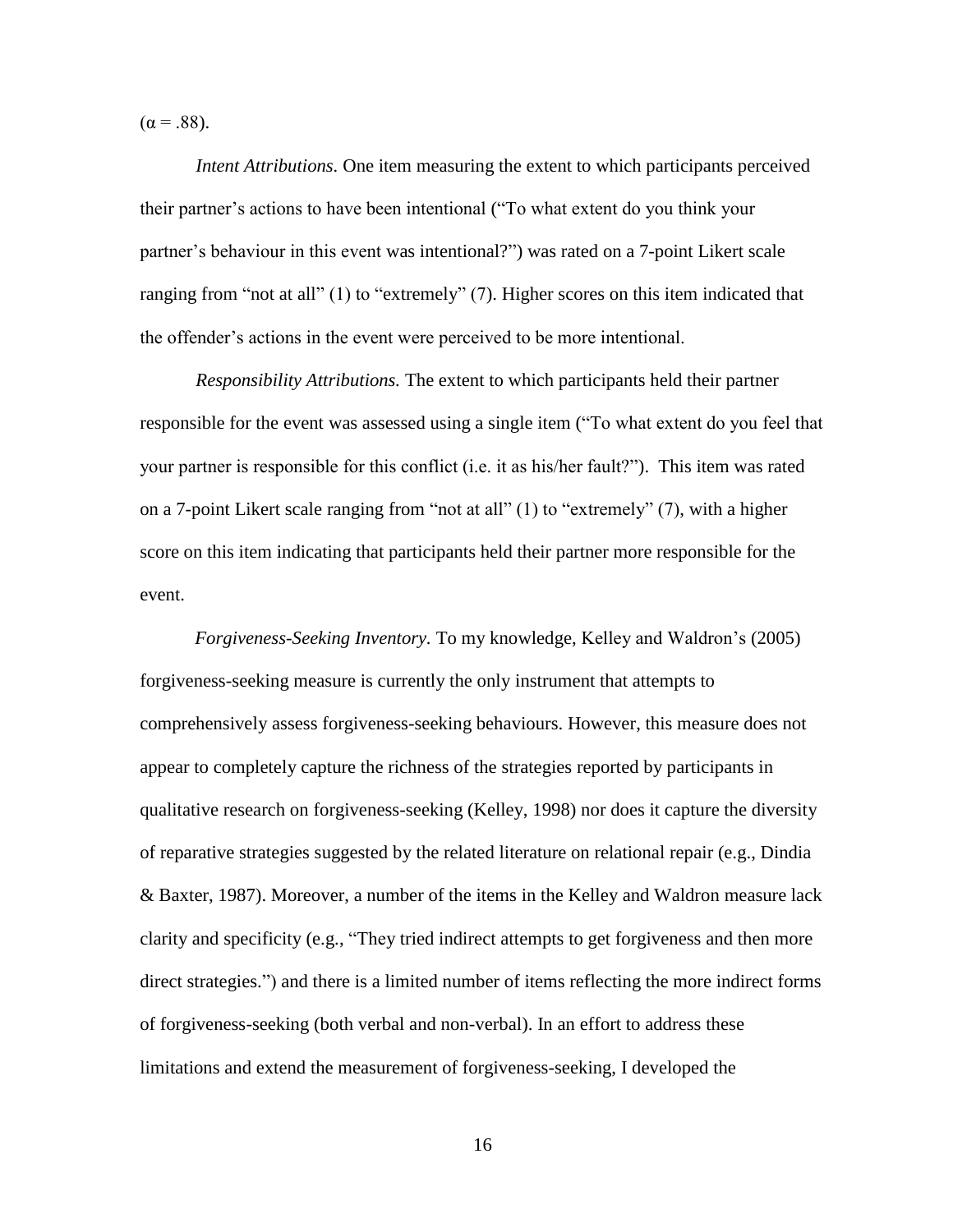($\alpha$ = .88).

*Intent Attributions.* One item measuring the extent to which participants perceived their partner's actions to have been intentional ("To what extent do you think your partner's behaviour in this event was intentional?") was rated on a 7-point Likert scale ranging from "not at all" (1) to "extremely" (7). Higher scores on this item indicated that the offender's actions in the event were perceived to be more intentional.

*Responsibility Attributions.* The extent to which participants held their partner responsible for the event was assessed using a single item ("To what extent do you feel that your partner is responsible for this conflict (i.e. it as his/her fault?"). This item was rated on a 7-point Likert scale ranging from "not at all" (1) to "extremely" (7), with a higher score on this item indicating that participants held their partner more responsible for the event.

*Forgiveness-Seeking Inventory.* To my knowledge, Kelley and Waldron's (2005) forgiveness-seeking measure is currently the only instrument that attempts to comprehensively assess forgiveness-seeking behaviours. However, this measure does not appear to completely capture the richness of the strategies reported by participants in qualitative research on forgiveness-seeking (Kelley, 1998) nor does it capture the diversity of reparative strategies suggested by the related literature on relational repair (e.g., Dindia & Baxter, 1987). Moreover, a number of the items in the Kelley and Waldron measure lack clarity and specificity (e.g., "They tried indirect attempts to get forgiveness and then more direct strategies.") and there is a limited number of items reflecting the more indirect forms of forgiveness-seeking (both verbal and non-verbal). In an effort to address these limitations and extend the measurement of forgiveness-seeking, I developed the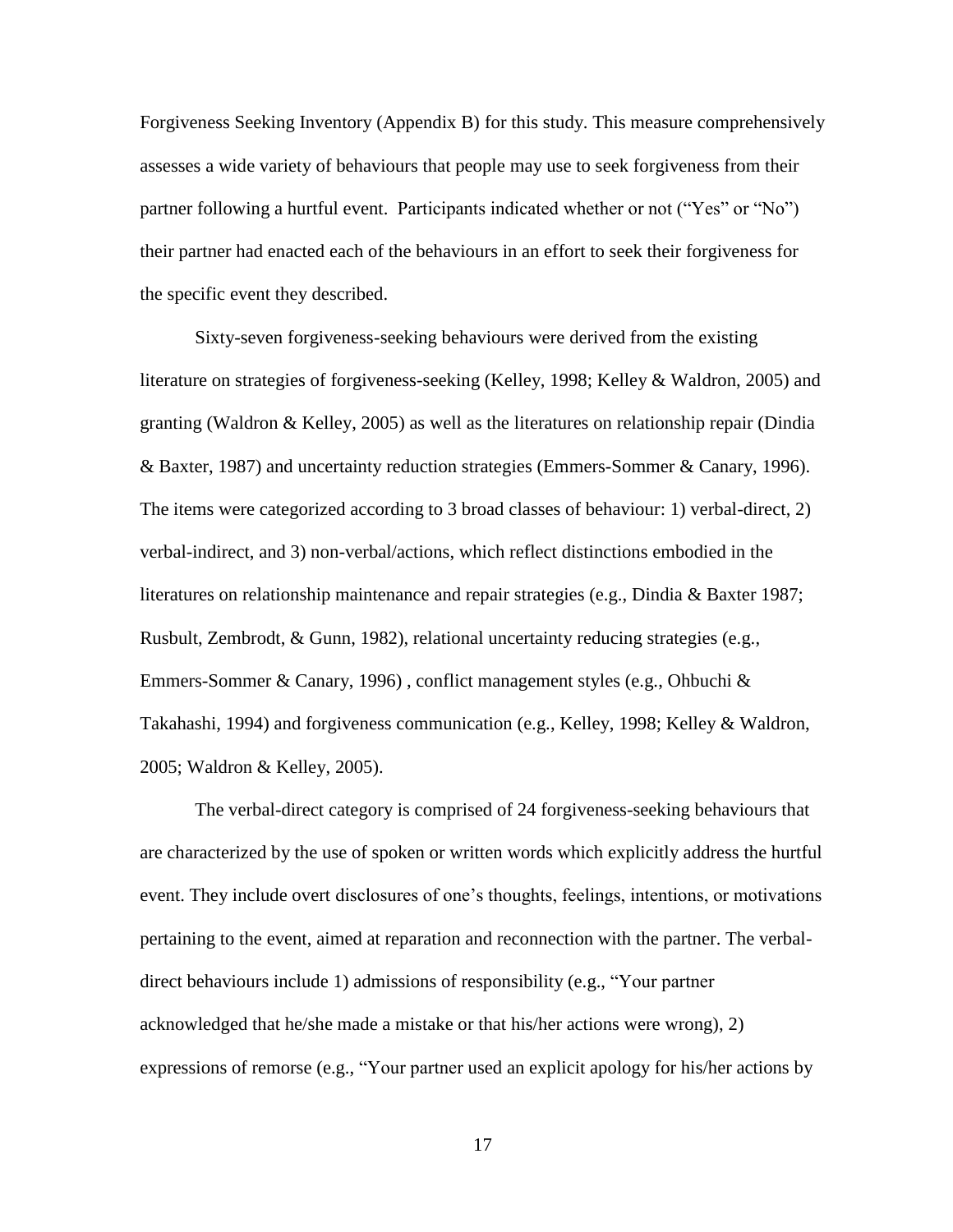Forgiveness Seeking Inventory (Appendix B) for this study. This measure comprehensively assesses a wide variety of behaviours that people may use to seek forgiveness from their partner following a hurtful event. Participants indicated whether or not ("Yes" or "No") their partner had enacted each of the behaviours in an effort to seek their forgiveness for the specific event they described.

Sixty-seven forgiveness-seeking behaviours were derived from the existing literature on strategies of forgiveness-seeking (Kelley, 1998; Kelley & Waldron, 2005) and granting (Waldron & Kelley, 2005) as well as the literatures on relationship repair (Dindia & Baxter, 1987) and uncertainty reduction strategies (Emmers-Sommer & Canary, 1996). The items were categorized according to 3 broad classes of behaviour: 1) verbal-direct, 2) verbal-indirect, and 3) non-verbal/actions, which reflect distinctions embodied in the literatures on relationship maintenance and repair strategies (e.g., Dindia & Baxter 1987; Rusbult, Zembrodt, & Gunn, 1982), relational uncertainty reducing strategies (e.g., Emmers-Sommer & Canary, 1996) , conflict management styles (e.g., Ohbuchi & Takahashi, 1994) and forgiveness communication (e.g., Kelley, 1998; Kelley & Waldron, 2005; Waldron & Kelley, 2005).

The verbal-direct category is comprised of 24 forgiveness-seeking behaviours that are characterized by the use of spoken or written words which explicitly address the hurtful event. They include overt disclosures of one's thoughts, feelings, intentions, or motivations pertaining to the event, aimed at reparation and reconnection with the partner. The verbal-direct behaviours include 1) admissions of responsibility (e.g., "Your partner acknowledged that he/she made a mistake or that his/her actions were wrong), 2) expressions of remorse (e.g., "Your partner used an explicit apology for his/her actions by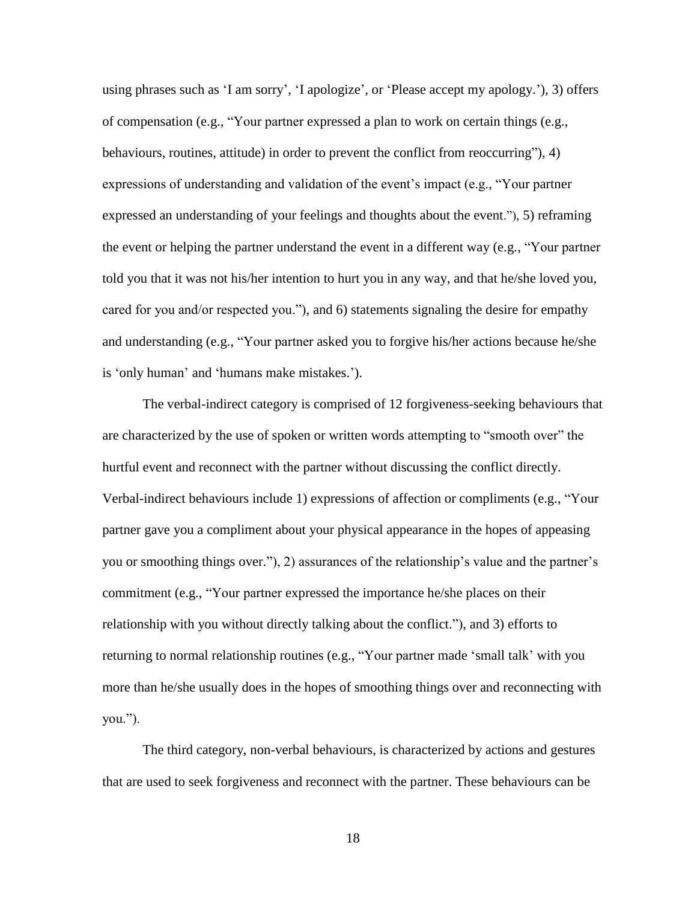using phrases such as 'I am sorry', 'I apologize', or 'Please accept my apology.'), 3) offers of compensation (e.g., "Your partner expressed a plan to work on certain things (e.g., behaviours, routines, attitude) in order to prevent the conflict from reoccurring"), 4) expressions of understanding and validation of the event's impact (e.g., "Your partner expressed an understanding of your feelings and thoughts about the event."), 5) reframing the event or helping the partner understand the event in a different way (e.g., "Your partner told you that it was not his/her intention to hurt you in any way, and that he/she loved you, cared for you and/or respected you."), and 6) statements signaling the desire for empathy and understanding (e.g., "Your partner asked you to forgive his/her actions because he/she is 'only human' and 'humans make mistakes.').

The verbal-indirect category is comprised of 12 forgiveness-seeking behaviours that are characterized by the use of spoken or written words attempting to "smooth over" the hurtful event and reconnect with the partner without discussing the conflict directly. Verbal-indirect behaviours include 1) expressions of affection or compliments (e.g., "Your partner gave you a compliment about your physical appearance in the hopes of appeasing you or smoothing things over."), 2) assurances of the relationship's value and the partner's commitment (e.g., "Your partner expressed the importance he/she places on their relationship with you without directly talking about the conflict."), and 3) efforts to returning to normal relationship routines (e.g., "Your partner made 'small talk' with you more than he/she usually does in the hopes of smoothing things over and reconnecting with you.").

The third category, non-verbal behaviours, is characterized by actions and gestures that are used to seek forgiveness and reconnect with the partner. These behaviours can be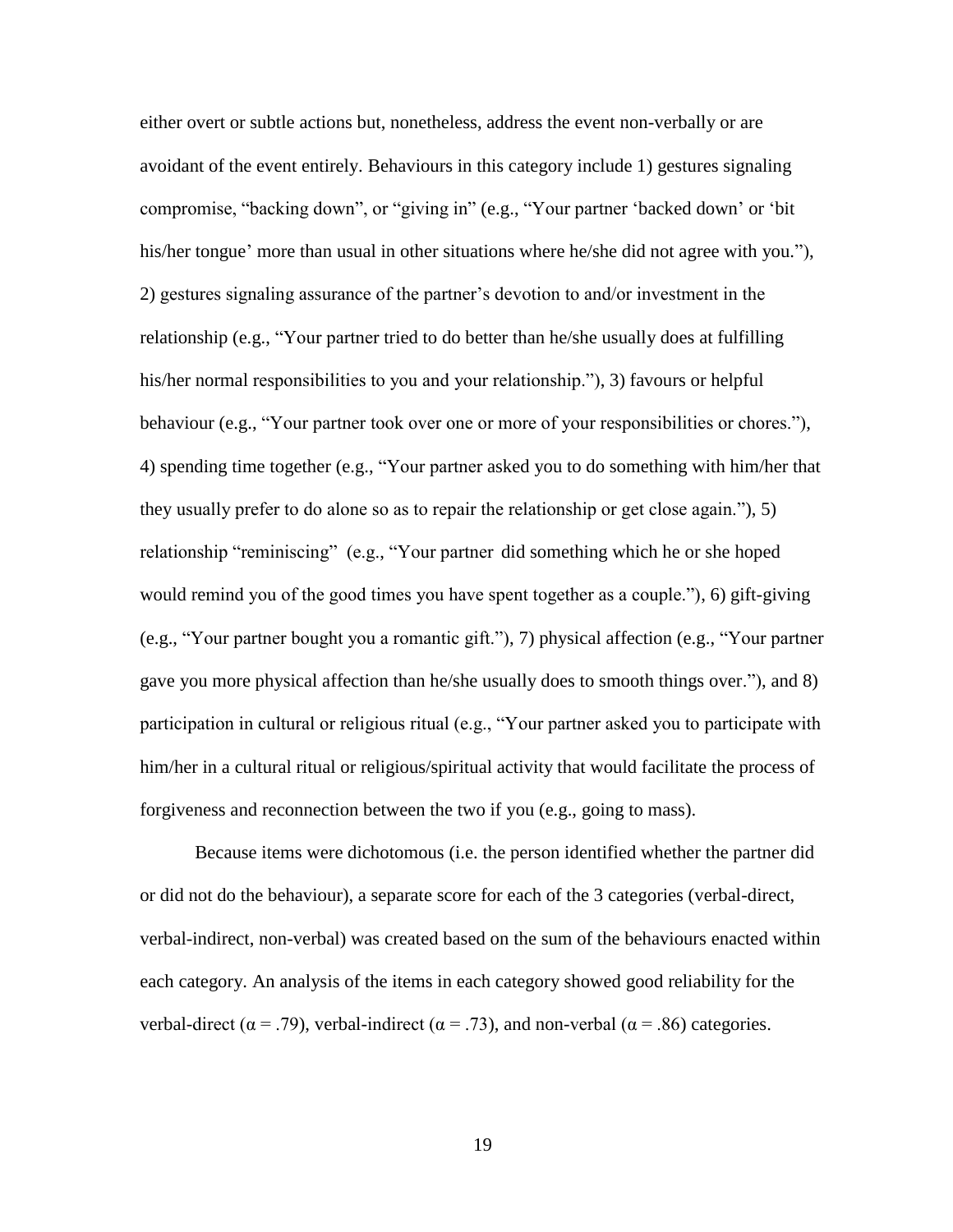either overt or subtle actions but, nonetheless, address the event non-verbally or are avoidant of the event entirely. Behaviours in this category include 1) gestures signaling compromise, "backing down", or "giving in" (e.g., "Your partner 'backed down' or 'bit his/her tongue' more than usual in other situations where he/she did not agree with you."), 2) gestures signaling assurance of the partner's devotion to and/or investment in the relationship (e.g., "Your partner tried to do better than he/she usually does at fulfilling his/her normal responsibilities to you and your relationship."), 3) favours or helpful behaviour (e.g., "Your partner took over one or more of your responsibilities or chores."), 4) spending time together (e.g., "Your partner asked you to do something with him/her that they usually prefer to do alone so as to repair the relationship or get close again."), 5) relationship "reminiscing" (e.g., "Your partner did something which he or she hoped would remind you of the good times you have spent together as a couple."), 6) gift-giving (e.g., "Your partner bought you a romantic gift."), 7) physical affection (e.g., "Your partner gave you more physical affection than he/she usually does to smooth things over."), and 8) participation in cultural or religious ritual (e.g., "Your partner asked you to participate with him/her in a cultural ritual or religious/spiritual activity that would facilitate the process of forgiveness and reconnection between the two if you (e.g., going to mass).

Because items were dichotomous (i.e. the person identified whether the partner did or did not do the behaviour), a separate score for each of the 3 categories (verbal-direct, verbal-indirect, non-verbal) was created based on the sum of the behaviours enacted within each category. An analysis of the items in each category showed good reliability for the verbal-direct ($\alpha = .79$), verbal-indirect ($\alpha = .73$), and non-verbal ($\alpha = .86$) categories.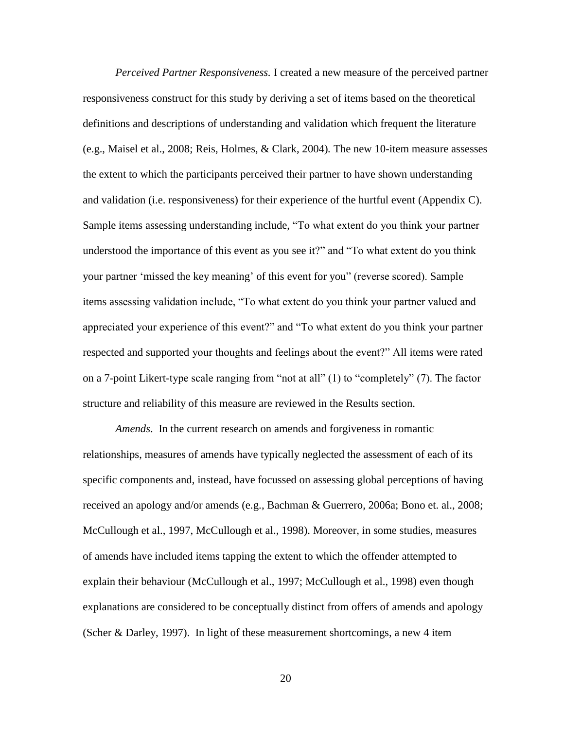*Perceived Partner Responsiveness.* I created a new measure of the perceived partner responsiveness construct for this study by deriving a set of items based on the theoretical definitions and descriptions of understanding and validation which frequent the literature (e.g., Maisel et al., 2008; Reis, Holmes, & Clark, 2004). The new 10-item measure assesses the extent to which the participants perceived their partner to have shown understanding and validation (i.e. responsiveness) for their experience of the hurtful event (Appendix C). Sample items assessing understanding include, "To what extent do you think your partner understood the importance of this event as you see it?" and "To what extent do you think your partner 'missed the key meaning' of this event for you" (reverse scored). Sample items assessing validation include, "To what extent do you think your partner valued and appreciated your experience of this event?" and "To what extent do you think your partner respected and supported your thoughts and feelings about the event?" All items were rated on a 7-point Likert-type scale ranging from "not at all" (1) to "completely" (7). The factor structure and reliability of this measure are reviewed in the Results section.

*Amends*. In the current research on amends and forgiveness in romantic relationships, measures of amends have typically neglected the assessment of each of its specific components and, instead, have focussed on assessing global perceptions of having received an apology and/or amends (e.g., Bachman & Guerrero, 2006a; Bono et. al., 2008; McCullough et al., 1997, McCullough et al., 1998). Moreover, in some studies, measures of amends have included items tapping the extent to which the offender attempted to explain their behaviour (McCullough et al., 1997; McCullough et al., 1998) even though explanations are considered to be conceptually distinct from offers of amends and apology (Scher & Darley, 1997). In light of these measurement shortcomings, a new 4 item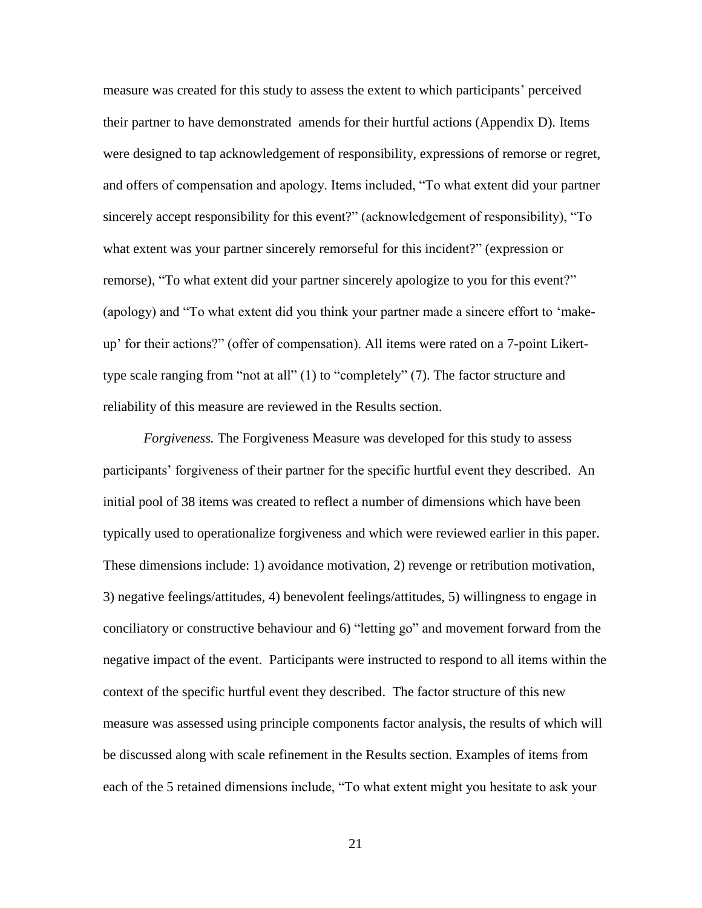measure was created for this study to assess the extent to which participants' perceived their partner to have demonstrated  amends for their hurtful actions (Appendix D). Items were designed to tap acknowledgement of responsibility, expressions of remorse or regret, and offers of compensation and apology. Items included, "To what extent did your partner sincerely accept responsibility for this event?" (acknowledgement of responsibility), "To what extent was your partner sincerely remorseful for this incident?" (expression or remorse), "To what extent did your partner sincerely apologize to you for this event?" (apology) and "To what extent did you think your partner made a sincere effort to 'make-up' for their actions?" (offer of compensation). All items were rated on a 7-point Likert-type scale ranging from "not at all" (1) to "completely" (7). The factor structure and reliability of this measure are reviewed in the Results section.

*Forgiveness.* The Forgiveness Measure was developed for this study to assess participants' forgiveness of their partner for the specific hurtful event they described.  An initial pool of 38 items was created to reflect a number of dimensions which have been typically used to operationalize forgiveness and which were reviewed earlier in this paper. These dimensions include: 1) avoidance motivation, 2) revenge or retribution motivation, 3) negative feelings/attitudes, 4) benevolent feelings/attitudes, 5) willingness to engage in conciliatory or constructive behaviour and 6) "letting go" and movement forward from the negative impact of the event.  Participants were instructed to respond to all items within the context of the specific hurtful event they described.  The factor structure of this new measure was assessed using principle components factor analysis, the results of which will be discussed along with scale refinement in the Results section. Examples of items from each of the 5 retained dimensions include, "To what extent might you hesitate to ask your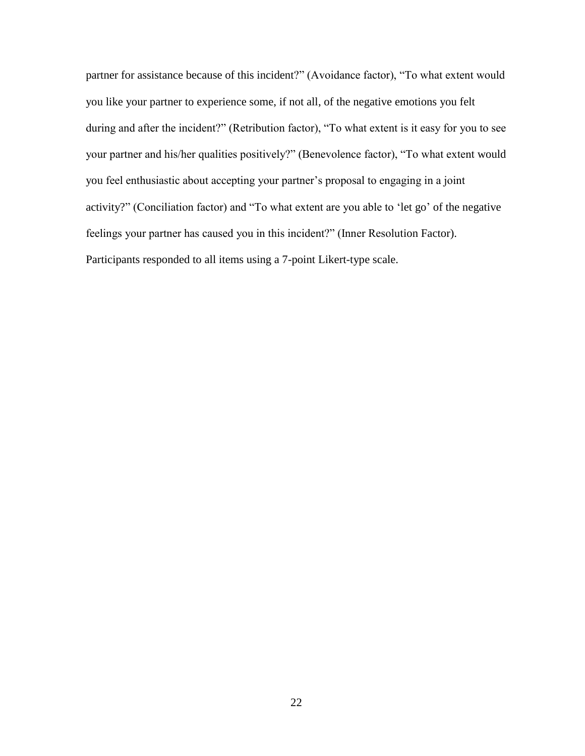partner for assistance because of this incident?" (Avoidance factor), "To what extent would you like your partner to experience some, if not all, of the negative emotions you felt during and after the incident?" (Retribution factor), "To what extent is it easy for you to see your partner and his/her qualities positively?" (Benevolence factor), "To what extent would you feel enthusiastic about accepting your partner's proposal to engaging in a joint activity?" (Conciliation factor) and "To what extent are you able to 'let go' of the negative feelings your partner has caused you in this incident?" (Inner Resolution Factor). Participants responded to all items using a 7-point Likert-type scale.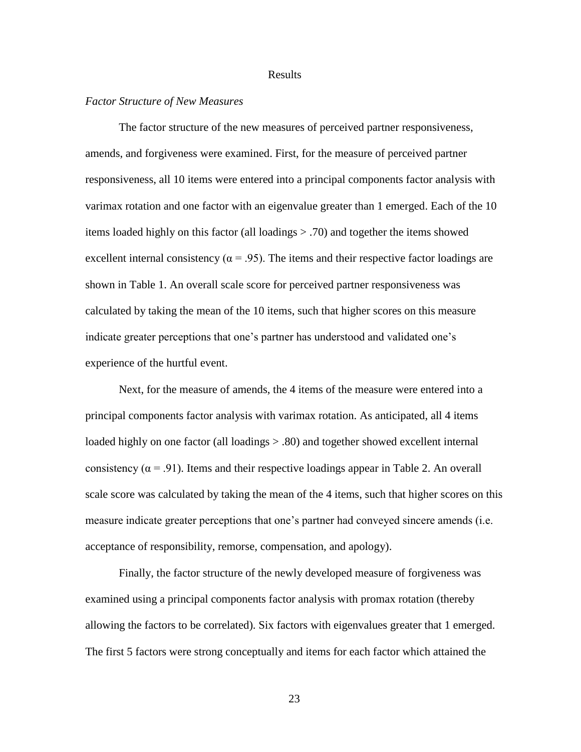# Results

*Factor Structure of New Measures*

The factor structure of the new measures of perceived partner responsiveness, amends, and forgiveness were examined. First, for the measure of perceived partner responsiveness, all 10 items were entered into a principal components factor analysis with varimax rotation and one factor with an eigenvalue greater than 1 emerged. Each of the 10 items loaded highly on this factor (all loadings > .70) and together the items showed excellent internal consistency ($\alpha = .95$). The items and their respective factor loadings are shown in Table 1. An overall scale score for perceived partner responsiveness was calculated by taking the mean of the 10 items, such that higher scores on this measure indicate greater perceptions that one's partner has understood and validated one's experience of the hurtful event.

Next, for the measure of amends, the 4 items of the measure were entered into a principal components factor analysis with varimax rotation. As anticipated, all 4 items loaded highly on one factor (all loadings > .80) and together showed excellent internal consistency ($\alpha = .91$). Items and their respective loadings appear in Table 2. An overall scale score was calculated by taking the mean of the 4 items, such that higher scores on this measure indicate greater perceptions that one's partner had conveyed sincere amends (i.e. acceptance of responsibility, remorse, compensation, and apology).

Finally, the factor structure of the newly developed measure of forgiveness was examined using a principal components factor analysis with promax rotation (thereby allowing the factors to be correlated). Six factors with eigenvalues greater that 1 emerged. The first 5 factors were strong conceptually and items for each factor which attained the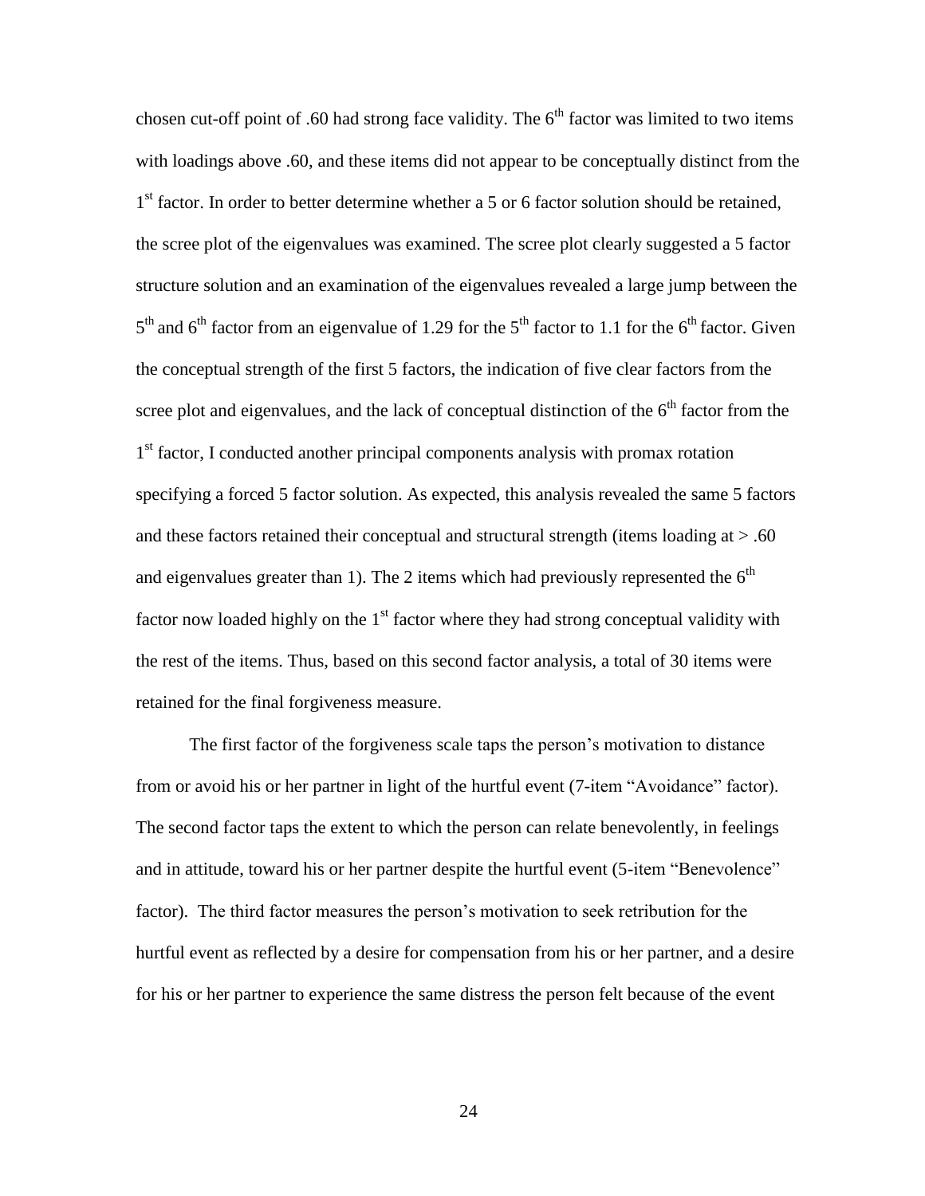chosen cut-off point of .60 had strong face validity. The 6th factor was limited to two items with loadings above .60, and these items did not appear to be conceptually distinct from the 1st factor. In order to better determine whether a 5 or 6 factor solution should be retained, the scree plot of the eigenvalues was examined. The scree plot clearly suggested a 5 factor structure solution and an examination of the eigenvalues revealed a large jump between the 5th and 6th factor from an eigenvalue of 1.29 for the 5th factor to 1.1 for the 6th factor. Given the conceptual strength of the first 5 factors, the indication of five clear factors from the scree plot and eigenvalues, and the lack of conceptual distinction of the 6th factor from the 1st factor, I conducted another principal components analysis with promax rotation specifying a forced 5 factor solution. As expected, this analysis revealed the same 5 factors and these factors retained their conceptual and structural strength (items loading at > .60 and eigenvalues greater than 1). The 2 items which had previously represented the 6th factor now loaded highly on the 1st factor where they had strong conceptual validity with the rest of the items. Thus, based on this second factor analysis, a total of 30 items were retained for the final forgiveness measure.

The first factor of the forgiveness scale taps the person's motivation to distance from or avoid his or her partner in light of the hurtful event (7-item "Avoidance" factor). The second factor taps the extent to which the person can relate benevolently, in feelings and in attitude, toward his or her partner despite the hurtful event (5-item "Benevolence" factor). The third factor measures the person's motivation to seek retribution for the hurtful event as reflected by a desire for compensation from his or her partner, and a desire for his or her partner to experience the same distress the person felt because of the event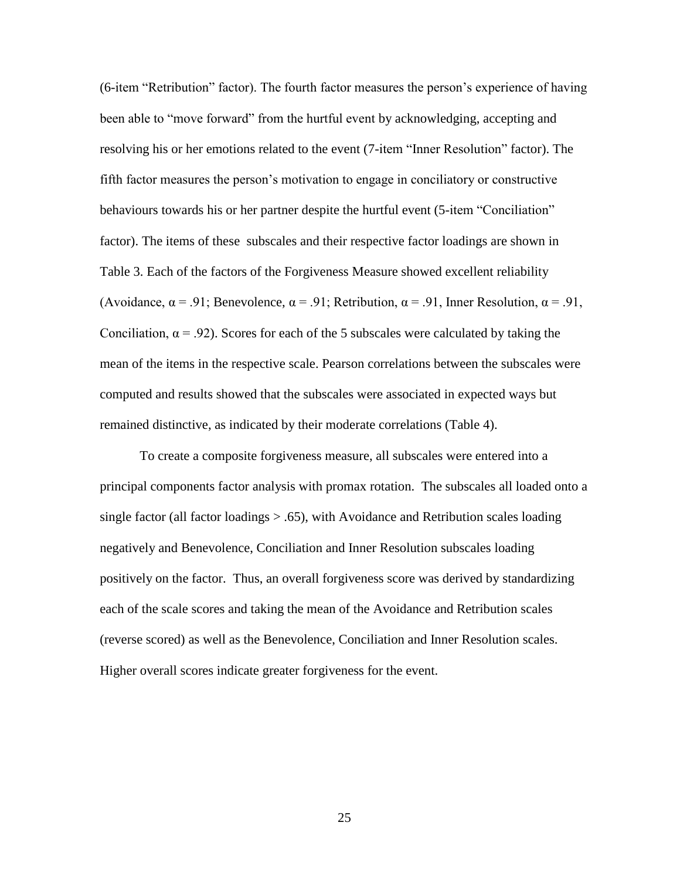(6-item "Retribution" factor). The fourth factor measures the person's experience of having been able to "move forward" from the hurtful event by acknowledging, accepting and resolving his or her emotions related to the event (7-item "Inner Resolution" factor). The fifth factor measures the person's motivation to engage in conciliatory or constructive behaviours towards his or her partner despite the hurtful event (5-item "Conciliation" factor). The items of these subscales and their respective factor loadings are shown in Table 3. Each of the factors of the Forgiveness Measure showed excellent reliability (Avoidance, $\alpha = .91$; Benevolence, $\alpha = .91$; Retribution, $\alpha = .91$, Inner Resolution, $\alpha = .91$, Conciliation, $\alpha = .92$). Scores for each of the 5 subscales were calculated by taking the mean of the items in the respective scale. Pearson correlations between the subscales were computed and results showed that the subscales were associated in expected ways but remained distinctive, as indicated by their moderate correlations (Table 4).

To create a composite forgiveness measure, all subscales were entered into a principal components factor analysis with promax rotation. The subscales all loaded onto a single factor (all factor loadings > .65), with Avoidance and Retribution scales loading negatively and Benevolence, Conciliation and Inner Resolution subscales loading positively on the factor. Thus, an overall forgiveness score was derived by standardizing each of the scale scores and taking the mean of the Avoidance and Retribution scales (reverse scored) as well as the Benevolence, Conciliation and Inner Resolution scales. Higher overall scores indicate greater forgiveness for the event.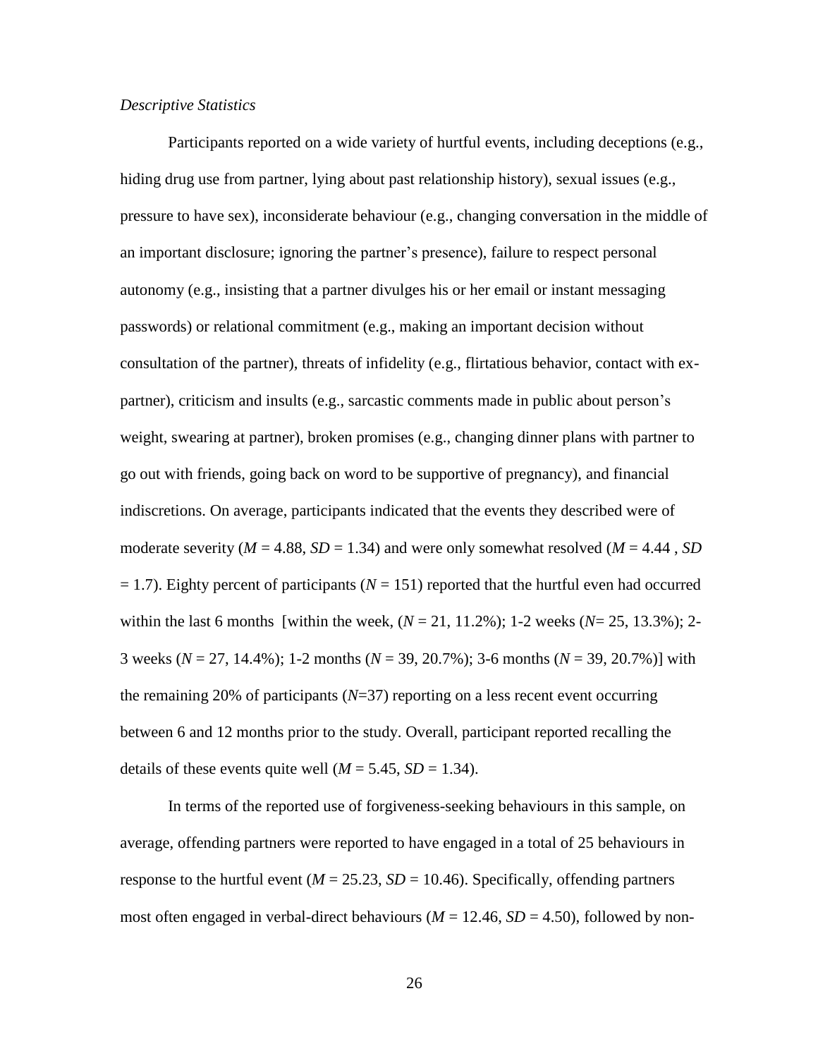*Descriptive Statistics*

Participants reported on a wide variety of hurtful events, including deceptions (e.g., hiding drug use from partner, lying about past relationship history), sexual issues (e.g., pressure to have sex), inconsiderate behaviour (e.g., changing conversation in the middle of an important disclosure; ignoring the partner's presence), failure to respect personal autonomy (e.g., insisting that a partner divulges his or her email or instant messaging passwords) or relational commitment (e.g., making an important decision without consultation of the partner), threats of infidelity (e.g., flirtatious behavior, contact with ex-partner), criticism and insults (e.g., sarcastic comments made in public about person's weight, swearing at partner), broken promises (e.g., changing dinner plans with partner to go out with friends, going back on word to be supportive of pregnancy), and financial indiscretions. On average, participants indicated that the events they described were of moderate severity ($M$ = 4.88, $SD$ = 1.34) and were only somewhat resolved ($M$ = 4.44 , $SD$ = 1.7). Eighty percent of participants ($N$ = 151) reported that the hurtful even had occurred within the last 6 months [within the week, ($N$ = 21, 11.2%); 1-2 weeks ($N$= 25, 13.3%); 2-3 weeks ($N$ = 27, 14.4%); 1-2 months ($N$ = 39, 20.7%); 3-6 months ($N$ = 39, 20.7%)] with the remaining 20% of participants ($N$=37) reporting on a less recent event occurring between 6 and 12 months prior to the study. Overall, participant reported recalling the details of these events quite well ($M$ = 5.45, $SD$ = 1.34).

In terms of the reported use of forgiveness-seeking behaviours in this sample, on average, offending partners were reported to have engaged in a total of 25 behaviours in response to the hurtful event ($M$ = 25.23, $SD$ = 10.46). Specifically, offending partners most often engaged in verbal-direct behaviours ($M$ = 12.46, $SD$ = 4.50), followed by non-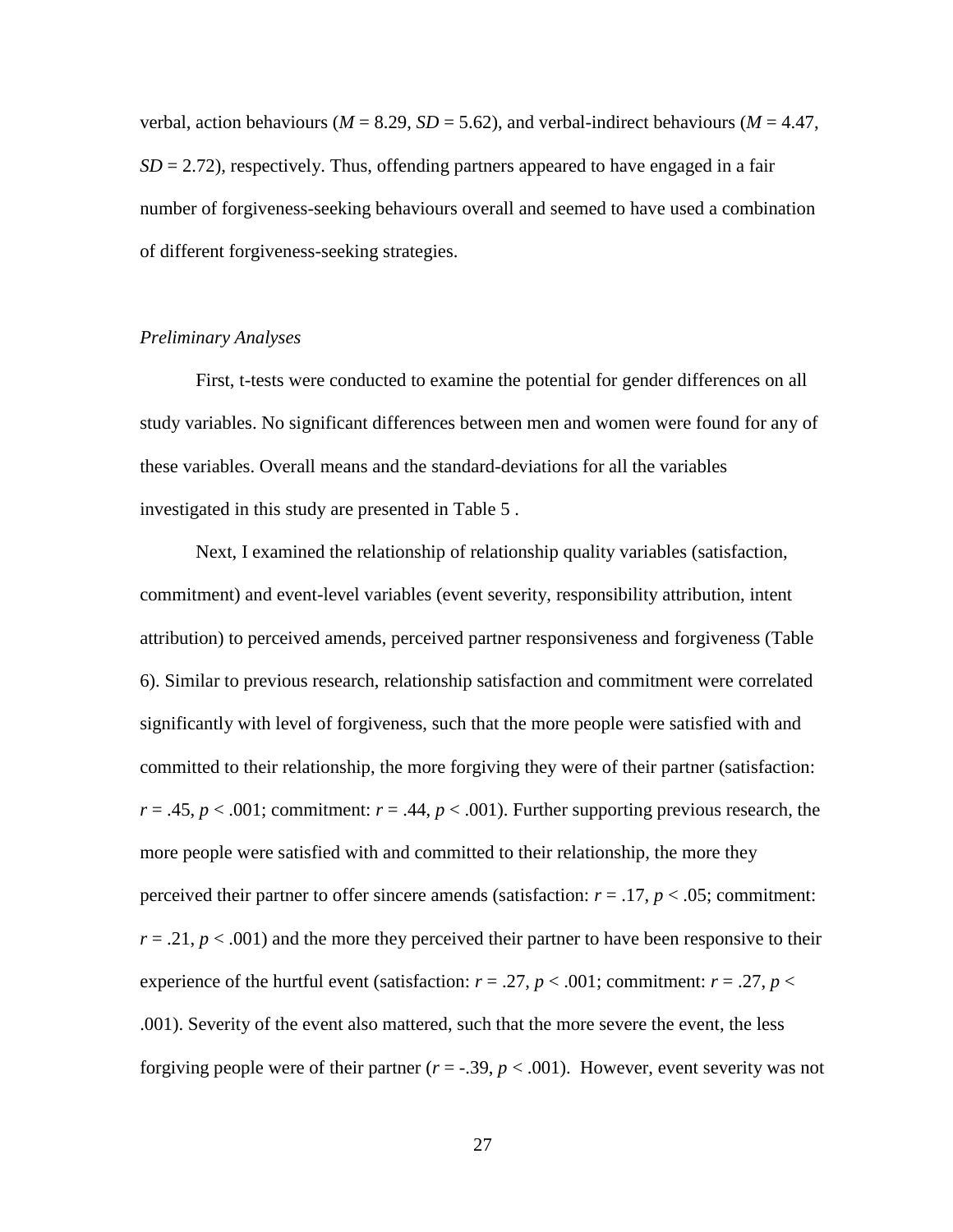verbal, action behaviours (*M* = 8.29, *SD* = 5.62), and verbal-indirect behaviours (*M* = 4.47, *SD* = 2.72), respectively. Thus, offending partners appeared to have engaged in a fair number of forgiveness-seeking behaviours overall and seemed to have used a combination of different forgiveness-seeking strategies.

### *Preliminary Analyses*

First, t-tests were conducted to examine the potential for gender differences on all study variables. No significant differences between men and women were found for any of these variables. Overall means and the standard-deviations for all the variables investigated in this study are presented in Table 5 .

Next, I examined the relationship of relationship quality variables (satisfaction, commitment) and event-level variables (event severity, responsibility attribution, intent attribution) to perceived amends, perceived partner responsiveness and forgiveness (Table 6). Similar to previous research, relationship satisfaction and commitment were correlated significantly with level of forgiveness, such that the more people were satisfied with and committed to their relationship, the more forgiving they were of their partner (satisfaction: $r = .45$, $p < .001$; commitment: $r = .44$, $p < .001$). Further supporting previous research, the more people were satisfied with and committed to their relationship, the more they perceived their partner to offer sincere amends (satisfaction: $r = .17$, $p < .05$; commitment: $r = .21$, $p < .001$) and the more they perceived their partner to have been responsive to their experience of the hurtful event (satisfaction: $r = .27$, $p < .001$; commitment: $r = .27$, $p < .001$). Severity of the event also mattered, such that the more severe the event, the less forgiving people were of their partner ($r = -.39$, $p < .001$). However, event severity was not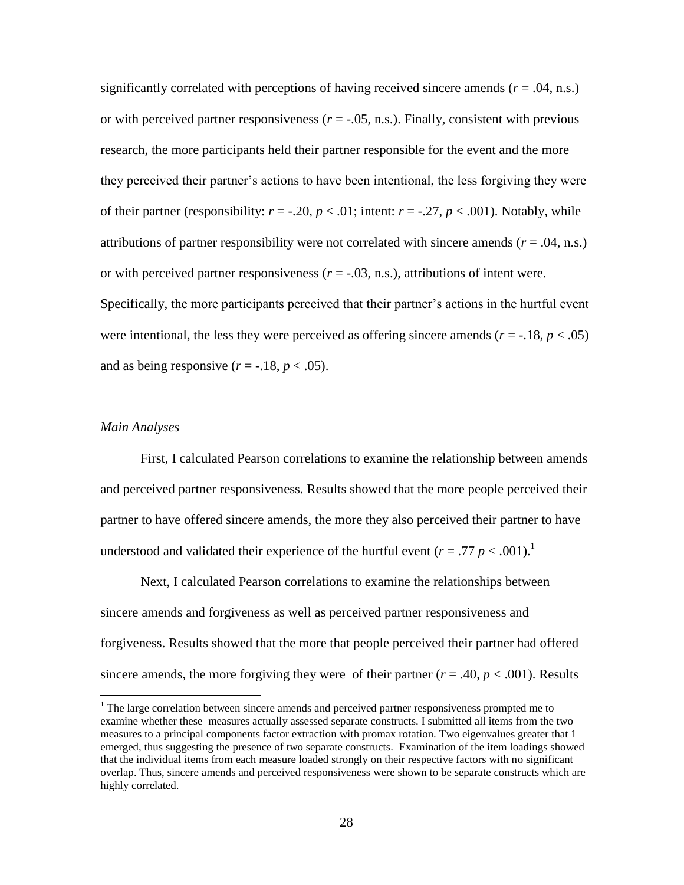significantly correlated with perceptions of having received sincere amends ($r$ = .04, n.s.) or with perceived partner responsiveness ($r$ = -.05, n.s.). Finally, consistent with previous research, the more participants held their partner responsible for the event and the more they perceived their partner's actions to have been intentional, the less forgiving they were of their partner (responsibility: $r$ = -.20, $p$ < .01; intent: $r$ = -.27, $p$ < .001). Notably, while attributions of partner responsibility were not correlated with sincere amends ($r$ = .04, n.s.) or with perceived partner responsiveness ($r$ = -.03, n.s.), attributions of intent were. Specifically, the more participants perceived that their partner's actions in the hurtful event were intentional, the less they were perceived as offering sincere amends ($r$ = -.18, $p$ < .05) and as being responsive ($r$ = -.18, $p$ < .05).

### *Main Analyses*

First, I calculated Pearson correlations to examine the relationship between amends and perceived partner responsiveness. Results showed that the more people perceived their partner to have offered sincere amends, the more they also perceived their partner to have understood and validated their experience of the hurtful event ($r$ = .77 $p$ < .001).[1]

Next, I calculated Pearson correlations to examine the relationships between sincere amends and forgiveness as well as perceived partner responsiveness and forgiveness. Results showed that the more that people perceived their partner had offered sincere amends, the more forgiving they were of their partner ($r$ = .40, $p$ < .001). Results

---

[1] The large correlation between sincere amends and perceived partner responsiveness prompted me to examine whether these measures actually assessed separate constructs. I submitted all items from the two measures to a principal components factor extraction with promax rotation. Two eigenvalues greater that 1 emerged, thus suggesting the presence of two separate constructs. Examination of the item loadings showed that the individual items from each measure loaded strongly on their respective factors with no significant overlap. Thus, sincere amends and perceived responsiveness were shown to be separate constructs which are highly correlated.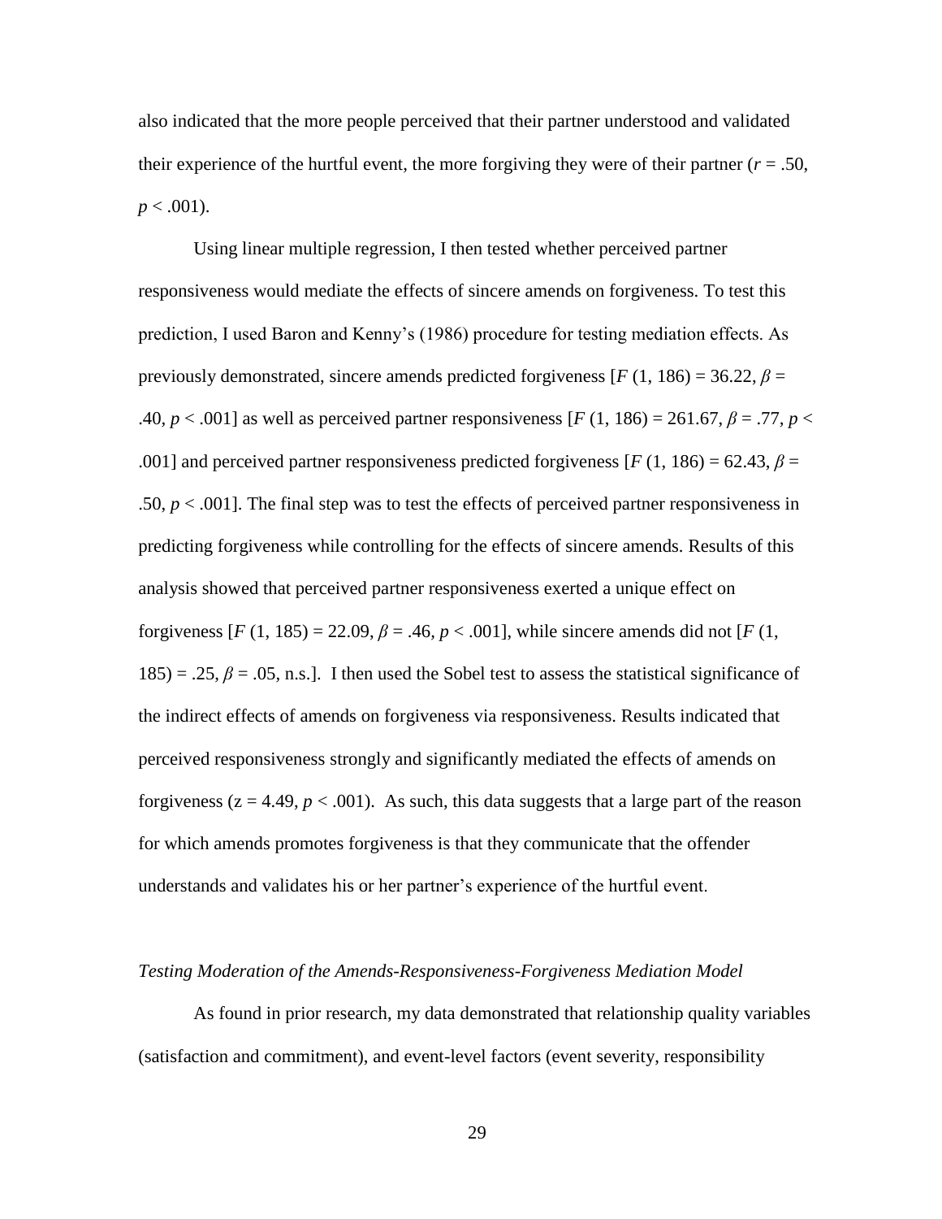also indicated that the more people perceived that their partner understood and validated their experience of the hurtful event, the more forgiving they were of their partner ($r = .50$, $p < .001$).

Using linear multiple regression, I then tested whether perceived partner responsiveness would mediate the effects of sincere amends on forgiveness. To test this prediction, I used Baron and Kenny's (1986) procedure for testing mediation effects. As previously demonstrated, sincere amends predicted forgiveness [$F$ (1, 186) = 36.22, $\beta$ = .40, $p < .001$] as well as perceived partner responsiveness [$F$ (1, 186) = 261.67, $\beta$ = .77, $p <$ .001] and perceived partner responsiveness predicted forgiveness [$F$ (1, 186) = 62.43, $\beta$ = .50, $p < .001$]. The final step was to test the effects of perceived partner responsiveness in predicting forgiveness while controlling for the effects of sincere amends. Results of this analysis showed that perceived partner responsiveness exerted a unique effect on forgiveness [$F$ (1, 185) = 22.09, $\beta$ = .46, $p < .001$], while sincere amends did not [$F$ (1, 185) = .25, $\beta$ = .05, n.s.]. I then used the Sobel test to assess the statistical significance of the indirect effects of amends on forgiveness via responsiveness. Results indicated that perceived responsiveness strongly and significantly mediated the effects of amends on forgiveness ($z = 4.49$, $p < .001$). As such, this data suggests that a large part of the reason for which amends promotes forgiveness is that they communicate that the offender understands and validates his or her partner's experience of the hurtful event.

*Testing Moderation of the Amends-Responsiveness-Forgiveness Mediation Model*

As found in prior research, my data demonstrated that relationship quality variables (satisfaction and commitment), and event-level factors (event severity, responsibility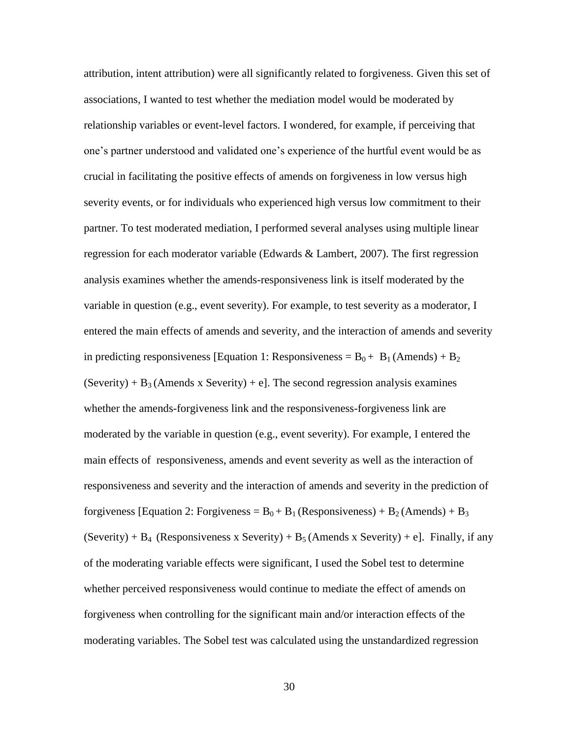attribution, intent attribution) were all significantly related to forgiveness. Given this set of associations, I wanted to test whether the mediation model would be moderated by relationship variables or event-level factors. I wondered, for example, if perceiving that one's partner understood and validated one's experience of the hurtful event would be as crucial in facilitating the positive effects of amends on forgiveness in low versus high severity events, or for individuals who experienced high versus low commitment to their partner. To test moderated mediation, I performed several analyses using multiple linear regression for each moderator variable (Edwards & Lambert, 2007). The first regression analysis examines whether the amends-responsiveness link is itself moderated by the variable in question (e.g., event severity). For example, to test severity as a moderator, I entered the main effects of amends and severity, and the interaction of amends and severity in predicting responsiveness [Equation 1: Responsiveness = $B_0 + B_1$ (Amends) + $B_2$ (Severity) + $B_3$ (Amends x Severity) + e]. The second regression analysis examines whether the amends-forgiveness link and the responsiveness-forgiveness link are moderated by the variable in question (e.g., event severity). For example, I entered the main effects of responsiveness, amends and event severity as well as the interaction of responsiveness and severity and the interaction of amends and severity in the prediction of forgiveness [Equation 2: Forgiveness = $B_0 + B_1$ (Responsiveness) + $B_2$ (Amends) + $B_3$ (Severity) + $B_4$ (Responsiveness x Severity) + $B_5$ (Amends x Severity) + e]. Finally, if any of the moderating variable effects were significant, I used the Sobel test to determine whether perceived responsiveness would continue to mediate the effect of amends on forgiveness when controlling for the significant main and/or interaction effects of the moderating variables. The Sobel test was calculated using the unstandardized regression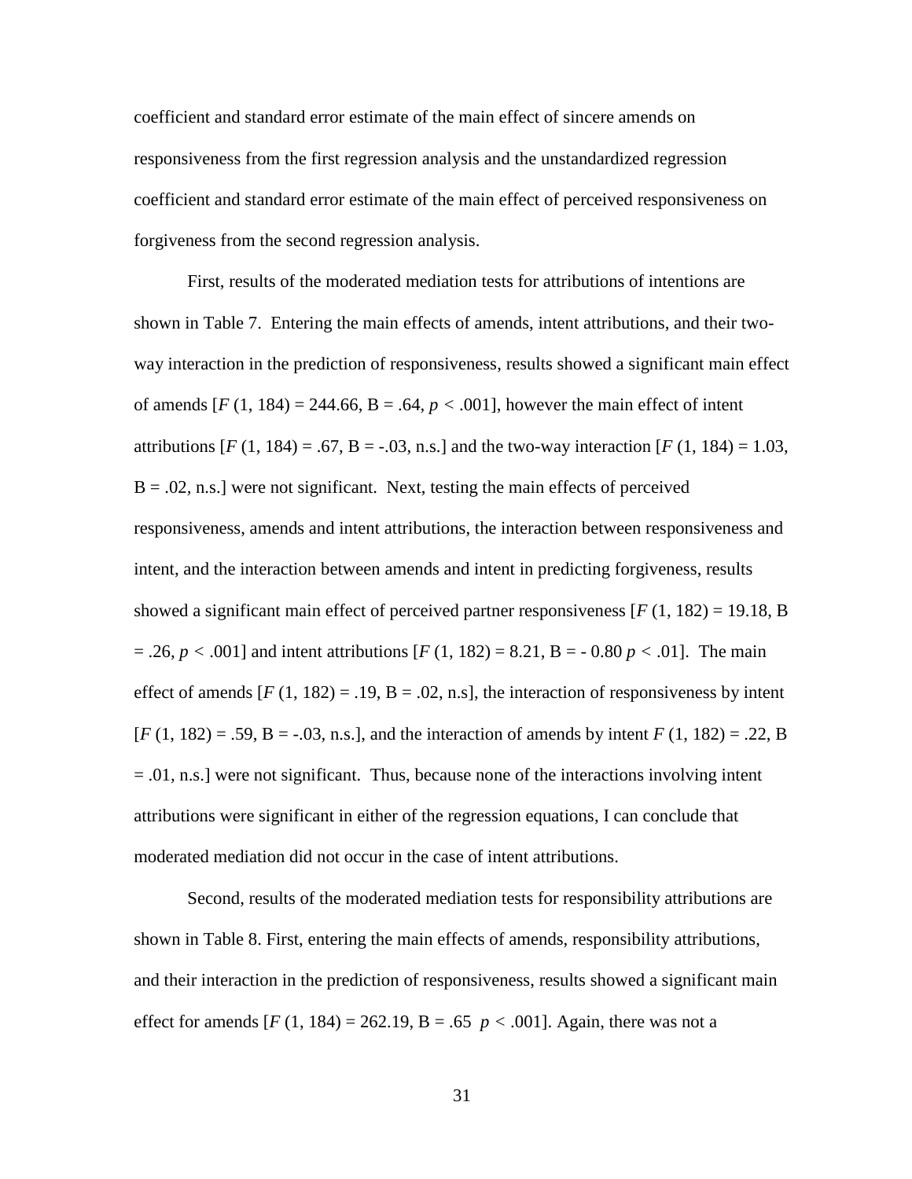coefficient and standard error estimate of the main effect of sincere amends on responsiveness from the first regression analysis and the unstandardized regression coefficient and standard error estimate of the main effect of perceived responsiveness on forgiveness from the second regression analysis.

First, results of the moderated mediation tests for attributions of intentions are shown in Table 7. Entering the main effects of amends, intent attributions, and their two-way interaction in the prediction of responsiveness, results showed a significant main effect of amends [$F$ (1, 184) = 244.66, B = .64, $p$ < .001], however the main effect of intent attributions [$F$ (1, 184) = .67, B = -.03, n.s.] and the two-way interaction [$F$ (1, 184) = 1.03, B = .02, n.s.] were not significant. Next, testing the main effects of perceived responsiveness, amends and intent attributions, the interaction between responsiveness and intent, and the interaction between amends and intent in predicting forgiveness, results showed a significant main effect of perceived partner responsiveness [$F$ (1, 182) = 19.18, B = .26, $p$ < .001] and intent attributions [$F$ (1, 182) = 8.21, B = - 0.80 $p$ < .01]. The main effect of amends [$F$ (1, 182) = .19, B = .02, n.s], the interaction of responsiveness by intent [$F$ (1, 182) = .59, B = -.03, n.s.], and the interaction of amends by intent $F$ (1, 182) = .22, B = .01, n.s.] were not significant. Thus, because none of the interactions involving intent attributions were significant in either of the regression equations, I can conclude that moderated mediation did not occur in the case of intent attributions.

Second, results of the moderated mediation tests for responsibility attributions are shown in Table 8. First, entering the main effects of amends, responsibility attributions, and their interaction in the prediction of responsiveness, results showed a significant main effect for amends [$F$ (1, 184) = 262.19, B = .65 $p$ < .001]. Again, there was not a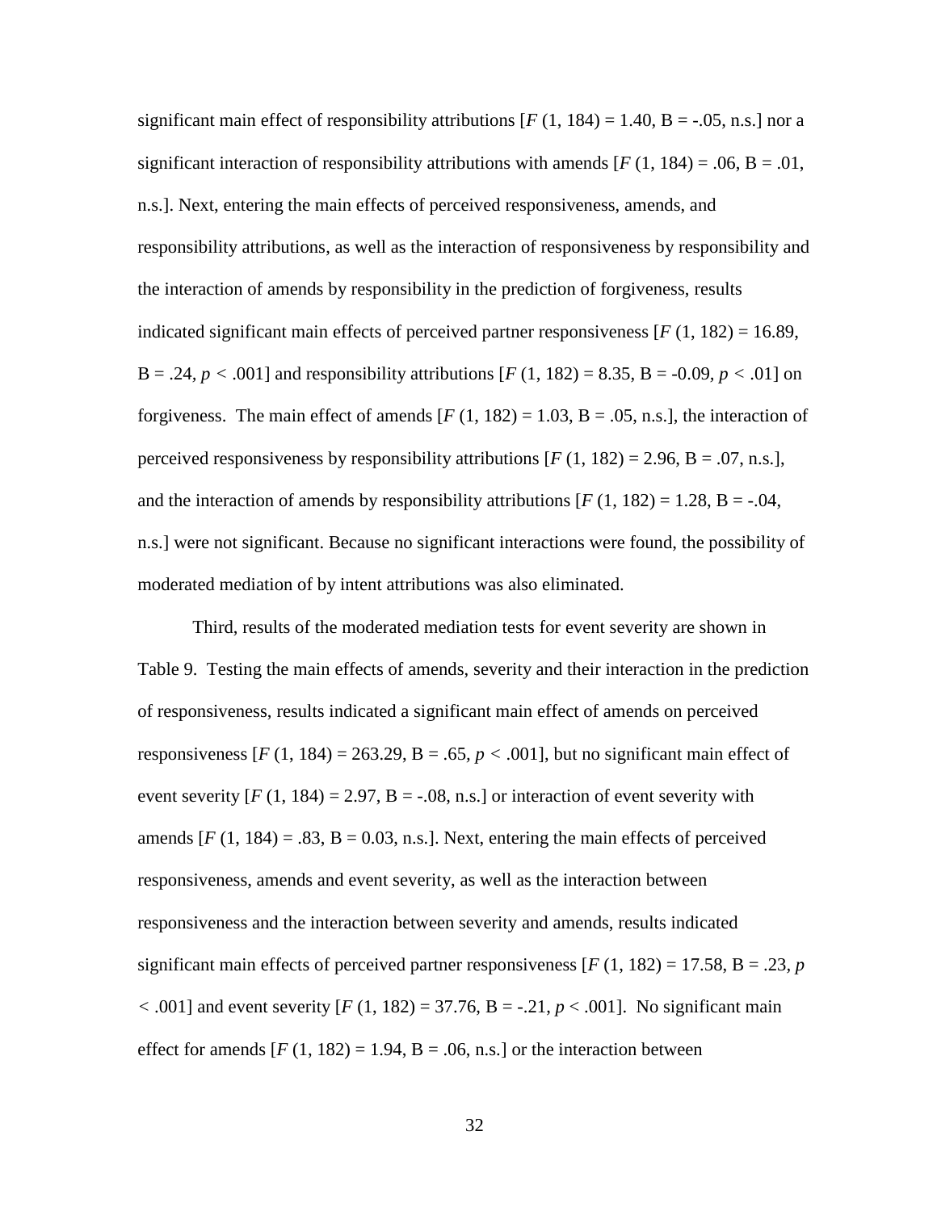significant main effect of responsibility attributions [$F$ (1, 184) = 1.40, B = -.05, n.s.] nor a significant interaction of responsibility attributions with amends [$F$ (1, 184) = .06, B = .01, n.s.]. Next, entering the main effects of perceived responsiveness, amends, and responsibility attributions, as well as the interaction of responsiveness by responsibility and the interaction of amends by responsibility in the prediction of forgiveness, results indicated significant main effects of perceived partner responsiveness [$F$ (1, 182) = 16.89, B = .24, $p$ < .001] and responsibility attributions [$F$ (1, 182) = 8.35, B = -0.09, $p$ < .01] on forgiveness. The main effect of amends [$F$ (1, 182) = 1.03, B = .05, n.s.], the interaction of perceived responsiveness by responsibility attributions [$F$ (1, 182) = 2.96, B = .07, n.s.], and the interaction of amends by responsibility attributions [$F$ (1, 182) = 1.28, B = -.04, n.s.] were not significant. Because no significant interactions were found, the possibility of moderated mediation of by intent attributions was also eliminated.

Third, results of the moderated mediation tests for event severity are shown in Table 9. Testing the main effects of amends, severity and their interaction in the prediction of responsiveness, results indicated a significant main effect of amends on perceived responsiveness [$F$ (1, 184) = 263.29, B = .65, $p$ < .001], but no significant main effect of event severity [$F$ (1, 184) = 2.97, B = -.08, n.s.] or interaction of event severity with amends [$F$ (1, 184) = .83, B = 0.03, n.s.]. Next, entering the main effects of perceived responsiveness, amends and event severity, as well as the interaction between responsiveness and the interaction between severity and amends, results indicated significant main effects of perceived partner responsiveness [$F$ (1, 182) = 17.58, B = .23, $p$ < .001] and event severity [$F$ (1, 182) = 37.76, B = -.21, $p$ < .001]. No significant main effect for amends [$F$ (1, 182) = 1.94, B = .06, n.s.] or the interaction between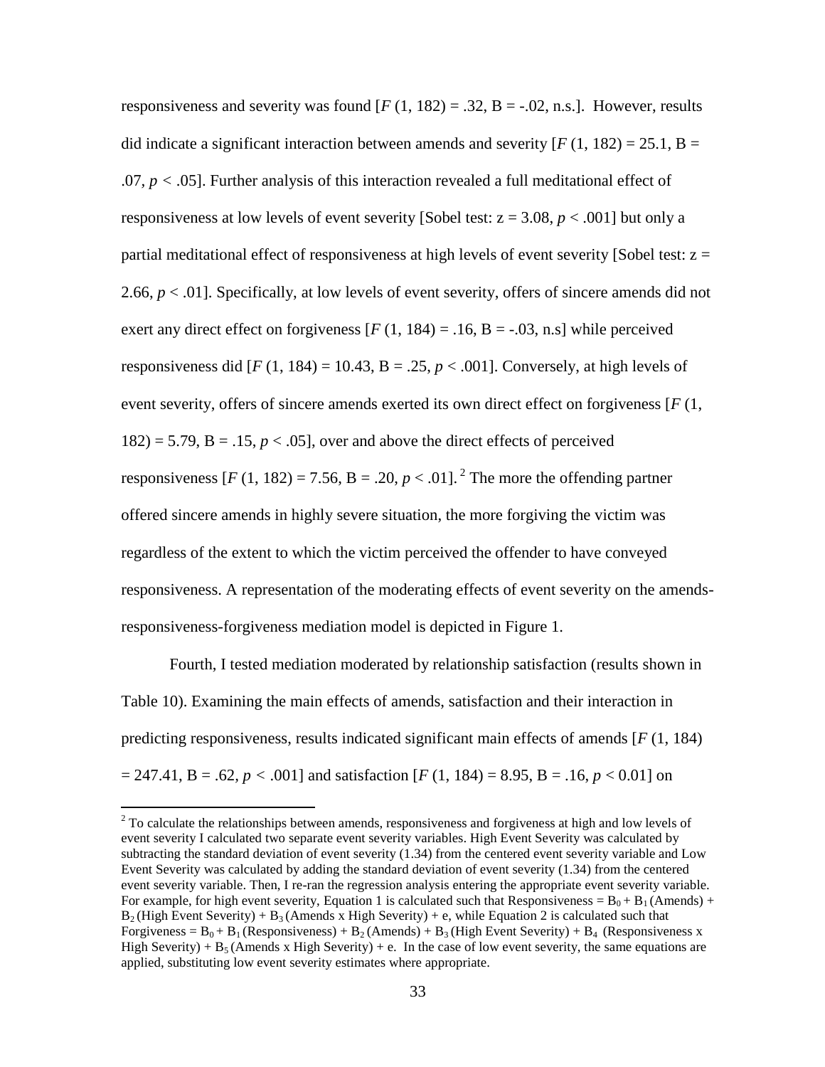responsiveness and severity was found [$F$ (1, 182) = .32, B = -.02, n.s.]. However, results did indicate a significant interaction between amends and severity [$F$ (1, 182) = 25.1, B = .07, $p$ < .05]. Further analysis of this interaction revealed a full meditational effect of responsiveness at low levels of event severity [Sobel test: z = 3.08, $p$ < .001] but only a partial meditational effect of responsiveness at high levels of event severity [Sobel test: z = 2.66, $p$ < .01]. Specifically, at low levels of event severity, offers of sincere amends did not exert any direct effect on forgiveness [$F$ (1, 184) = .16, B = -.03, n.s] while perceived responsiveness did [$F$ (1, 184) = 10.43, B = .25, $p$ < .001]. Conversely, at high levels of event severity, offers of sincere amends exerted its own direct effect on forgiveness [$F$ (1, 182) = 5.79, B = .15, $p$ < .05], over and above the direct effects of perceived responsiveness [$F$ (1, 182) = 7.56, B = .20, $p$ < .01].[2] The more the offending partner offered sincere amends in highly severe situation, the more forgiving the victim was regardless of the extent to which the victim perceived the offender to have conveyed responsiveness. A representation of the moderating effects of event severity on the amends-responsiveness-forgiveness mediation model is depicted in Figure 1.

Fourth, I tested mediation moderated by relationship satisfaction (results shown in Table 10). Examining the main effects of amends, satisfaction and their interaction in predicting responsiveness, results indicated significant main effects of amends [$F$ (1, 184) = 247.41, B = .62, $p$ < .001] and satisfaction [$F$ (1, 184) = 8.95, B = .16, $p$ < 0.01] on

---

[2] To calculate the relationships between amends, responsiveness and forgiveness at high and low levels of event severity I calculated two separate event severity variables. High Event Severity was calculated by subtracting the standard deviation of event severity (1.34) from the centered event severity variable and Low Event Severity was calculated by adding the standard deviation of event severity (1.34) from the centered event severity variable. Then, I re-ran the regression analysis entering the appropriate event severity variable. For example, for high event severity, Equation 1 is calculated such that Responsiveness = $B_0 + B_1$ (Amends) + $B_2$ (High Event Severity) + $B_3$ (Amends x High Severity) + e, while Equation 2 is calculated such that Forgiveness = $B_0 + B_1$ (Responsiveness) + $B_2$ (Amends) + $B_3$ (High Event Severity) + $B_4$ (Responsiveness x High Severity) + $B_5$ (Amends x High Severity) + e. In the case of low event severity, the same equations are applied, substituting low event severity estimates where appropriate.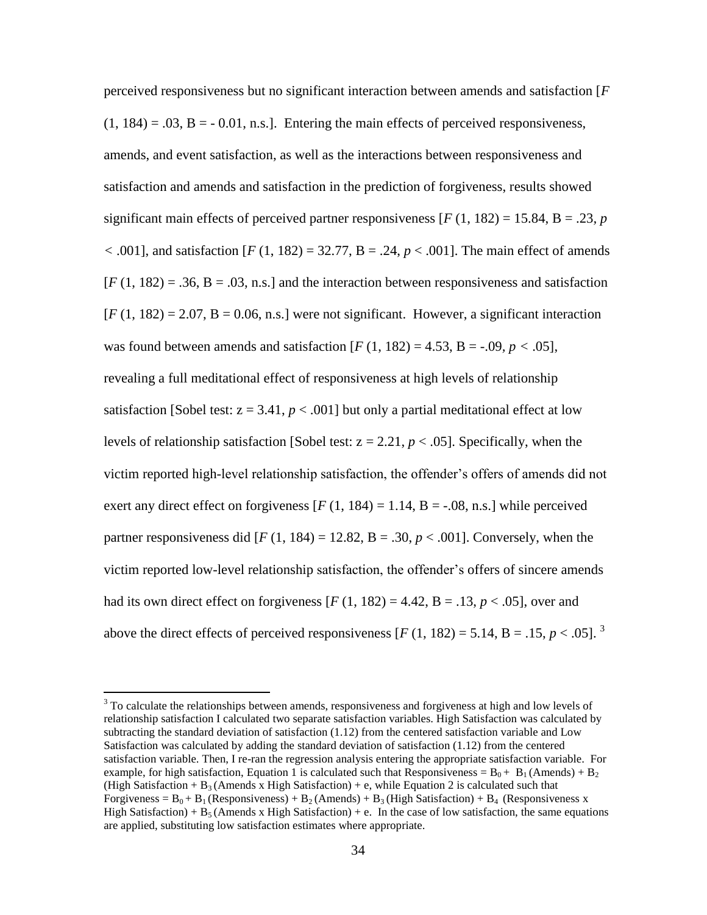perceived responsiveness but no significant interaction between amends and satisfaction [$F$ $(1, 184) = .03$, B = - 0.01, n.s.]. Entering the main effects of perceived responsiveness, amends, and event satisfaction, as well as the interactions between responsiveness and satisfaction and amends and satisfaction in the prediction of forgiveness, results showed significant main effects of perceived partner responsiveness [$F$ (1, 182) = 15.84, B = .23, $p$ $< .001$], and satisfaction [$F$ (1, 182) = 32.77, B = .24, $p < .001$]. The main effect of amends [$F$ (1, 182) = .36, B = .03, n.s.] and the interaction between responsiveness and satisfaction [$F$ (1, 182) = 2.07, B = 0.06, n.s.] were not significant. However, a significant interaction was found between amends and satisfaction [$F$ (1, 182) = 4.53, B = -.09, $p < .05$], revealing a full meditational effect of responsiveness at high levels of relationship satisfaction [Sobel test: z = 3.41, $p < .001$] but only a partial meditational effect at low levels of relationship satisfaction [Sobel test: z = 2.21, $p < .05$]. Specifically, when the victim reported high-level relationship satisfaction, the offender's offers of amends did not exert any direct effect on forgiveness [$F$ (1, 184) = 1.14, B = -.08, n.s.] while perceived partner responsiveness did [$F$ (1, 184) = 12.82, B = .30, $p < .001$]. Conversely, when the victim reported low-level relationship satisfaction, the offender's offers of sincere amends had its own direct effect on forgiveness [$F$ (1, 182) = 4.42, B = .13, $p < .05$], over and above the direct effects of perceived responsiveness [$F$ (1, 182) = 5.14, B = .15, $p < .05$]. [3]

---

[3] To calculate the relationships between amends, responsiveness and forgiveness at high and low levels of relationship satisfaction I calculated two separate satisfaction variables. High Satisfaction was calculated by subtracting the standard deviation of satisfaction (1.12) from the centered satisfaction variable and Low Satisfaction was calculated by adding the standard deviation of satisfaction (1.12) from the centered satisfaction variable. Then, I re-ran the regression analysis entering the appropriate satisfaction variable. For example, for high satisfaction, Equation 1 is calculated such that Responsiveness = $B_0$ + $B_1$ (Amends) + $B_2$ (High Satisfaction + $B_3$ (Amends x High Satisfaction) + e, while Equation 2 is calculated such that Forgiveness = $B_0$ + $B_1$ (Responsiveness) + $B_2$ (Amends) + $B_3$ (High Satisfaction) + $B_4$ (Responsiveness x High Satisfaction) + $B_5$ (Amends x High Satisfaction) + e. In the case of low satisfaction, the same equations are applied, substituting low satisfaction estimates where appropriate.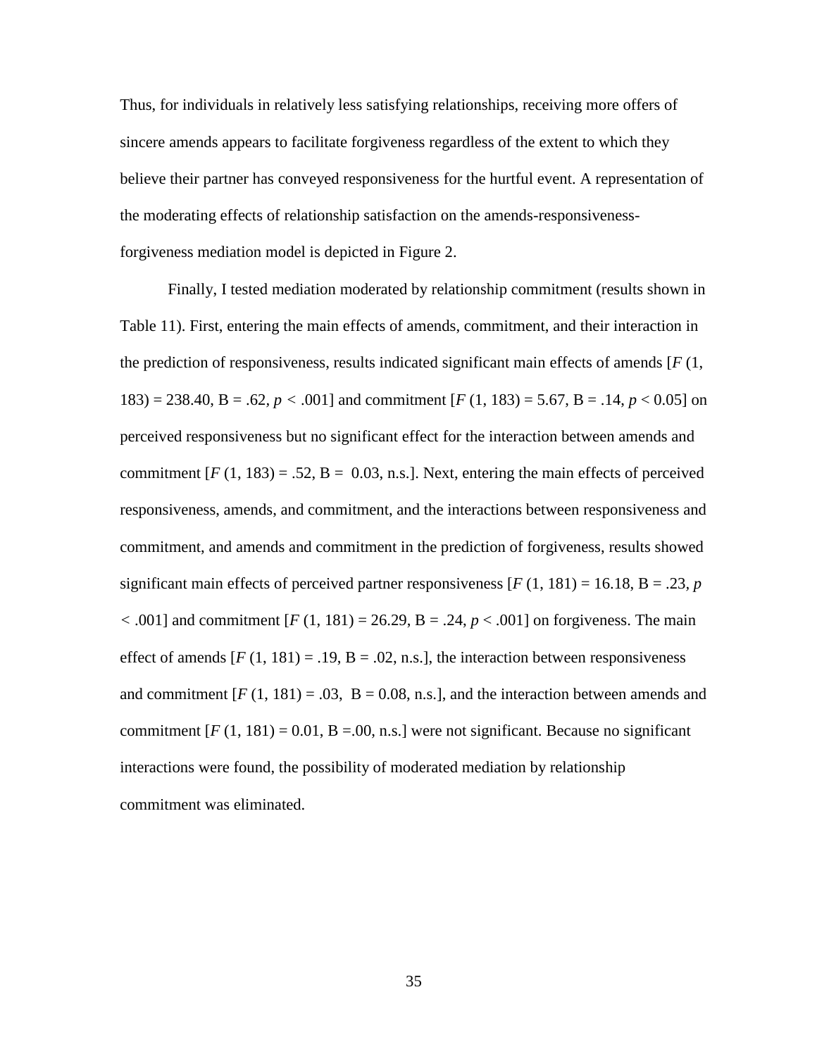Thus, for individuals in relatively less satisfying relationships, receiving more offers of sincere amends appears to facilitate forgiveness regardless of the extent to which they believe their partner has conveyed responsiveness for the hurtful event. A representation of the moderating effects of relationship satisfaction on the amends-responsiveness-forgiveness mediation model is depicted in Figure 2.

Finally, I tested mediation moderated by relationship commitment (results shown in Table 11). First, entering the main effects of amends, commitment, and their interaction in the prediction of responsiveness, results indicated significant main effects of amends [$F$ (1, 183) = 238.40, B = .62, $p$ < .001] and commitment [$F$ (1, 183) = 5.67, B = .14, $p$ < 0.05] on perceived responsiveness but no significant effect for the interaction between amends and commitment [$F$ (1, 183) = .52, B = 0.03, n.s.]. Next, entering the main effects of perceived responsiveness, amends, and commitment, and the interactions between responsiveness and commitment, and amends and commitment in the prediction of forgiveness, results showed significant main effects of perceived partner responsiveness [$F$ (1, 181) = 16.18, B = .23, $p$ < .001] and commitment [$F$ (1, 181) = 26.29, B = .24, $p$ < .001] on forgiveness. The main effect of amends [$F$ (1, 181) = .19, B = .02, n.s.], the interaction between responsiveness and commitment [$F$ (1, 181) = .03, B = 0.08, n.s.], and the interaction between amends and commitment [$F$ (1, 181) = 0.01, B =.00, n.s.] were not significant. Because no significant interactions were found, the possibility of moderated mediation by relationship commitment was eliminated.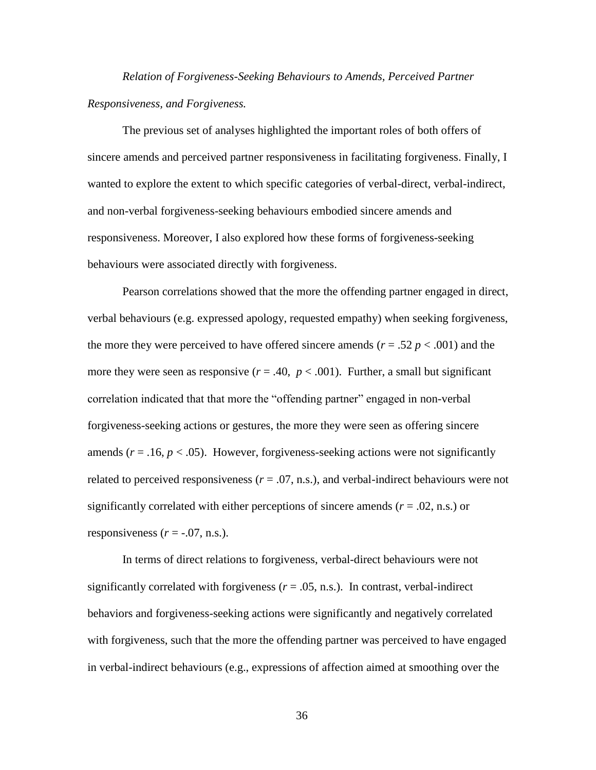*Relation of Forgiveness-Seeking Behaviours to Amends, Perceived Partner Responsiveness, and Forgiveness.*

The previous set of analyses highlighted the important roles of both offers of sincere amends and perceived partner responsiveness in facilitating forgiveness. Finally, I wanted to explore the extent to which specific categories of verbal-direct, verbal-indirect, and non-verbal forgiveness-seeking behaviours embodied sincere amends and responsiveness. Moreover, I also explored how these forms of forgiveness-seeking behaviours were associated directly with forgiveness.

Pearson correlations showed that the more the offending partner engaged in direct, verbal behaviours (e.g. expressed apology, requested empathy) when seeking forgiveness, the more they were perceived to have offered sincere amends ($r$ = .52 $p$ < .001) and the more they were seen as responsive ($r$ = .40, $p$ < .001). Further, a small but significant correlation indicated that that more the "offending partner" engaged in non-verbal forgiveness-seeking actions or gestures, the more they were seen as offering sincere amends ($r$ = .16, $p$ < .05). However, forgiveness-seeking actions were not significantly related to perceived responsiveness ($r$ = .07, n.s.), and verbal-indirect behaviours were not significantly correlated with either perceptions of sincere amends ($r$ = .02, n.s.) or responsiveness ($r$ = -.07, n.s.).

In terms of direct relations to forgiveness, verbal-direct behaviours were not significantly correlated with forgiveness ($r$ = .05, n.s.). In contrast, verbal-indirect behaviors and forgiveness-seeking actions were significantly and negatively correlated with forgiveness, such that the more the offending partner was perceived to have engaged in verbal-indirect behaviours (e.g., expressions of affection aimed at smoothing over the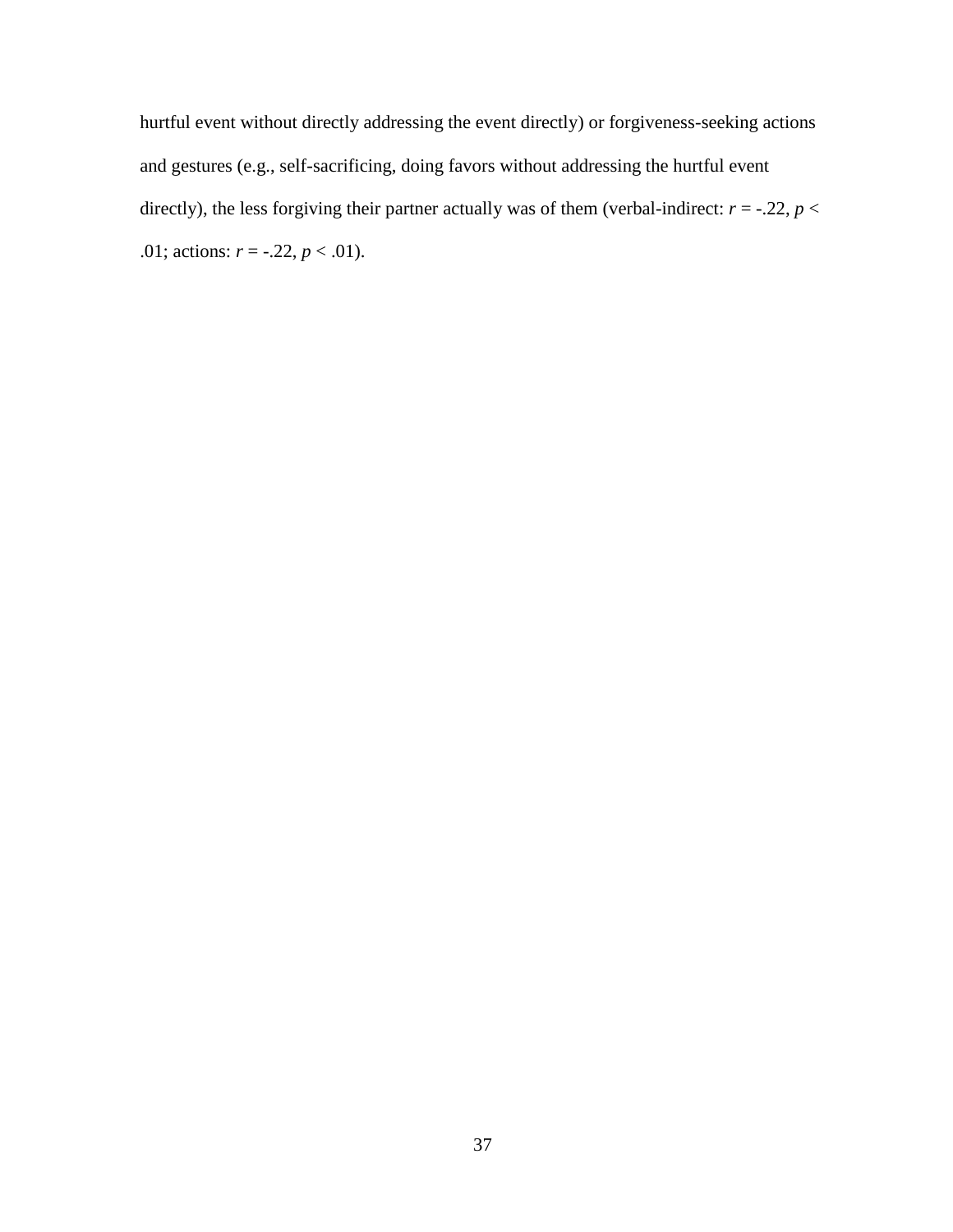hurtful event without directly addressing the event directly) or forgiveness-seeking actions and gestures (e.g., self-sacrificing, doing favors without addressing the hurtful event directly), the less forgiving their partner actually was of them (verbal-indirect: $r = -.22$, $p < .01$; actions: $r = -.22$, $p < .01$).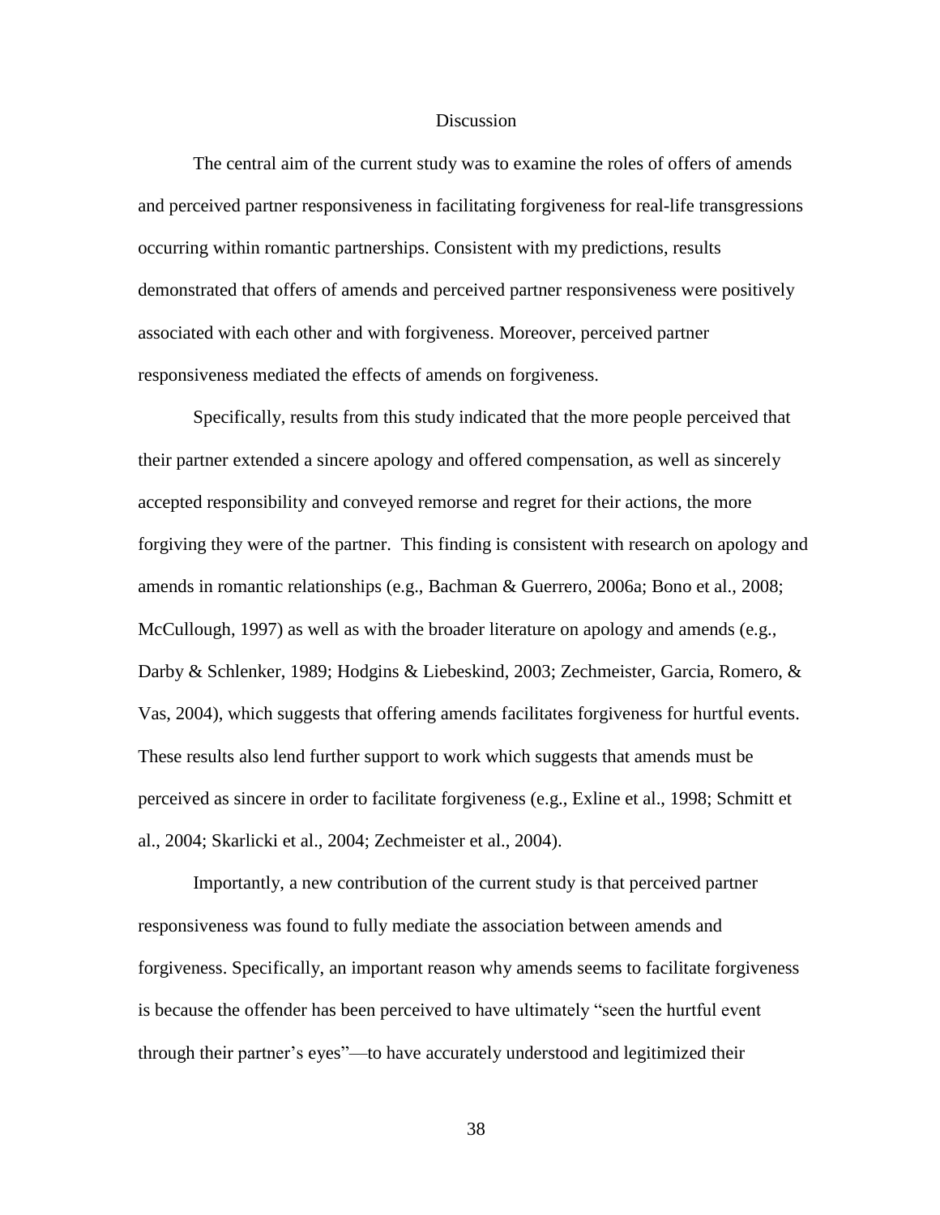# Discussion

The central aim of the current study was to examine the roles of offers of amends and perceived partner responsiveness in facilitating forgiveness for real-life transgressions occurring within romantic partnerships. Consistent with my predictions, results demonstrated that offers of amends and perceived partner responsiveness were positively associated with each other and with forgiveness. Moreover, perceived partner responsiveness mediated the effects of amends on forgiveness.

Specifically, results from this study indicated that the more people perceived that their partner extended a sincere apology and offered compensation, as well as sincerely accepted responsibility and conveyed remorse and regret for their actions, the more forgiving they were of the partner. This finding is consistent with research on apology and amends in romantic relationships (e.g., Bachman & Guerrero, 2006a; Bono et al., 2008; McCullough, 1997) as well as with the broader literature on apology and amends (e.g., Darby & Schlenker, 1989; Hodgins & Liebeskind, 2003; Zechmeister, Garcia, Romero, & Vas, 2004), which suggests that offering amends facilitates forgiveness for hurtful events. These results also lend further support to work which suggests that amends must be perceived as sincere in order to facilitate forgiveness (e.g., Exline et al., 1998; Schmitt et al., 2004; Skarlicki et al., 2004; Zechmeister et al., 2004).

Importantly, a new contribution of the current study is that perceived partner responsiveness was found to fully mediate the association between amends and forgiveness. Specifically, an important reason why amends seems to facilitate forgiveness is because the offender has been perceived to have ultimately "seen the hurtful event through their partner's eyes"—to have accurately understood and legitimized their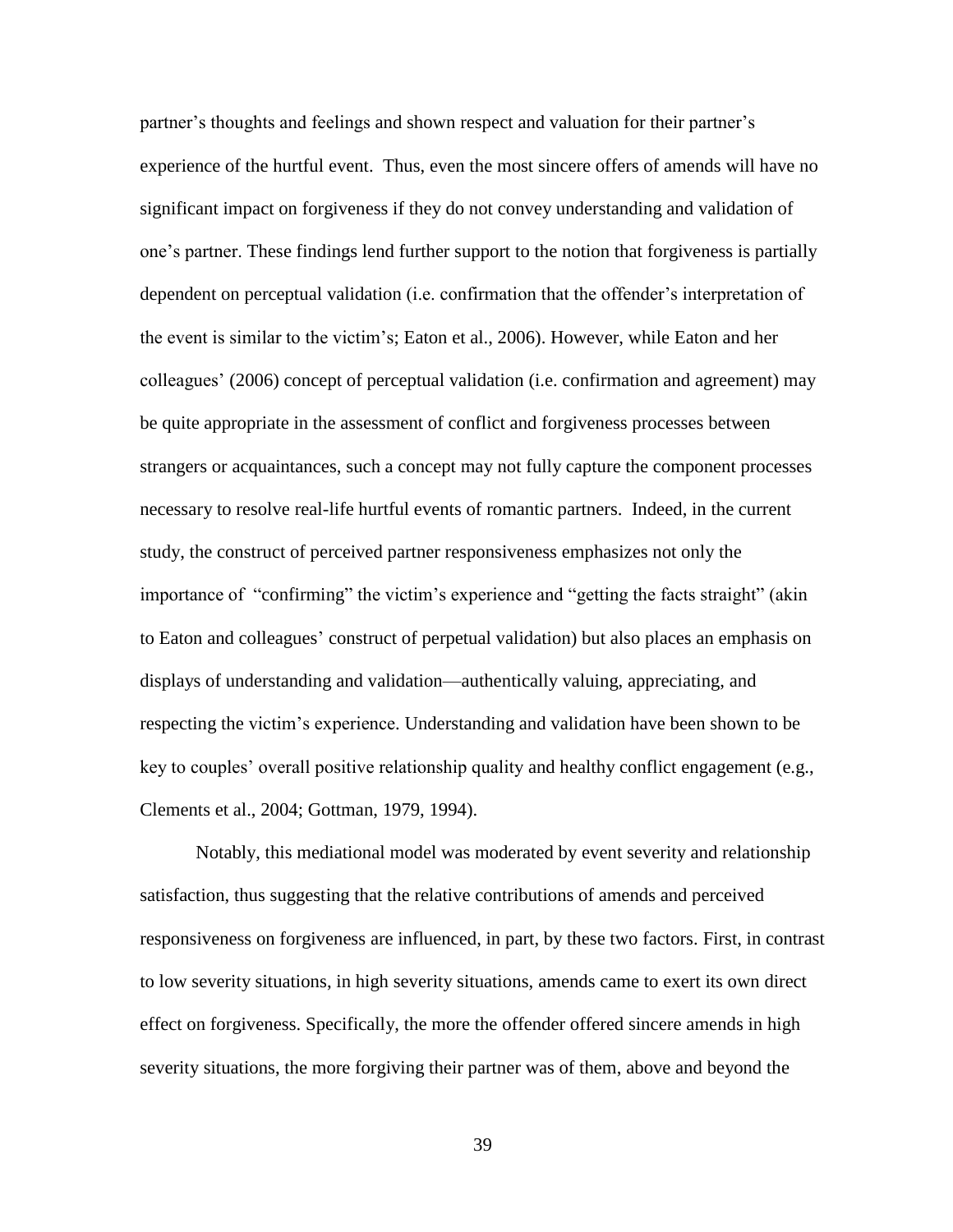partner's thoughts and feelings and shown respect and valuation for their partner's experience of the hurtful event. Thus, even the most sincere offers of amends will have no significant impact on forgiveness if they do not convey understanding and validation of one's partner. These findings lend further support to the notion that forgiveness is partially dependent on perceptual validation (i.e. confirmation that the offender's interpretation of the event is similar to the victim's; Eaton et al., 2006). However, while Eaton and her colleagues' (2006) concept of perceptual validation (i.e. confirmation and agreement) may be quite appropriate in the assessment of conflict and forgiveness processes between strangers or acquaintances, such a concept may not fully capture the component processes necessary to resolve real-life hurtful events of romantic partners. Indeed, in the current study, the construct of perceived partner responsiveness emphasizes not only the importance of "confirming" the victim's experience and "getting the facts straight" (akin to Eaton and colleagues' construct of perpetual validation) but also places an emphasis on displays of understanding and validation—authentically valuing, appreciating, and respecting the victim's experience. Understanding and validation have been shown to be key to couples' overall positive relationship quality and healthy conflict engagement (e.g., Clements et al., 2004; Gottman, 1979, 1994).

Notably, this mediational model was moderated by event severity and relationship satisfaction, thus suggesting that the relative contributions of amends and perceived responsiveness on forgiveness are influenced, in part, by these two factors. First, in contrast to low severity situations, in high severity situations, amends came to exert its own direct effect on forgiveness. Specifically, the more the offender offered sincere amends in high severity situations, the more forgiving their partner was of them, above and beyond the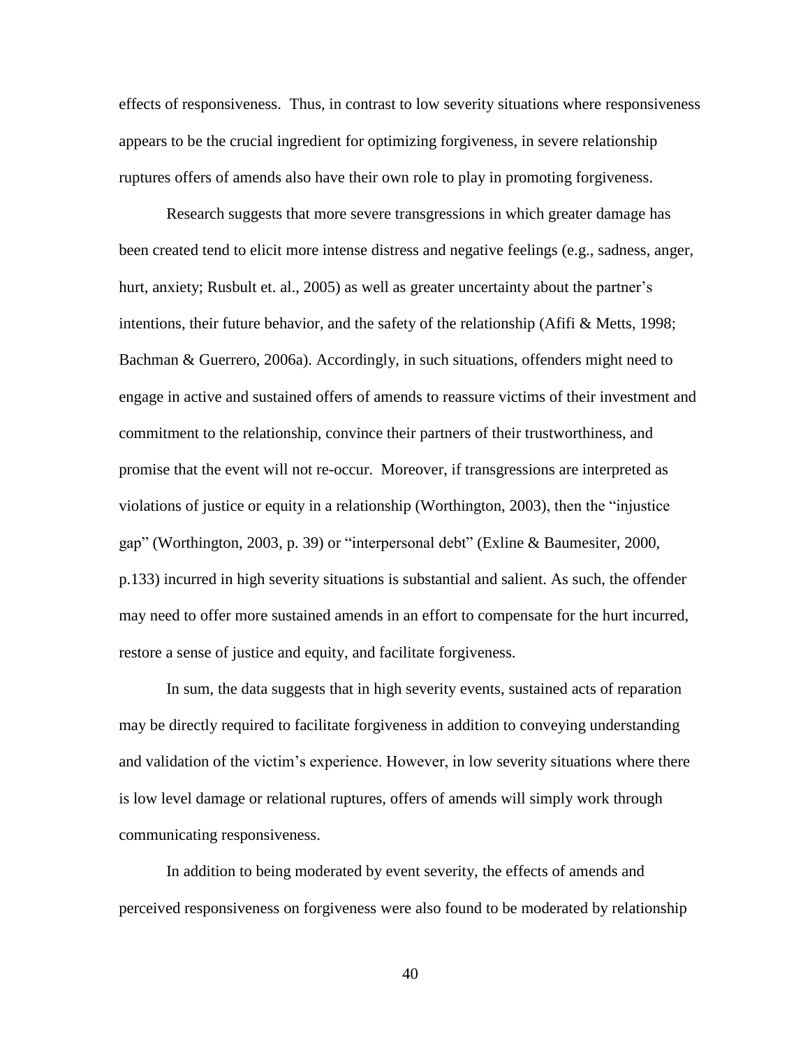effects of responsiveness. Thus, in contrast to low severity situations where responsiveness appears to be the crucial ingredient for optimizing forgiveness, in severe relationship ruptures offers of amends also have their own role to play in promoting forgiveness.

Research suggests that more severe transgressions in which greater damage has been created tend to elicit more intense distress and negative feelings (e.g., sadness, anger, hurt, anxiety; Rusbult et. al., 2005) as well as greater uncertainty about the partner's intentions, their future behavior, and the safety of the relationship (Afifi & Metts, 1998; Bachman & Guerrero, 2006a). Accordingly, in such situations, offenders might need to engage in active and sustained offers of amends to reassure victims of their investment and commitment to the relationship, convince their partners of their trustworthiness, and promise that the event will not re-occur. Moreover, if transgressions are interpreted as violations of justice or equity in a relationship (Worthington, 2003), then the "injustice gap" (Worthington, 2003, p. 39) or "interpersonal debt" (Exline & Baumesiter, 2000, p.133) incurred in high severity situations is substantial and salient. As such, the offender may need to offer more sustained amends in an effort to compensate for the hurt incurred, restore a sense of justice and equity, and facilitate forgiveness.

In sum, the data suggests that in high severity events, sustained acts of reparation may be directly required to facilitate forgiveness in addition to conveying understanding and validation of the victim's experience. However, in low severity situations where there is low level damage or relational ruptures, offers of amends will simply work through communicating responsiveness.

In addition to being moderated by event severity, the effects of amends and perceived responsiveness on forgiveness were also found to be moderated by relationship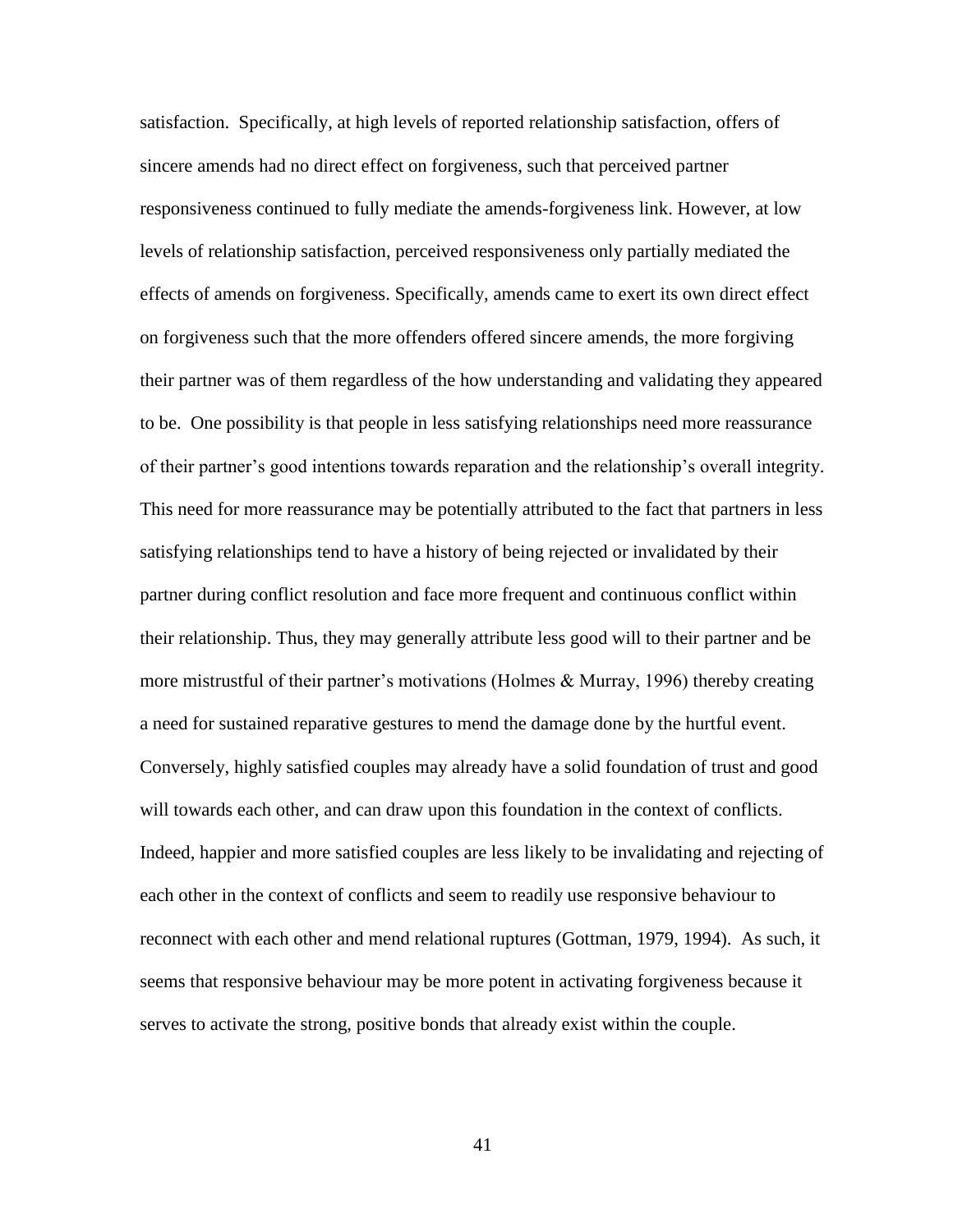satisfaction. Specifically, at high levels of reported relationship satisfaction, offers of sincere amends had no direct effect on forgiveness, such that perceived partner responsiveness continued to fully mediate the amends-forgiveness link. However, at low levels of relationship satisfaction, perceived responsiveness only partially mediated the effects of amends on forgiveness. Specifically, amends came to exert its own direct effect on forgiveness such that the more offenders offered sincere amends, the more forgiving their partner was of them regardless of the how understanding and validating they appeared to be. One possibility is that people in less satisfying relationships need more reassurance of their partner's good intentions towards reparation and the relationship's overall integrity. This need for more reassurance may be potentially attributed to the fact that partners in less satisfying relationships tend to have a history of being rejected or invalidated by their partner during conflict resolution and face more frequent and continuous conflict within their relationship. Thus, they may generally attribute less good will to their partner and be more mistrustful of their partner's motivations (Holmes & Murray, 1996) thereby creating a need for sustained reparative gestures to mend the damage done by the hurtful event. Conversely, highly satisfied couples may already have a solid foundation of trust and good will towards each other, and can draw upon this foundation in the context of conflicts. Indeed, happier and more satisfied couples are less likely to be invalidating and rejecting of each other in the context of conflicts and seem to readily use responsive behaviour to reconnect with each other and mend relational ruptures (Gottman, 1979, 1994). As such, it seems that responsive behaviour may be more potent in activating forgiveness because it serves to activate the strong, positive bonds that already exist within the couple.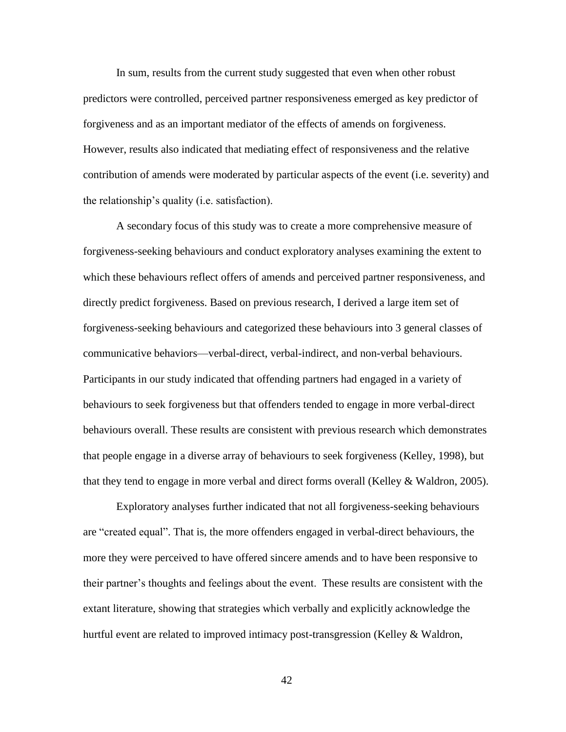In sum, results from the current study suggested that even when other robust predictors were controlled, perceived partner responsiveness emerged as key predictor of forgiveness and as an important mediator of the effects of amends on forgiveness. However, results also indicated that mediating effect of responsiveness and the relative contribution of amends were moderated by particular aspects of the event (i.e. severity) and the relationship's quality (i.e. satisfaction).

A secondary focus of this study was to create a more comprehensive measure of forgiveness-seeking behaviours and conduct exploratory analyses examining the extent to which these behaviours reflect offers of amends and perceived partner responsiveness, and directly predict forgiveness. Based on previous research, I derived a large item set of forgiveness-seeking behaviours and categorized these behaviours into 3 general classes of communicative behaviors—verbal-direct, verbal-indirect, and non-verbal behaviours. Participants in our study indicated that offending partners had engaged in a variety of behaviours to seek forgiveness but that offenders tended to engage in more verbal-direct behaviours overall. These results are consistent with previous research which demonstrates that people engage in a diverse array of behaviours to seek forgiveness (Kelley, 1998), but that they tend to engage in more verbal and direct forms overall (Kelley & Waldron, 2005).

Exploratory analyses further indicated that not all forgiveness-seeking behaviours are "created equal". That is, the more offenders engaged in verbal-direct behaviours, the more they were perceived to have offered sincere amends and to have been responsive to their partner's thoughts and feelings about the event. These results are consistent with the extant literature, showing that strategies which verbally and explicitly acknowledge the hurtful event are related to improved intimacy post-transgression (Kelley & Waldron,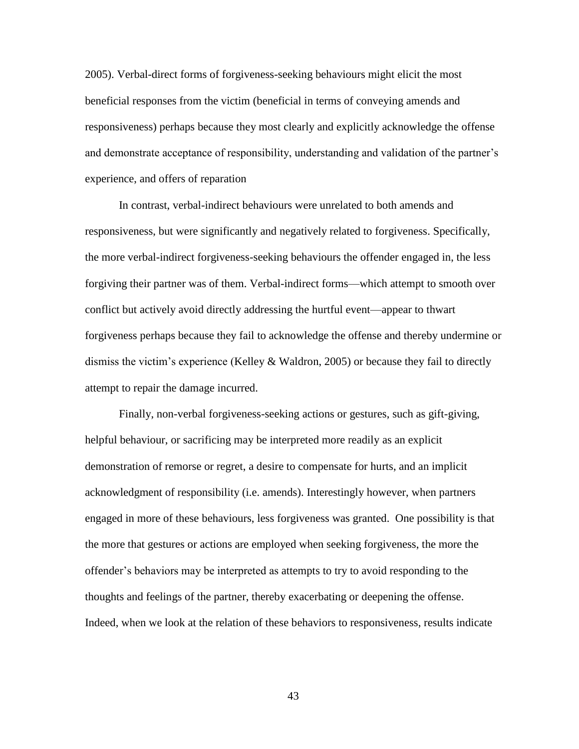2005). Verbal-direct forms of forgiveness-seeking behaviours might elicit the most beneficial responses from the victim (beneficial in terms of conveying amends and responsiveness) perhaps because they most clearly and explicitly acknowledge the offense and demonstrate acceptance of responsibility, understanding and validation of the partner's experience, and offers of reparation

In contrast, verbal-indirect behaviours were unrelated to both amends and responsiveness, but were significantly and negatively related to forgiveness. Specifically, the more verbal-indirect forgiveness-seeking behaviours the offender engaged in, the less forgiving their partner was of them. Verbal-indirect forms—which attempt to smooth over conflict but actively avoid directly addressing the hurtful event—appear to thwart forgiveness perhaps because they fail to acknowledge the offense and thereby undermine or dismiss the victim's experience (Kelley & Waldron, 2005) or because they fail to directly attempt to repair the damage incurred.

Finally, non-verbal forgiveness-seeking actions or gestures, such as gift-giving, helpful behaviour, or sacrificing may be interpreted more readily as an explicit demonstration of remorse or regret, a desire to compensate for hurts, and an implicit acknowledgment of responsibility (i.e. amends). Interestingly however, when partners engaged in more of these behaviours, less forgiveness was granted. One possibility is that the more that gestures or actions are employed when seeking forgiveness, the more the offender's behaviors may be interpreted as attempts to try to avoid responding to the thoughts and feelings of the partner, thereby exacerbating or deepening the offense. Indeed, when we look at the relation of these behaviors to responsiveness, results indicate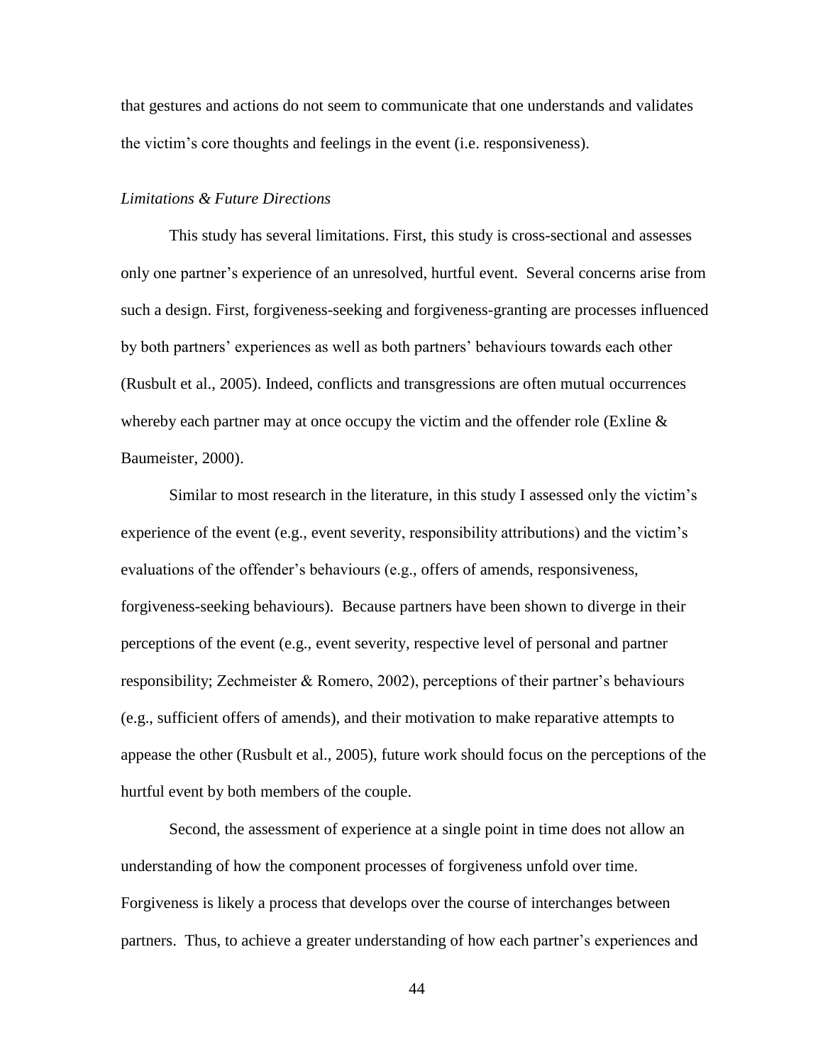that gestures and actions do not seem to communicate that one understands and validates the victim's core thoughts and feelings in the event (i.e. responsiveness).

*Limitations & Future Directions*

This study has several limitations. First, this study is cross-sectional and assesses only one partner's experience of an unresolved, hurtful event. Several concerns arise from such a design. First, forgiveness-seeking and forgiveness-granting are processes influenced by both partners' experiences as well as both partners' behaviours towards each other (Rusbult et al., 2005). Indeed, conflicts and transgressions are often mutual occurrences whereby each partner may at once occupy the victim and the offender role (Exline & Baumeister, 2000).

Similar to most research in the literature, in this study I assessed only the victim's experience of the event (e.g., event severity, responsibility attributions) and the victim's evaluations of the offender's behaviours (e.g., offers of amends, responsiveness, forgiveness-seeking behaviours). Because partners have been shown to diverge in their perceptions of the event (e.g., event severity, respective level of personal and partner responsibility; Zechmeister & Romero, 2002), perceptions of their partner's behaviours (e.g., sufficient offers of amends), and their motivation to make reparative attempts to appease the other (Rusbult et al., 2005), future work should focus on the perceptions of the hurtful event by both members of the couple.

Second, the assessment of experience at a single point in time does not allow an understanding of how the component processes of forgiveness unfold over time. Forgiveness is likely a process that develops over the course of interchanges between partners. Thus, to achieve a greater understanding of how each partner's experiences and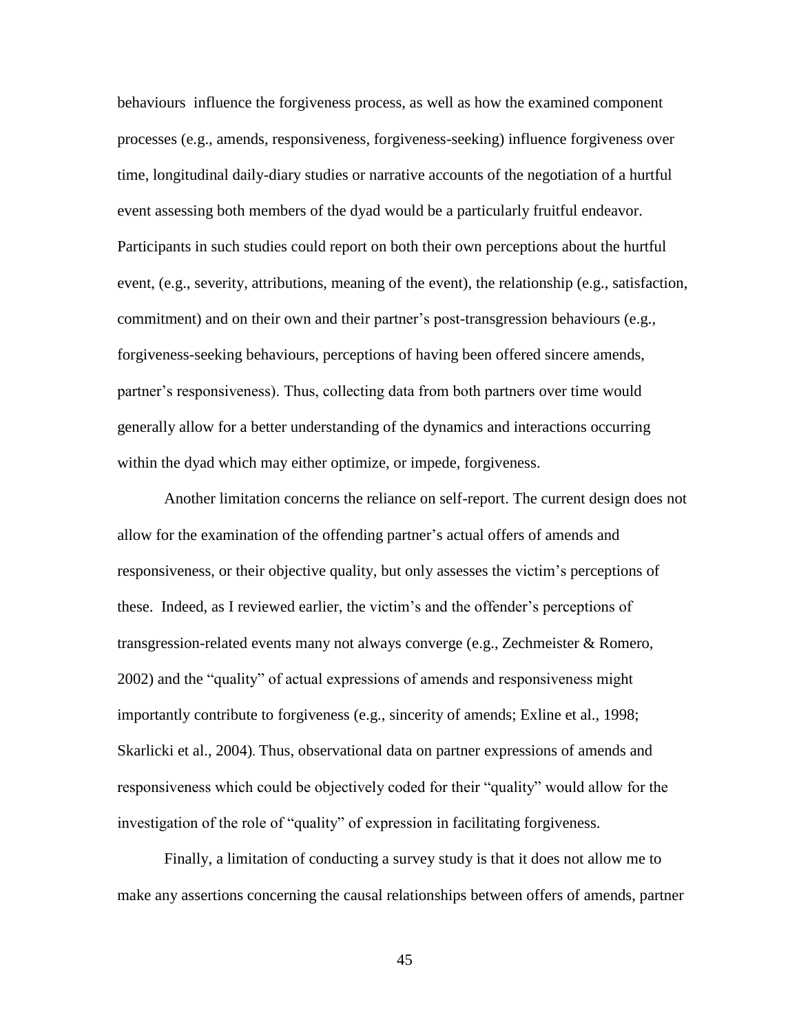behaviours influence the forgiveness process, as well as how the examined component processes (e.g., amends, responsiveness, forgiveness-seeking) influence forgiveness over time, longitudinal daily-diary studies or narrative accounts of the negotiation of a hurtful event assessing both members of the dyad would be a particularly fruitful endeavor. Participants in such studies could report on both their own perceptions about the hurtful event, (e.g., severity, attributions, meaning of the event), the relationship (e.g., satisfaction, commitment) and on their own and their partner's post-transgression behaviours (e.g., forgiveness-seeking behaviours, perceptions of having been offered sincere amends, partner's responsiveness). Thus, collecting data from both partners over time would generally allow for a better understanding of the dynamics and interactions occurring within the dyad which may either optimize, or impede, forgiveness.

Another limitation concerns the reliance on self-report. The current design does not allow for the examination of the offending partner's actual offers of amends and responsiveness, or their objective quality, but only assesses the victim's perceptions of these. Indeed, as I reviewed earlier, the victim's and the offender's perceptions of transgression-related events many not always converge (e.g., Zechmeister & Romero, 2002) and the "quality" of actual expressions of amends and responsiveness might importantly contribute to forgiveness (e.g., sincerity of amends; Exline et al., 1998; Skarlicki et al., 2004). Thus, observational data on partner expressions of amends and responsiveness which could be objectively coded for their "quality" would allow for the investigation of the role of "quality" of expression in facilitating forgiveness.

Finally, a limitation of conducting a survey study is that it does not allow me to make any assertions concerning the causal relationships between offers of amends, partner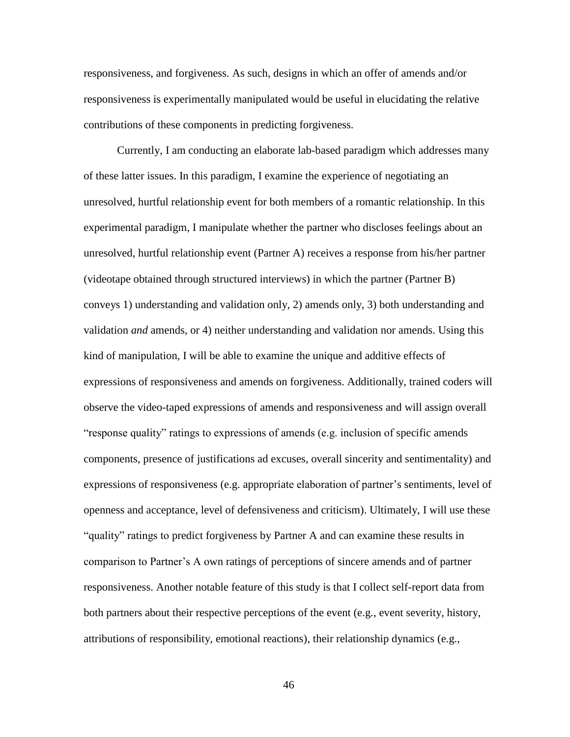responsiveness, and forgiveness. As such, designs in which an offer of amends and/or responsiveness is experimentally manipulated would be useful in elucidating the relative contributions of these components in predicting forgiveness.

Currently, I am conducting an elaborate lab-based paradigm which addresses many of these latter issues. In this paradigm, I examine the experience of negotiating an unresolved, hurtful relationship event for both members of a romantic relationship. In this experimental paradigm, I manipulate whether the partner who discloses feelings about an unresolved, hurtful relationship event (Partner A) receives a response from his/her partner (videotape obtained through structured interviews) in which the partner (Partner B) conveys 1) understanding and validation only, 2) amends only, 3) both understanding and validation *and* amends, or 4) neither understanding and validation nor amends. Using this kind of manipulation, I will be able to examine the unique and additive effects of expressions of responsiveness and amends on forgiveness. Additionally, trained coders will observe the video-taped expressions of amends and responsiveness and will assign overall "response quality" ratings to expressions of amends (e.g. inclusion of specific amends components, presence of justifications ad excuses, overall sincerity and sentimentality) and expressions of responsiveness (e.g. appropriate elaboration of partner's sentiments, level of openness and acceptance, level of defensiveness and criticism). Ultimately, I will use these "quality" ratings to predict forgiveness by Partner A and can examine these results in comparison to Partner's A own ratings of perceptions of sincere amends and of partner responsiveness. Another notable feature of this study is that I collect self-report data from both partners about their respective perceptions of the event (e.g., event severity, history, attributions of responsibility, emotional reactions), their relationship dynamics (e.g.,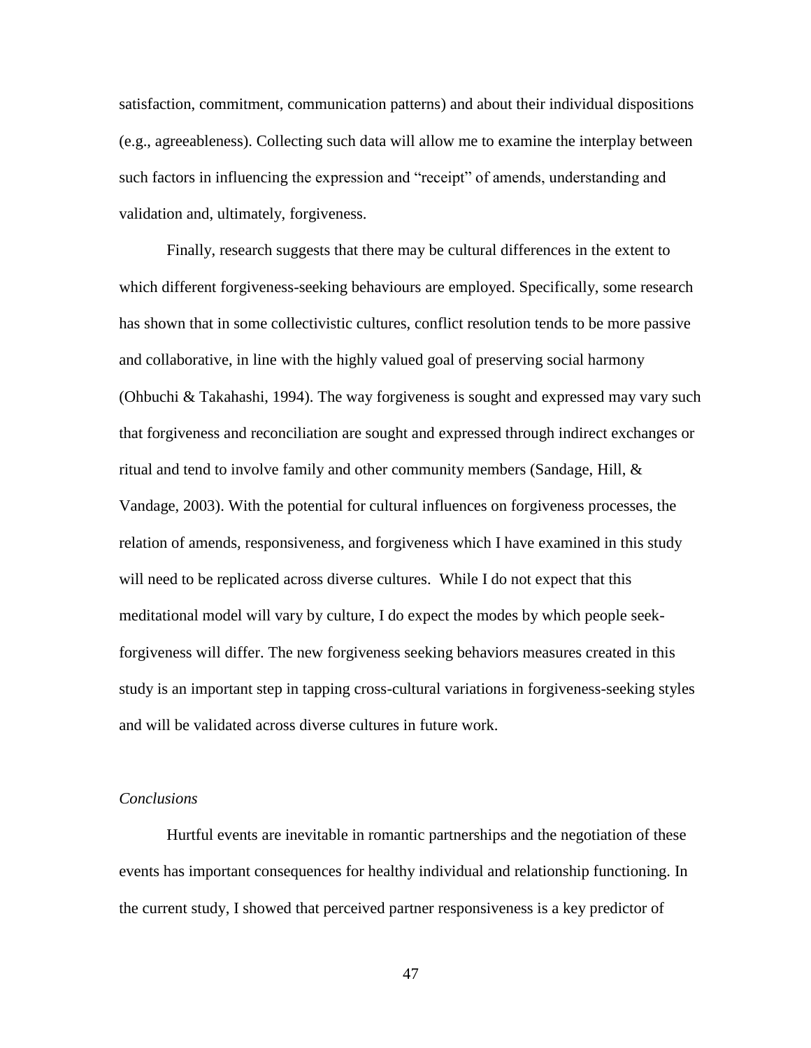satisfaction, commitment, communication patterns) and about their individual dispositions (e.g., agreeableness). Collecting such data will allow me to examine the interplay between such factors in influencing the expression and "receipt" of amends, understanding and validation and, ultimately, forgiveness.

Finally, research suggests that there may be cultural differences in the extent to which different forgiveness-seeking behaviours are employed. Specifically, some research has shown that in some collectivistic cultures, conflict resolution tends to be more passive and collaborative, in line with the highly valued goal of preserving social harmony (Ohbuchi & Takahashi, 1994). The way forgiveness is sought and expressed may vary such that forgiveness and reconciliation are sought and expressed through indirect exchanges or ritual and tend to involve family and other community members (Sandage, Hill, & Vandage, 2003). With the potential for cultural influences on forgiveness processes, the relation of amends, responsiveness, and forgiveness which I have examined in this study will need to be replicated across diverse cultures. While I do not expect that this meditational model will vary by culture, I do expect the modes by which people seek-forgiveness will differ. The new forgiveness seeking behaviors measures created in this study is an important step in tapping cross-cultural variations in forgiveness-seeking styles and will be validated across diverse cultures in future work.

### *Conclusions*

Hurtful events are inevitable in romantic partnerships and the negotiation of these events has important consequences for healthy individual and relationship functioning. In the current study, I showed that perceived partner responsiveness is a key predictor of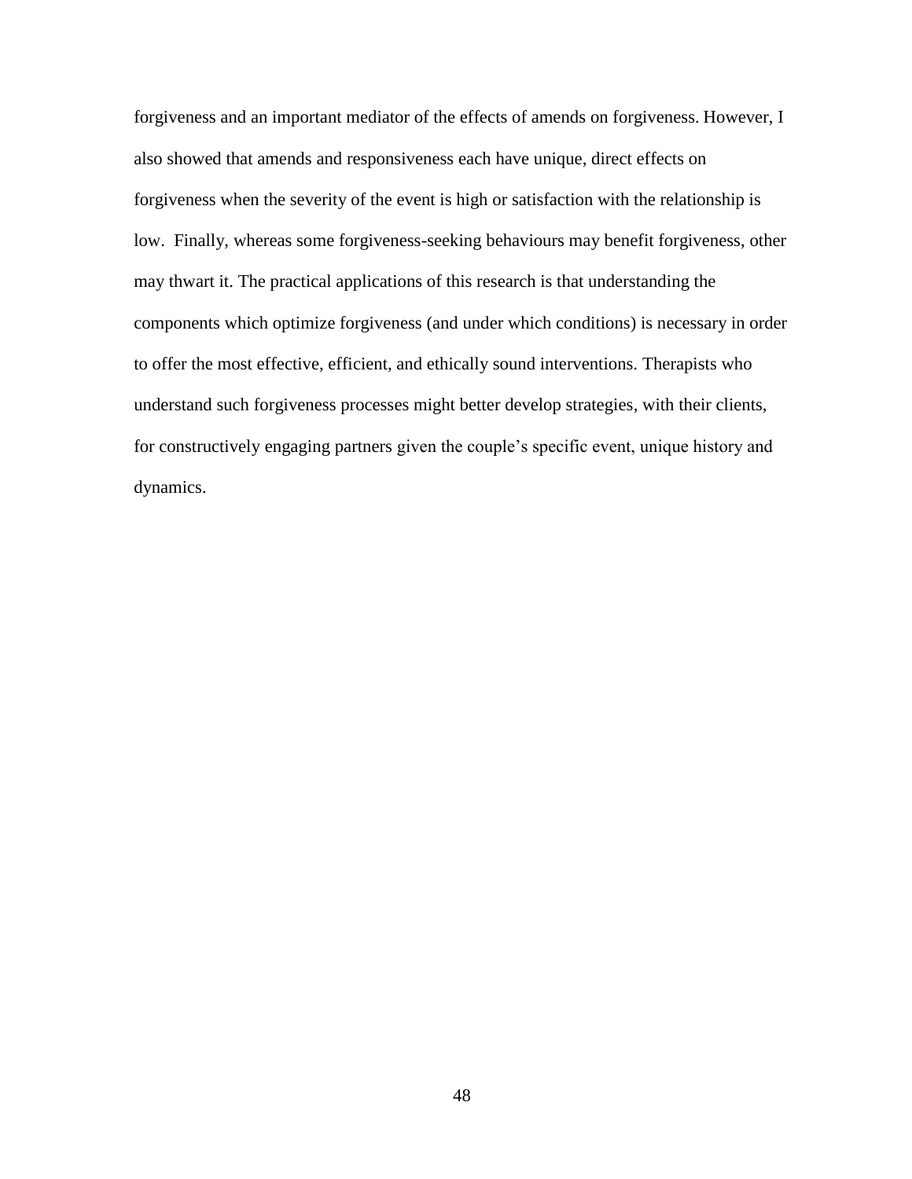forgiveness and an important mediator of the effects of amends on forgiveness. However, I also showed that amends and responsiveness each have unique, direct effects on forgiveness when the severity of the event is high or satisfaction with the relationship is low. Finally, whereas some forgiveness-seeking behaviours may benefit forgiveness, other may thwart it. The practical applications of this research is that understanding the components which optimize forgiveness (and under which conditions) is necessary in order to offer the most effective, efficient, and ethically sound interventions. Therapists who understand such forgiveness processes might better develop strategies, with their clients, for constructively engaging partners given the couple's specific event, unique history and dynamics.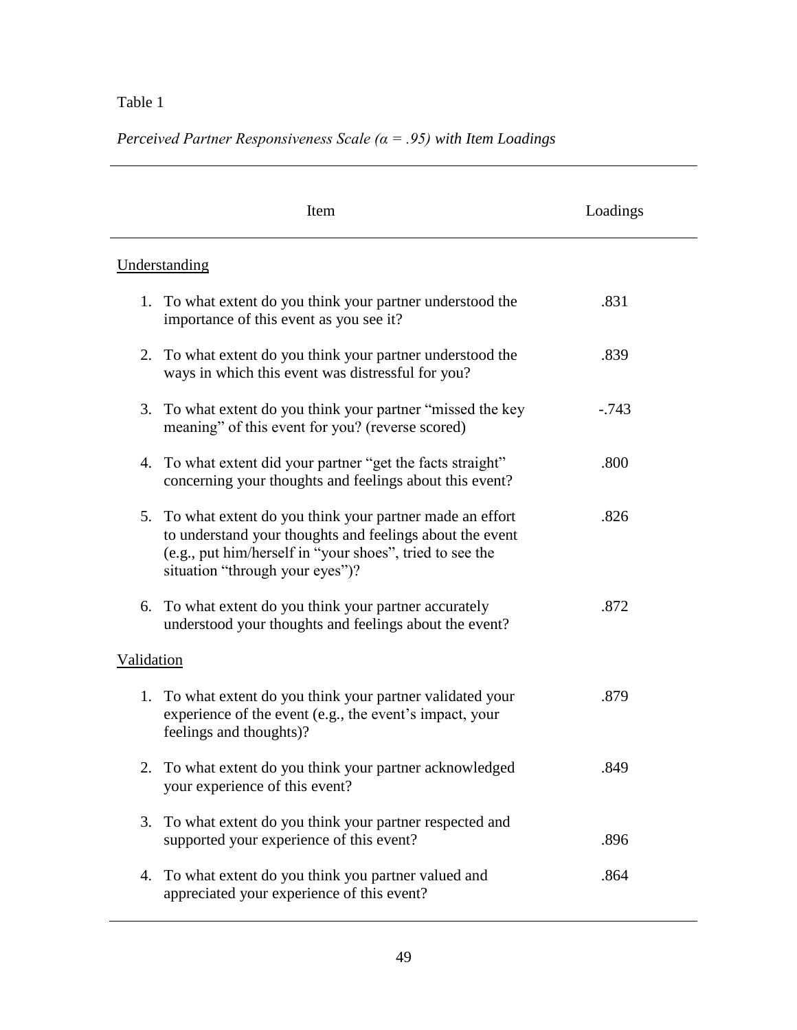Table 1

*Perceived Partner Responsiveness Scale (α = .95) with Item Loadings*

| Item | Loadings |
|---|---|
| Understanding | |
| 1. To what extent do you think your partner understood the importance of this event as you see it? | .831 |
| 2. To what extent do you think your partner understood the ways in which this event was distressful for you? | .839 |
| 3. To what extent do you think your partner "missed the key meaning" of this event for you? (reverse scored) | -.743 |
| 4. To what extent did your partner "get the facts straight" concerning your thoughts and feelings about this event? | .800 |
| 5. To what extent do you think your partner made an effort to understand your thoughts and feelings about the event (e.g., put him/herself in "your shoes", tried to see the situation "through your eyes")? | .826 |
| 6. To what extent do you think your partner accurately understood your thoughts and feelings about the event? | .872 |
| Validation | |
| 1. To what extent do you think your partner validated your experience of the event (e.g., the event's impact, your feelings and thoughts)? | .879 |
| 2. To what extent do you think your partner acknowledged your experience of this event? | .849 |
| 3. To what extent do you think your partner respected and supported your experience of this event? | .896 |
| 4. To what extent do you think you partner valued and appreciated your experience of this event? | .864 |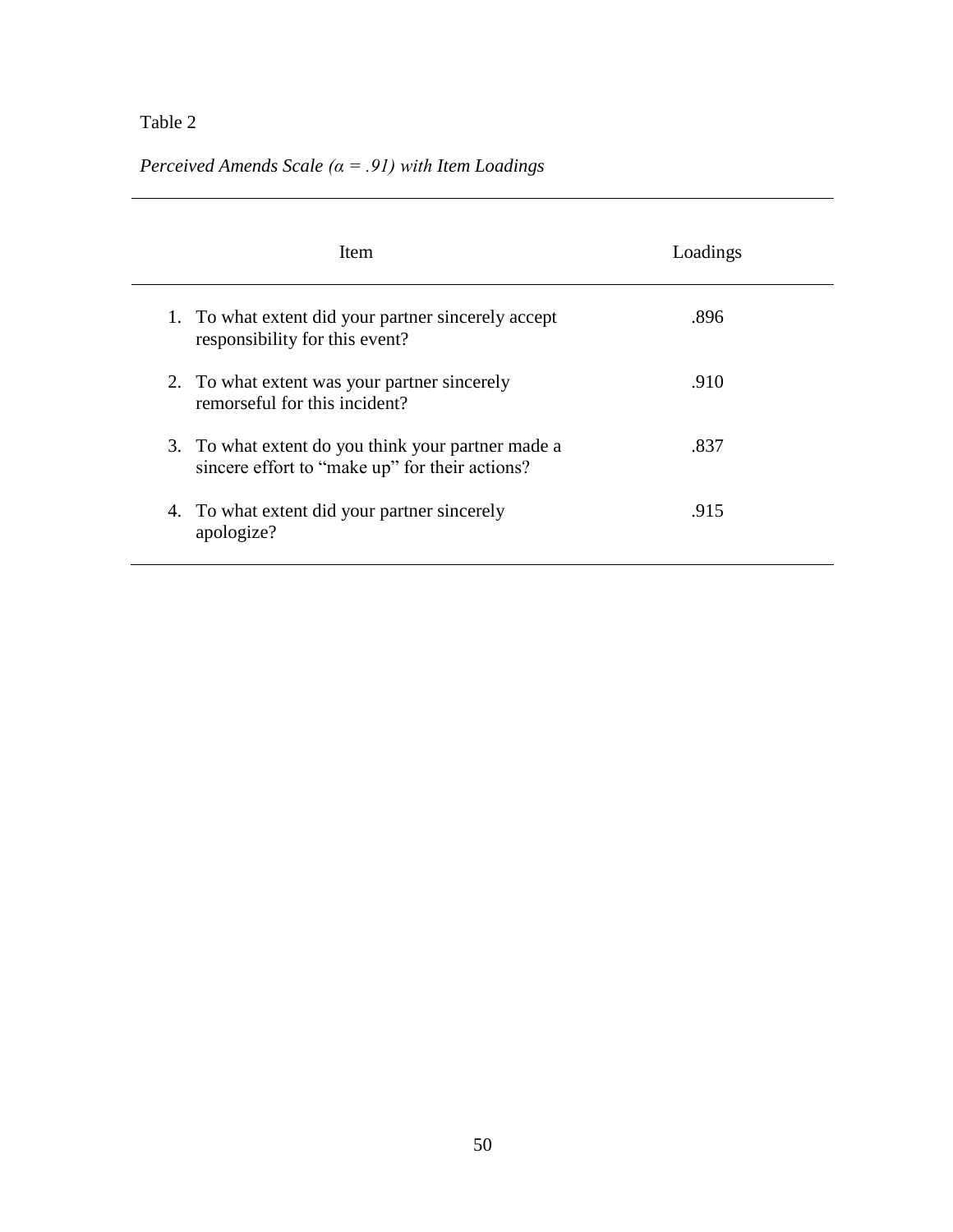Table 2

*Perceived Amends Scale (α = .91) with Item Loadings*

| Item | Loadings |
|---|---|
| 1. To what extent did your partner sincerely accept responsibility for this event? | .896 |
| 2. To what extent was your partner sincerely remorseful for this incident? | .910 |
| 3. To what extent do you think your partner made a sincere effort to "make up" for their actions? | .837 |
| 4. To what extent did your partner sincerely apologize? | .915 |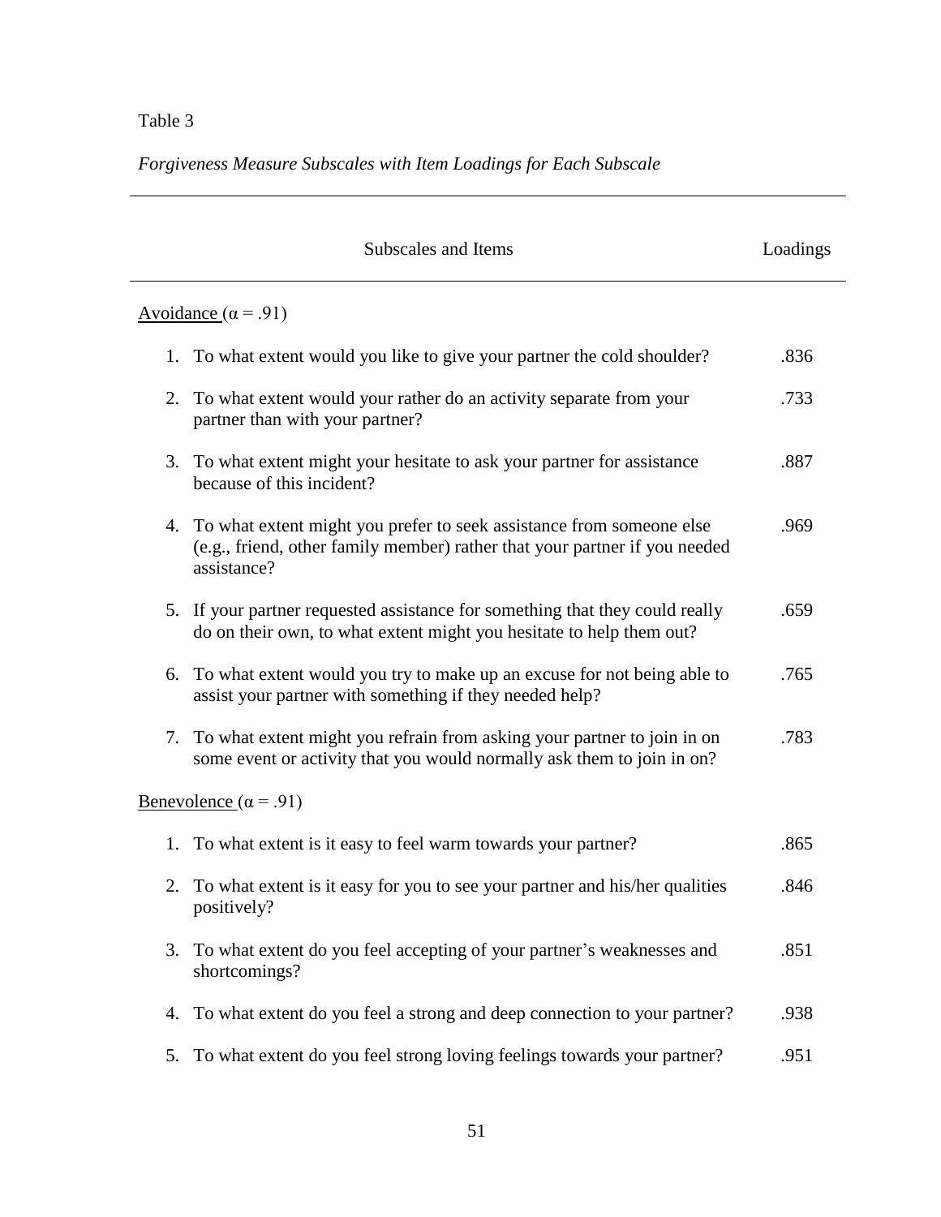Table 3

*Forgiveness Measure Subscales with Item Loadings for Each Subscale*

| Subscales and Items | Loadings |
|---|---|
| Avoidance ($\alpha$ = .91) | |
| 1. To what extent would you like to give your partner the cold shoulder? | .836 |
| 2. To what extent would your rather do an activity separate from your partner than with your partner? | .733 |
| 3. To what extent might your hesitate to ask your partner for assistance because of this incident? | .887 |
| 4. To what extent might you prefer to seek assistance from someone else (e.g., friend, other family member) rather that your partner if you needed assistance? | .969 |
| 5. If your partner requested assistance for something that they could really do on their own, to what extent might you hesitate to help them out? | .659 |
| 6. To what extent would you try to make up an excuse for not being able to assist your partner with something if they needed help? | .765 |
| 7. To what extent might you refrain from asking your partner to join in on some event or activity that you would normally ask them to join in on? | .783 |
| Benevolence ($\alpha$ = .91) | |
| 1. To what extent is it easy to feel warm towards your partner? | .865 |
| 2. To what extent is it easy for you to see your partner and his/her qualities positively? | .846 |
| 3. To what extent do you feel accepting of your partner's weaknesses and shortcomings? | .851 |
| 4. To what extent do you feel a strong and deep connection to your partner? | .938 |
| 5. To what extent do you feel strong loving feelings towards your partner? | .951 |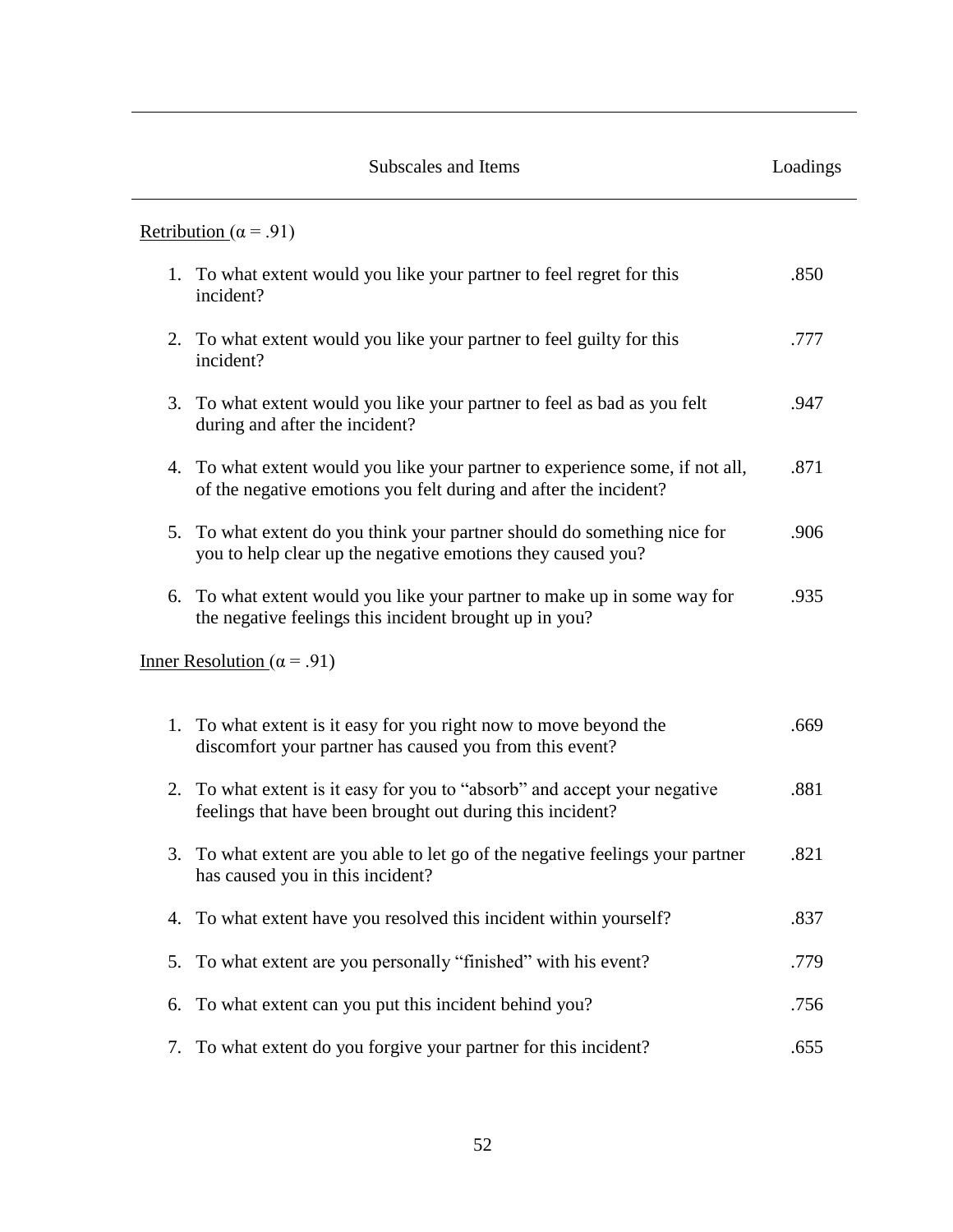| Subscales and Items | Loadings |
|---|---|
| Retribution ($\alpha = .91$) | |
| 1. To what extent would you like your partner to feel regret for this incident? | .850 |
| 2. To what extent would you like your partner to feel guilty for this incident? | .777 |
| 3. To what extent would you like your partner to feel as bad as you felt during and after the incident? | .947 |
| 4. To what extent would you like your partner to experience some, if not all, of the negative emotions you felt during and after the incident? | .871 |
| 5. To what extent do you think your partner should do something nice for you to help clear up the negative emotions they caused you? | .906 |
| 6. To what extent would you like your partner to make up in some way for the negative feelings this incident brought up in you? | .935 |
| Inner Resolution ($\alpha = .91$) | |
| 1. To what extent is it easy for you right now to move beyond the discomfort your partner has caused you from this event? | .669 |
| 2. To what extent is it easy for you to "absorb" and accept your negative feelings that have been brought out during this incident? | .881 |
| 3. To what extent are you able to let go of the negative feelings your partner has caused you in this incident? | .821 |
| 4. To what extent have you resolved this incident within yourself? | .837 |
| 5. To what extent are you personally "finished" with his event? | .779 |
| 6. To what extent can you put this incident behind you? | .756 |
| 7. To what extent do you forgive your partner for this incident? | .655 |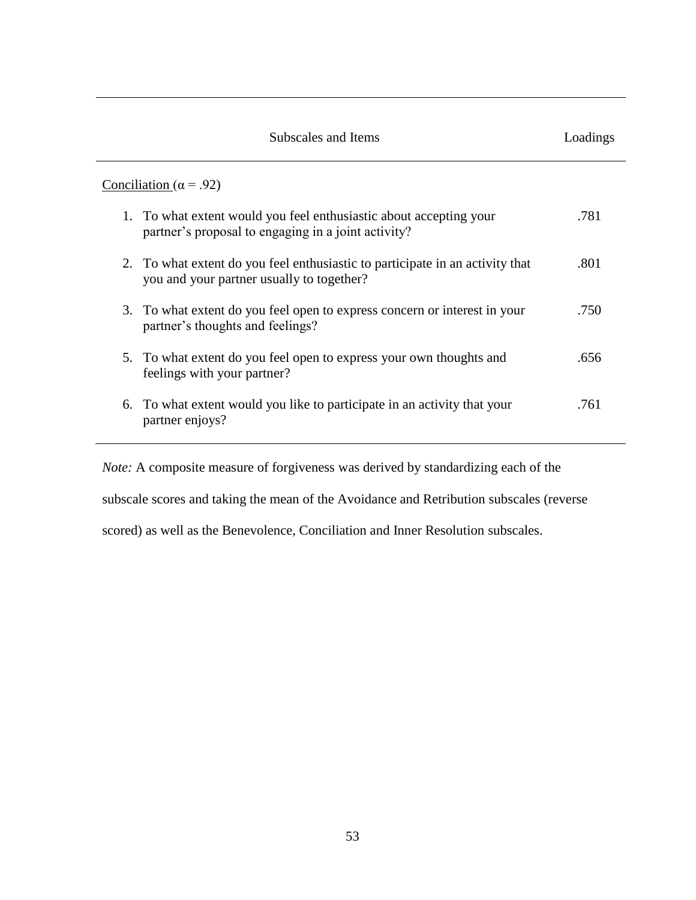| Subscales and Items | Loadings |
|---|---|
| Conciliation ($\alpha$ = .92) | |
| 1. To what extent would you feel enthusiastic about accepting your partner's proposal to engaging in a joint activity? | .781 |
| 2. To what extent do you feel enthusiastic to participate in an activity that you and your partner usually to together? | .801 |
| 3. To what extent do you feel open to express concern or interest in your partner's thoughts and feelings? | .750 |
| 5. To what extent do you feel open to express your own thoughts and feelings with your partner? | .656 |
| 6. To what extent would you like to participate in an activity that your partner enjoys? | .761 |

*Note:* A composite measure of forgiveness was derived by standardizing each of the subscale scores and taking the mean of the Avoidance and Retribution subscales (reverse scored) as well as the Benevolence, Conciliation and Inner Resolution subscales.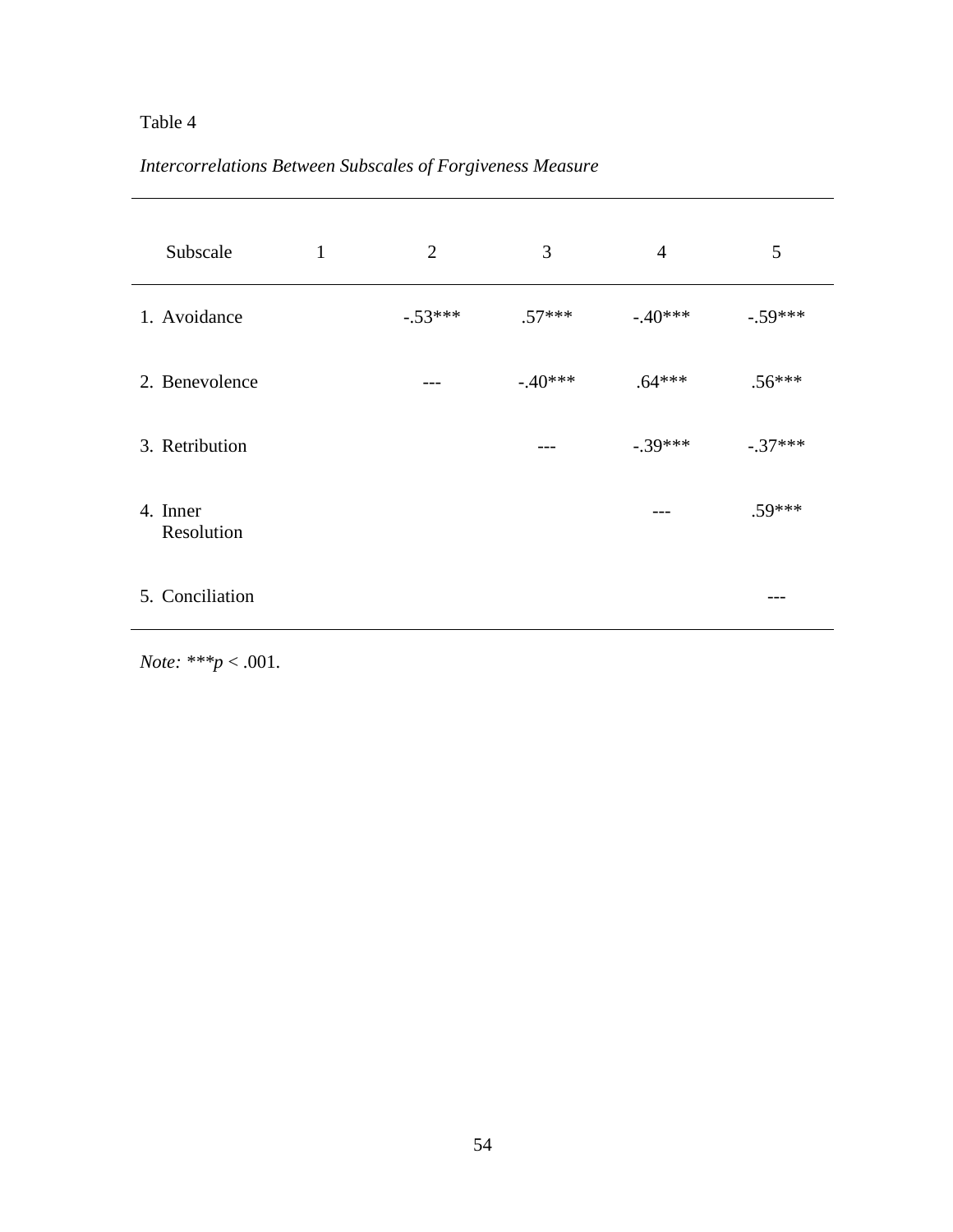Table 4

*Intercorrelations Between Subscales of Forgiveness Measure*

| Subscale | 1 | 2 | 3 | 4 | 5 |
|---|---|---|---|---|---|
| 1. Avoidance | | -.53*** | .57*** | -.40*** | -.59*** |
| 2. Benevolence | | --- | -.40*** | .64*** | .56*** |
| 3. Retribution | | | --- | -.39*** | -.37*** |
| 4. Inner Resolution | | | | --- | .59*** |
| 5. Conciliation | | | | | --- |

*Note:* ****p* < .001.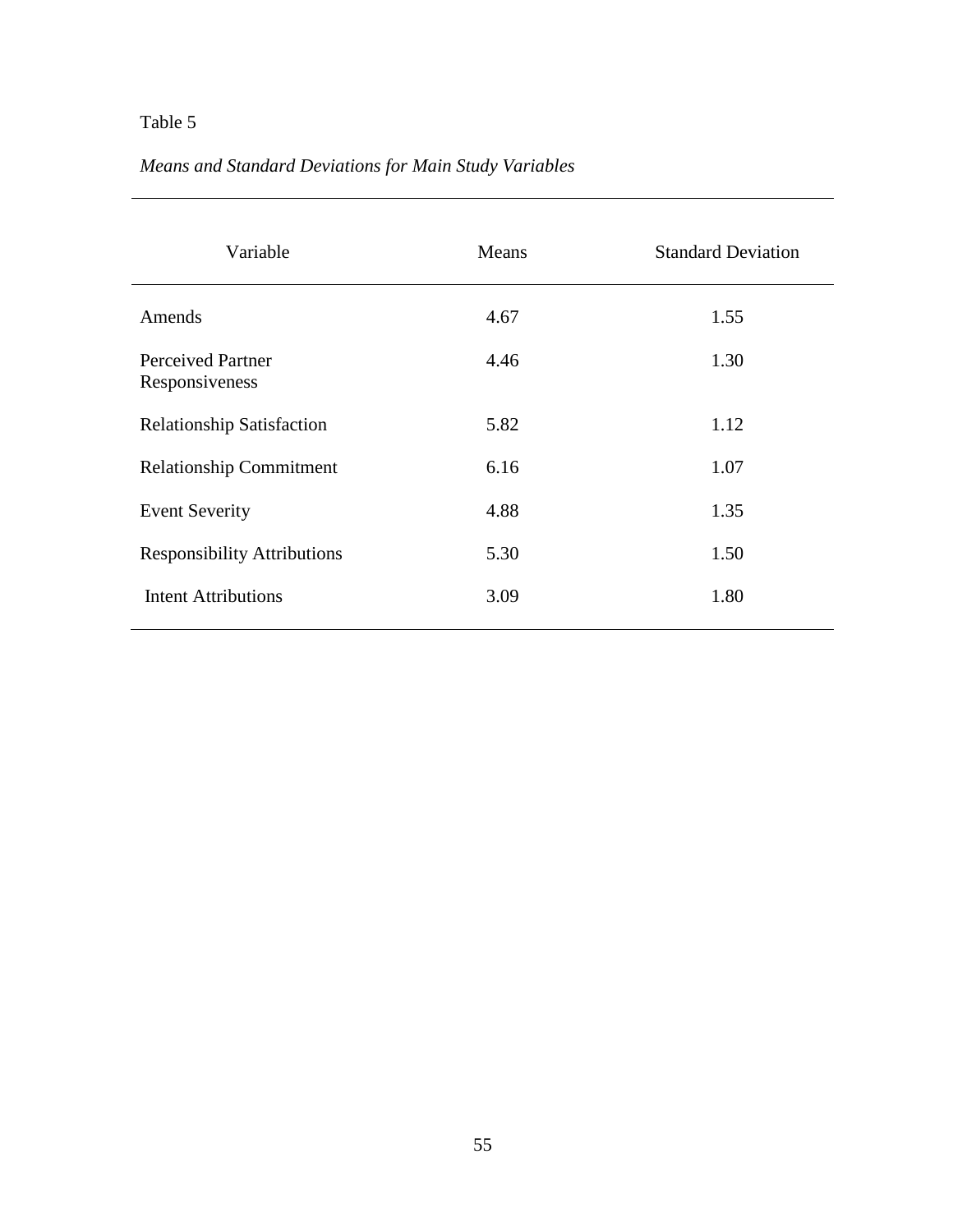Table 5

*Means and Standard Deviations for Main Study Variables*

| Variable | Means | Standard Deviation |
|---|---|---|
| Amends | 4.67 | 1.55 |
| Perceived Partner Responsiveness | 4.46 | 1.30 |
| Relationship Satisfaction | 5.82 | 1.12 |
| Relationship Commitment | 6.16 | 1.07 |
| Event Severity | 4.88 | 1.35 |
| Responsibility Attributions | 5.30 | 1.50 |
| Intent Attributions | 3.09 | 1.80 |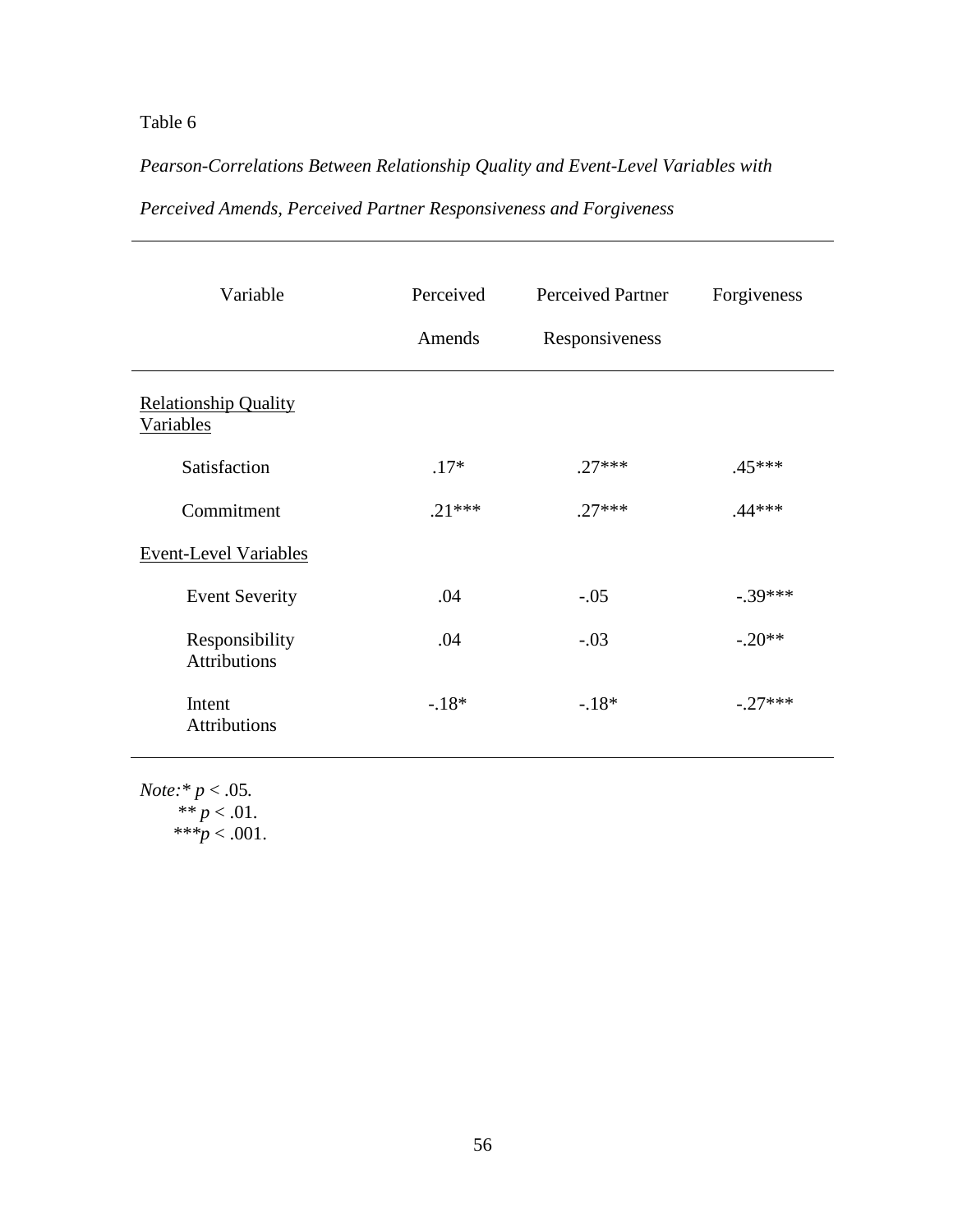Table 6

*Pearson-Correlations Between Relationship Quality and Event-Level Variables with Perceived Amends, Perceived Partner Responsiveness and Forgiveness*

| Variable | Perceived Amends | Perceived Partner Responsiveness | Forgiveness |
|---|---|---|---|
| <u>Relationship Quality Variables</u> | | | |
| Satisfaction | .17* | .27*** | .45*** |
| Commitment | .21*** | .27*** | .44*** |
| <u>Event-Level Variables</u> | | | |
| Event Severity | .04 | -.05 | -.39*** |
| Responsibility Attributions | .04 | -.03 | -.20** |
| Intent Attributions | -.18* | -.18* | -.27*** |

*Note:** $p < .05$.
** $p < .01$.
***$p < .001$.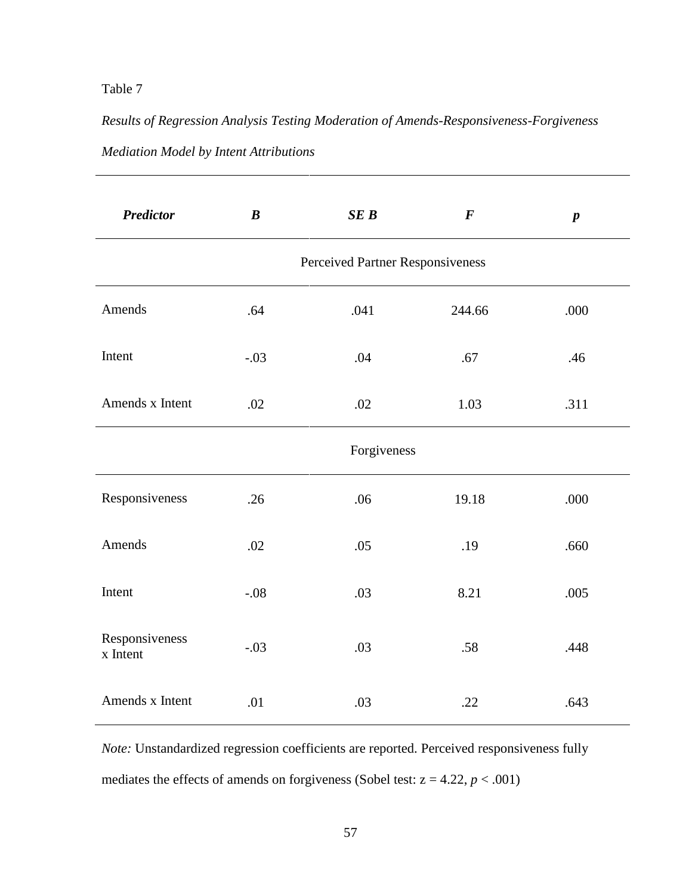Table 7

*Results of Regression Analysis Testing Moderation of Amends-Responsiveness-Forgiveness Mediation Model by Intent Attributions*

| ***Predictor*** | ***B*** | ***SE B*** | ***F*** | ***p*** |
|---|---|---|---|---|
| | | Perceived Partner Responsiveness | | |
| Amends | .64 | .041 | 244.66 | .000 |
| Intent | -.03 | .04 | .67 | .46 |
| Amends x Intent | .02 | .02 | 1.03 | .311 |
| | | Forgiveness | | |
| Responsiveness | .26 | .06 | 19.18 | .000 |
| Amends | .02 | .05 | .19 | .660 |
| Intent | -.08 | .03 | 8.21 | .005 |
| Responsiveness x Intent | -.03 | .03 | .58 | .448 |
| Amends x Intent | .01 | .03 | .22 | .643 |

*Note:* Unstandardized regression coefficients are reported. Perceived responsiveness fully mediates the effects of amends on forgiveness (Sobel test: $z = 4.22$, $p < .001$)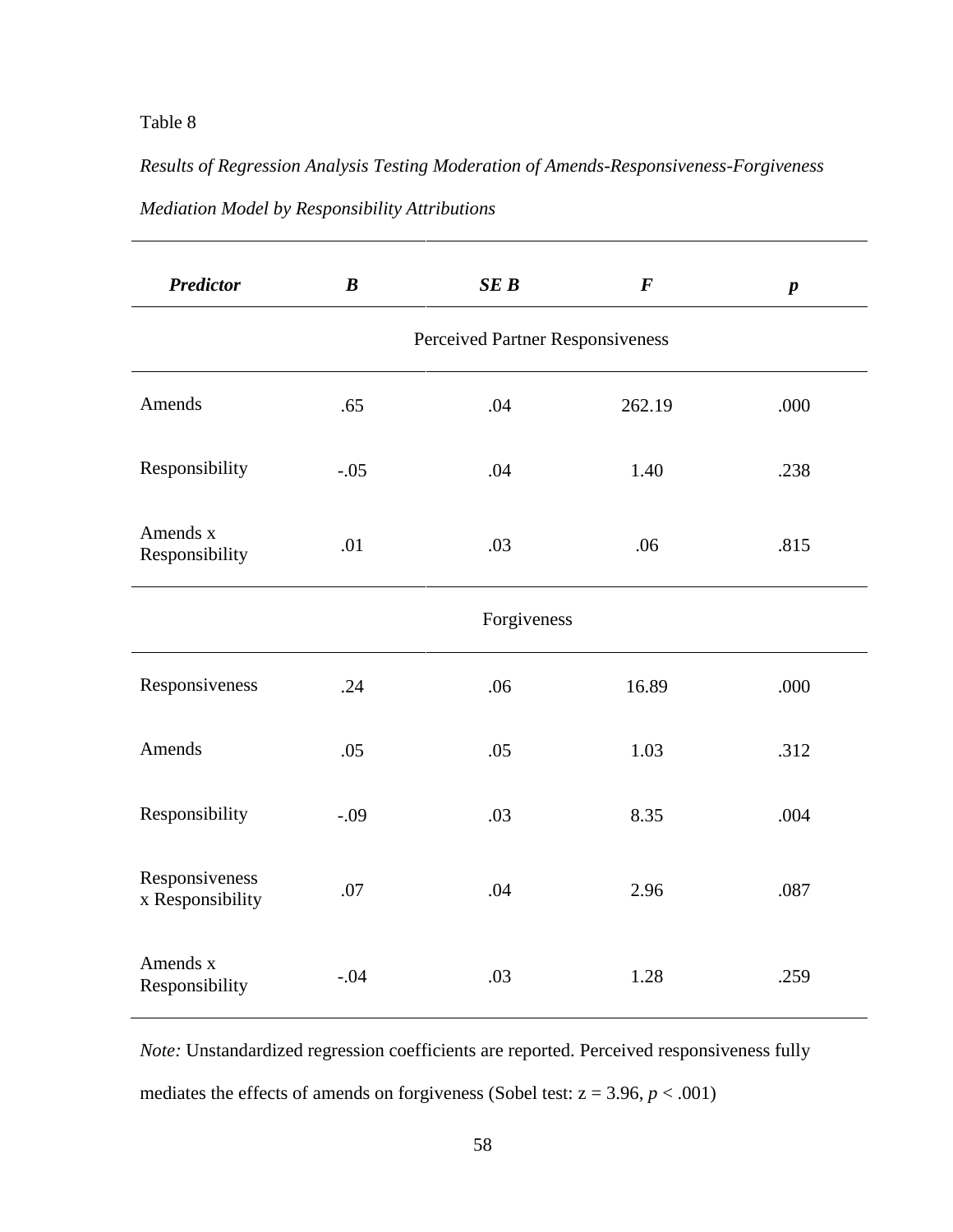Table 8

*Results of Regression Analysis Testing Moderation of Amends-Responsiveness-Forgiveness Mediation Model by Responsibility Attributions*

| ***Predictor*** | ***B*** | ***SE B*** | ***F*** | ***p*** |
|---|---|---|---|---|
| | | Perceived Partner Responsiveness | | |
| Amends | .65 | .04 | 262.19 | .000 |
| Responsibility | -.05 | .04 | 1.40 | .238 |
| Amends x Responsibility | .01 | .03 | .06 | .815 |
| | | Forgiveness | | |
| Responsiveness | .24 | .06 | 16.89 | .000 |
| Amends | .05 | .05 | 1.03 | .312 |
| Responsibility | -.09 | .03 | 8.35 | .004 |
| Responsiveness x Responsibility | .07 | .04 | 2.96 | .087 |
| Amends x Responsibility | -.04 | .03 | 1.28 | .259 |

*Note:* Unstandardized regression coefficients are reported. Perceived responsiveness fully mediates the effects of amends on forgiveness (Sobel test: $z = 3.96$, $p < .001$)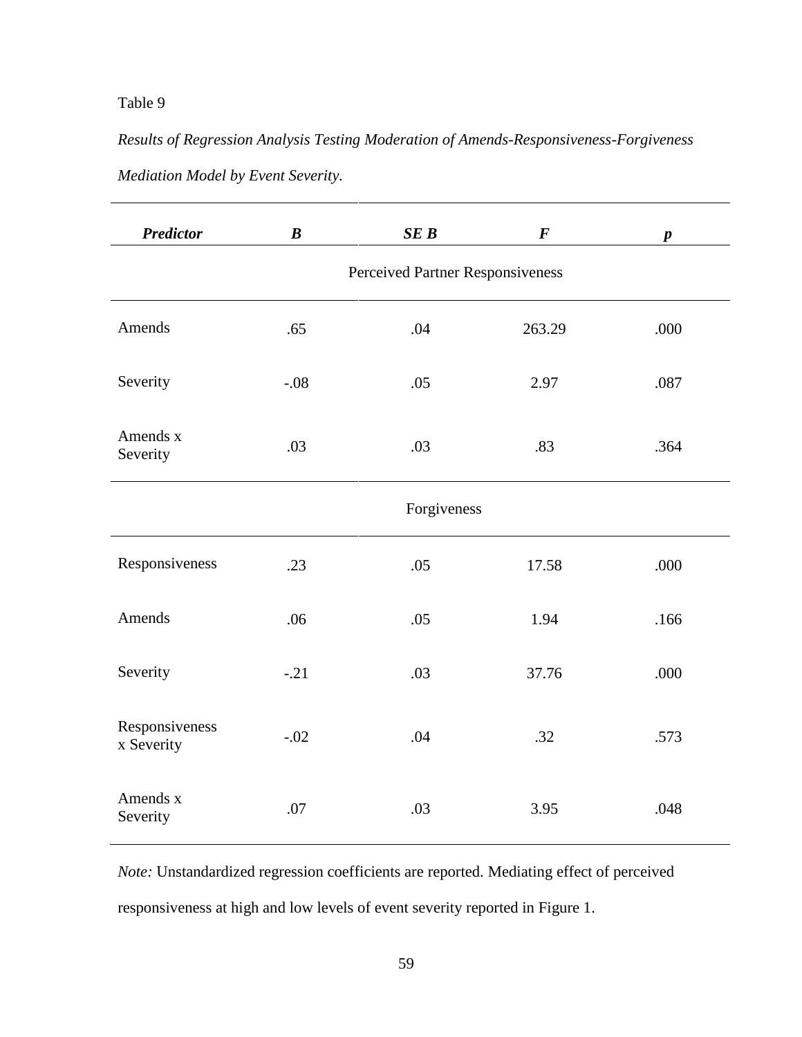Table 9

*Results of Regression Analysis Testing Moderation of Amends-Responsiveness-Forgiveness Mediation Model by Event Severity.*

| ***Predictor*** | ***B*** | ***SE B*** | ***F*** | ***p*** |
|---|---|---|---|---|
| | | Perceived Partner Responsiveness | | |
| Amends | .65 | .04 | 263.29 | .000 |
| Severity | -.08 | .05 | 2.97 | .087 |
| Amends x Severity | .03 | .03 | .83 | .364 |
| | | Forgiveness | | |
| Responsiveness | .23 | .05 | 17.58 | .000 |
| Amends | .06 | .05 | 1.94 | .166 |
| Severity | -.21 | .03 | 37.76 | .000 |
| Responsiveness x Severity | -.02 | .04 | .32 | .573 |
| Amends x Severity | .07 | .03 | 3.95 | .048 |

*Note:* Unstandardized regression coefficients are reported. Mediating effect of perceived responsiveness at high and low levels of event severity reported in Figure 1.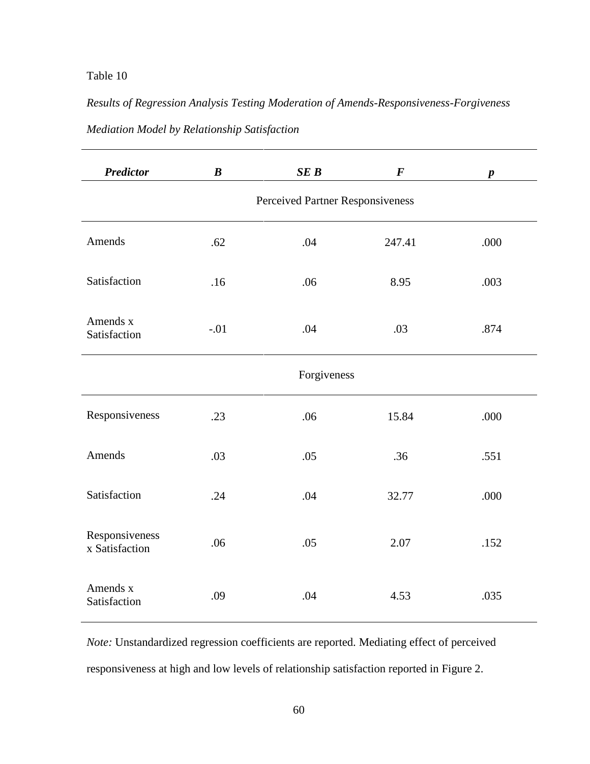Table 10

*Results of Regression Analysis Testing Moderation of Amends-Responsiveness-Forgiveness Mediation Model by Relationship Satisfaction*

| ***Predictor*** | ***B*** | ***SE B*** | ***F*** | ***p*** |
|---|---|---|---|---|
| | | Perceived Partner Responsiveness | | |
| Amends | .62 | .04 | 247.41 | .000 |
| Satisfaction | .16 | .06 | 8.95 | .003 |
| Amends x Satisfaction | -.01 | .04 | .03 | .874 |
| | | Forgiveness | | |
| Responsiveness | .23 | .06 | 15.84 | .000 |
| Amends | .03 | .05 | .36 | .551 |
| Satisfaction | .24 | .04 | 32.77 | .000 |
| Responsiveness x Satisfaction | .06 | .05 | 2.07 | .152 |
| Amends x Satisfaction | .09 | .04 | 4.53 | .035 |

*Note:* Unstandardized regression coefficients are reported. Mediating effect of perceived responsiveness at high and low levels of relationship satisfaction reported in Figure 2.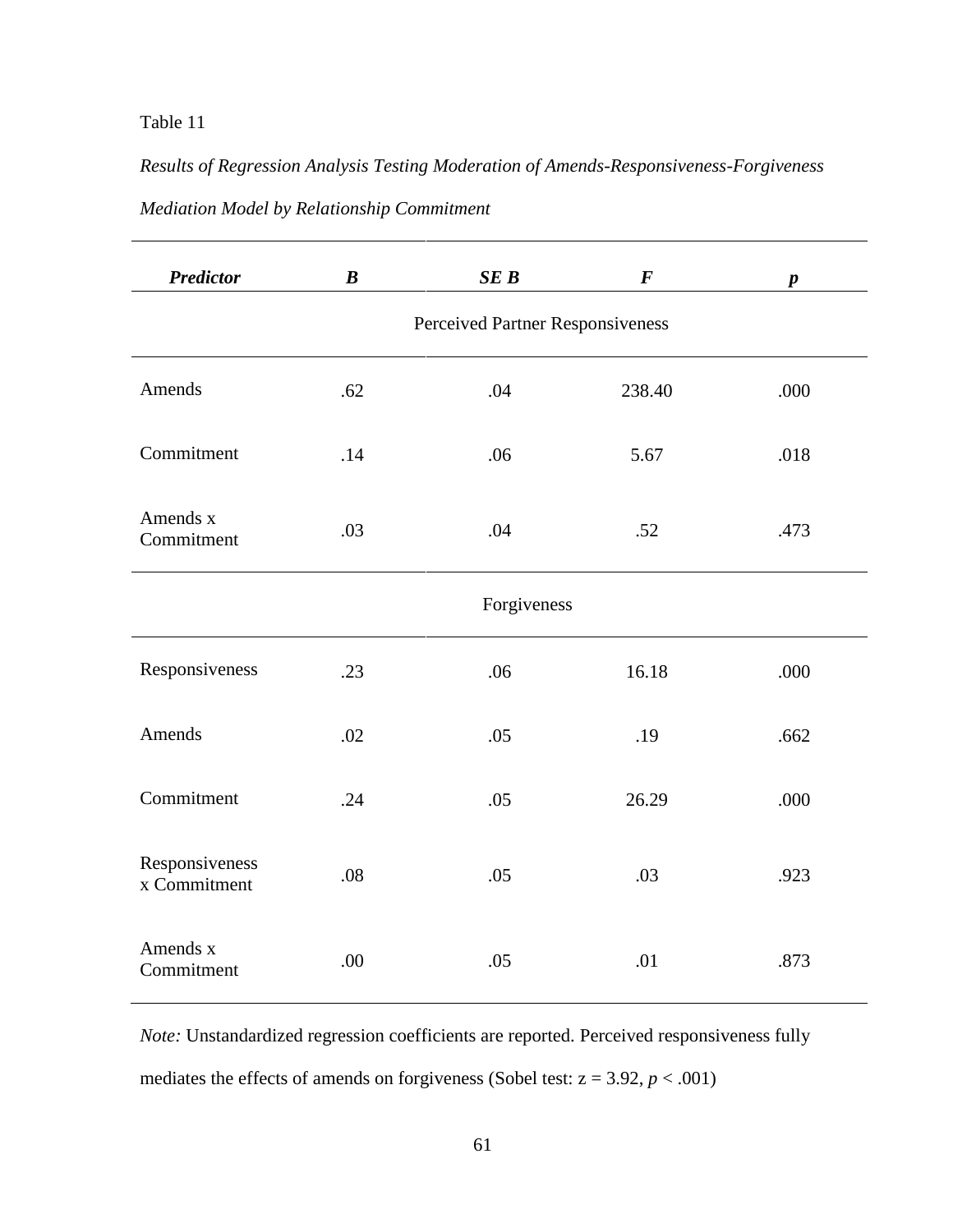Table 11

*Results of Regression Analysis Testing Moderation of Amends-Responsiveness-Forgiveness Mediation Model by Relationship Commitment*

| ***Predictor*** | ***B*** | ***SE B*** | ***F*** | ***p*** |
|---|---|---|---|---|
| | | Perceived Partner Responsiveness | | |
| Amends | .62 | .04 | 238.40 | .000 |
| Commitment | .14 | .06 | 5.67 | .018 |
| Amends x Commitment | .03 | .04 | .52 | .473 |
| | | Forgiveness | | |
| Responsiveness | .23 | .06 | 16.18 | .000 |
| Amends | .02 | .05 | .19 | .662 |
| Commitment | .24 | .05 | 26.29 | .000 |
| Responsiveness x Commitment | .08 | .05 | .03 | .923 |
| Amends x Commitment | .00 | .05 | .01 | .873 |

*Note:* Unstandardized regression coefficients are reported. Perceived responsiveness fully mediates the effects of amends on forgiveness (Sobel test: $z = 3.92$, $p < .001$)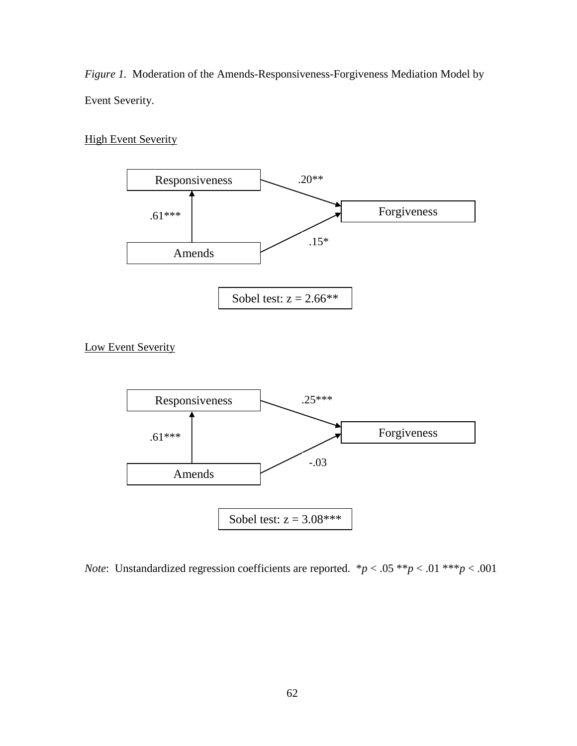*Figure 1.* Moderation of the Amends-Responsiveness-Forgiveness Mediation Model by Event Severity.

<u>High Event Severity</u>

Responsiveness

.20**

Forgiveness

.61***

.15*

Amends

Sobel test: z = 2.66**

<u>Low Event Severity</u>

Responsiveness

.25***

Forgiveness

.61***

-.03

Amends

Sobel test: z = 3.08***

*Note*: Unstandardized regression coefficients are reported. $^{*}p < .05$ $^{**}p < .01$ $^{***}p < .001$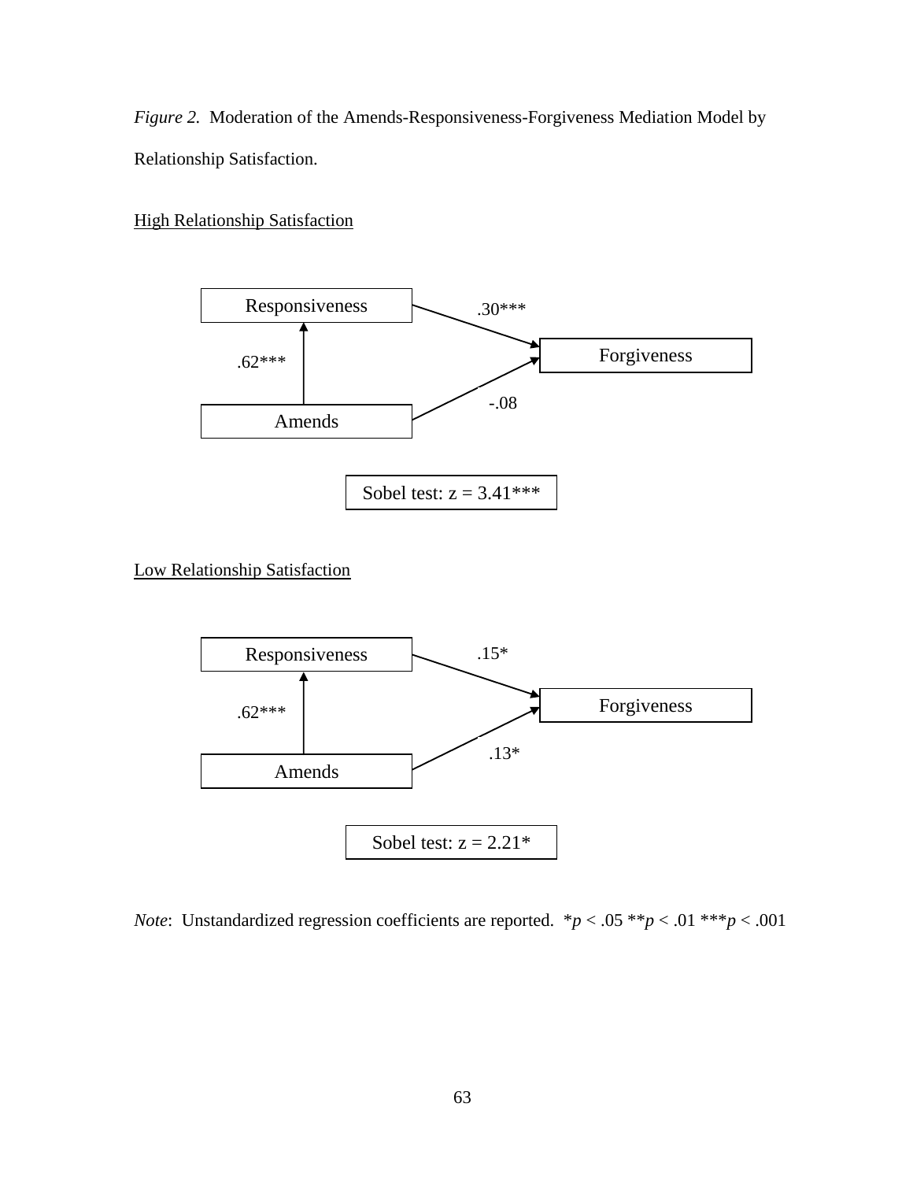*Figure 2.* Moderation of the Amends-Responsiveness-Forgiveness Mediation Model by Relationship Satisfaction.

High Relationship Satisfaction

Responsiveness

.30***

.62***

Forgiveness

-.08

Amends

Sobel test: z = 3.41***

Low Relationship Satisfaction

Responsiveness

.15*

.62***

Forgiveness

.13*

Amends

Sobel test: z = 2.21*

*Note*: Unstandardized regression coefficients are reported. *$p < .05$ **$p < .01$ ***$p < .001$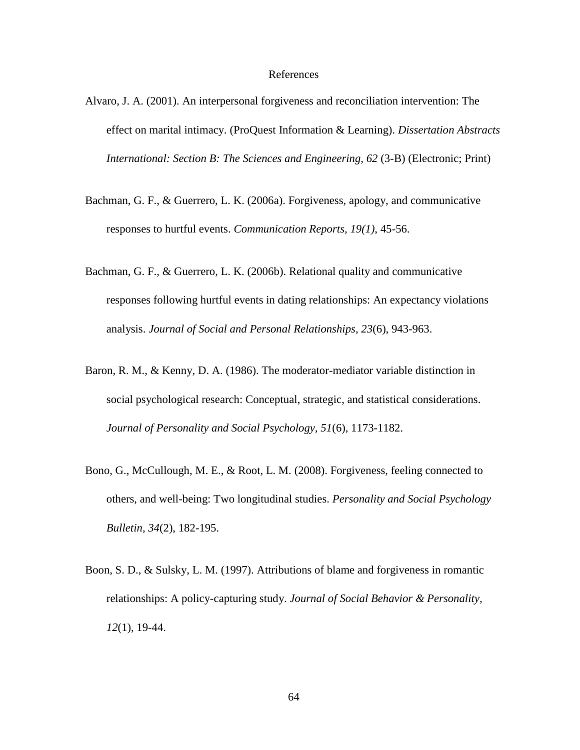# References

Alvaro, J. A. (2001). An interpersonal forgiveness and reconciliation intervention: The effect on marital intimacy. (ProQuest Information & Learning). *Dissertation Abstracts International: Section B: The Sciences and Engineering, 62* (3-B) (Electronic; Print)

Bachman, G. F., & Guerrero, L. K. (2006a). Forgiveness, apology, and communicative responses to hurtful events. *Communication Reports, 19(1)*, 45-56.

Bachman, G. F., & Guerrero, L. K. (2006b). Relational quality and communicative responses following hurtful events in dating relationships: An expectancy violations analysis. *Journal of Social and Personal Relationships, 23*(6), 943-963.

Baron, R. M., & Kenny, D. A. (1986). The moderator-mediator variable distinction in social psychological research: Conceptual, strategic, and statistical considerations. *Journal of Personality and Social Psychology, 51*(6), 1173-1182.

Bono, G., McCullough, M. E., & Root, L. M. (2008). Forgiveness, feeling connected to others, and well-being: Two longitudinal studies. *Personality and Social Psychology Bulletin, 34*(2), 182-195.

Boon, S. D., & Sulsky, L. M. (1997). Attributions of blame and forgiveness in romantic relationships: A policy-capturing study. *Journal of Social Behavior & Personality, 12*(1), 19-44.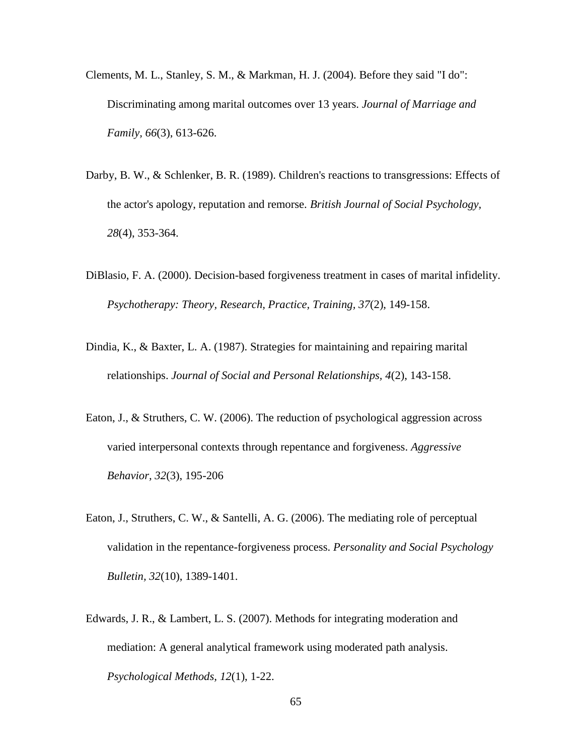Clements, M. L., Stanley, S. M., & Markman, H. J. (2004). Before they said "I do": Discriminating among marital outcomes over 13 years. *Journal of Marriage and Family, 66*(3), 613-626.

Darby, B. W., & Schlenker, B. R. (1989). Children's reactions to transgressions: Effects of the actor's apology, reputation and remorse. *British Journal of Social Psychology, 28*(4), 353-364.

DiBlasio, F. A. (2000). Decision-based forgiveness treatment in cases of marital infidelity. *Psychotherapy: Theory, Research, Practice, Training, 37*(2), 149-158.

Dindia, K., & Baxter, L. A. (1987). Strategies for maintaining and repairing marital relationships. *Journal of Social and Personal Relationships, 4*(2), 143-158.

Eaton, J., & Struthers, C. W. (2006). The reduction of psychological aggression across varied interpersonal contexts through repentance and forgiveness. *Aggressive Behavior, 32*(3), 195-206

Eaton, J., Struthers, C. W., & Santelli, A. G. (2006). The mediating role of perceptual validation in the repentance-forgiveness process. *Personality and Social Psychology Bulletin, 32*(10), 1389-1401.

Edwards, J. R., & Lambert, L. S. (2007). Methods for integrating moderation and mediation: A general analytical framework using moderated path analysis. *Psychological Methods, 12*(1), 1-22.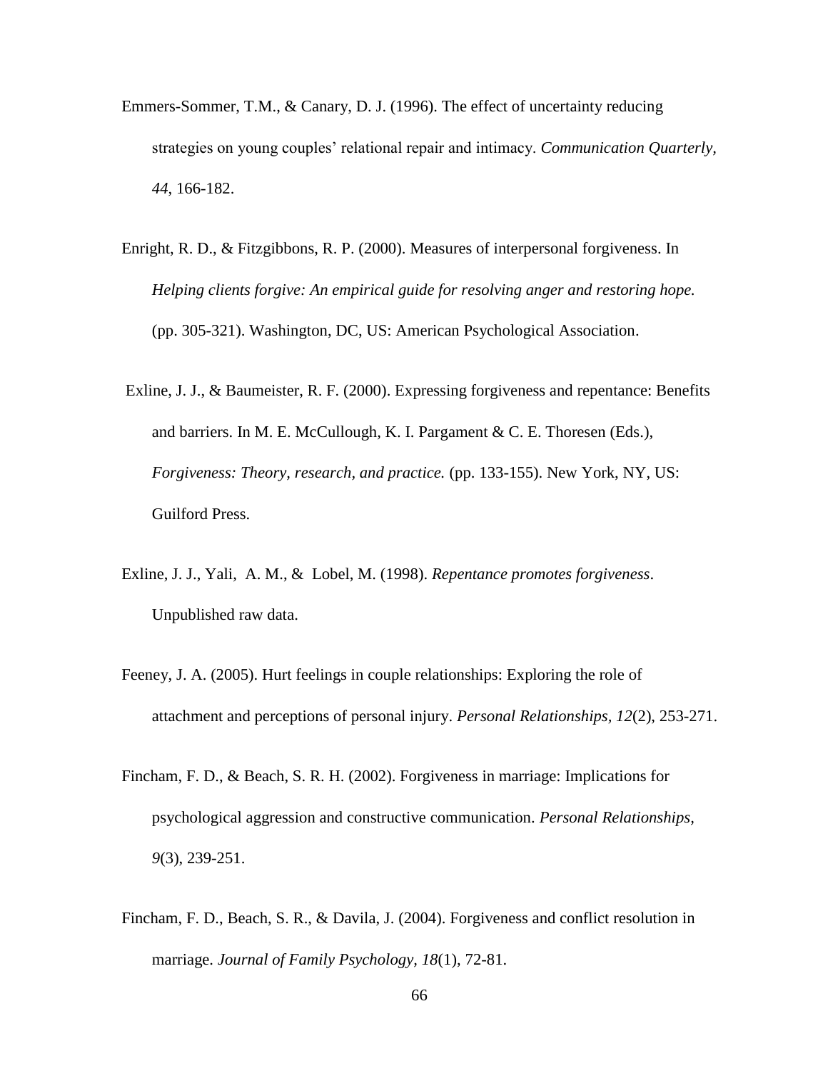Emmers-Sommer, T.M., & Canary, D. J. (1996). The effect of uncertainty reducing strategies on young couples' relational repair and intimacy. *Communication Quarterly, 44*, 166-182.

Enright, R. D., & Fitzgibbons, R. P. (2000). Measures of interpersonal forgiveness. In *Helping clients forgive: An empirical guide for resolving anger and restoring hope.* (pp. 305-321). Washington, DC, US: American Psychological Association.

Exline, J. J., & Baumeister, R. F. (2000). Expressing forgiveness and repentance: Benefits and barriers. In M. E. McCullough, K. I. Pargament & C. E. Thoresen (Eds.), *Forgiveness: Theory, research, and practice.* (pp. 133-155). New York, NY, US: Guilford Press.

Exline, J. J., Yali, A. M., & Lobel, M. (1998). *Repentance promotes forgiveness*. Unpublished raw data.

Feeney, J. A. (2005). Hurt feelings in couple relationships: Exploring the role of attachment and perceptions of personal injury. *Personal Relationships, 12*(2), 253-271.

Fincham, F. D., & Beach, S. R. H. (2002). Forgiveness in marriage: Implications for psychological aggression and constructive communication. *Personal Relationships, 9*(3), 239-251.

Fincham, F. D., Beach, S. R., & Davila, J. (2004). Forgiveness and conflict resolution in marriage. *Journal of Family Psychology, 18*(1), 72-81.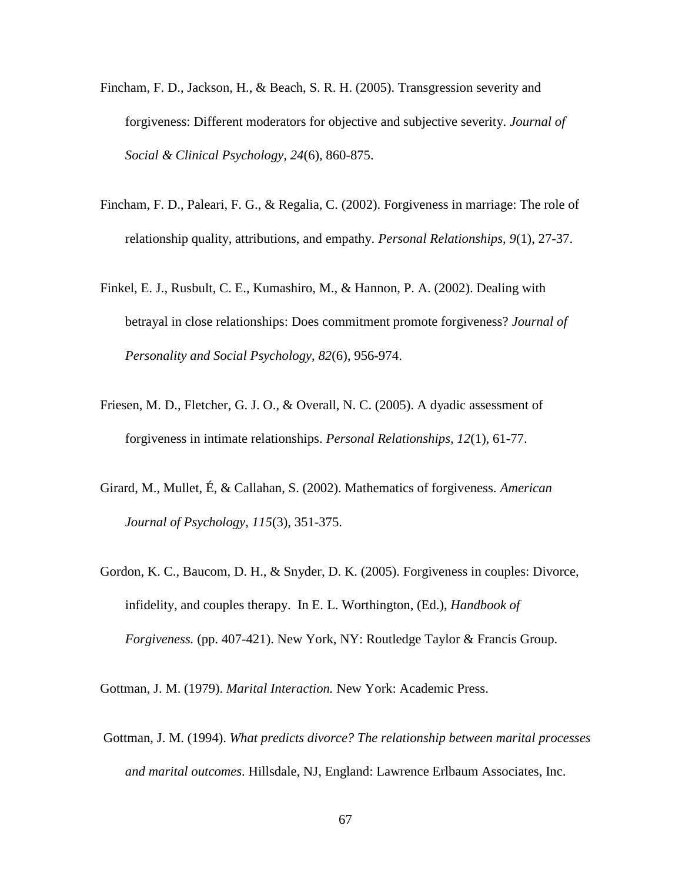Fincham, F. D., Jackson, H., & Beach, S. R. H. (2005). Transgression severity and forgiveness: Different moderators for objective and subjective severity. *Journal of Social & Clinical Psychology, 24*(6), 860-875.

Fincham, F. D., Paleari, F. G., & Regalia, C. (2002). Forgiveness in marriage: The role of relationship quality, attributions, and empathy. *Personal Relationships, 9*(1), 27-37.

Finkel, E. J., Rusbult, C. E., Kumashiro, M., & Hannon, P. A. (2002). Dealing with betrayal in close relationships: Does commitment promote forgiveness? *Journal of Personality and Social Psychology, 82*(6), 956-974.

Friesen, M. D., Fletcher, G. J. O., & Overall, N. C. (2005). A dyadic assessment of forgiveness in intimate relationships. *Personal Relationships, 12*(1), 61-77.

Girard, M., Mullet, É, & Callahan, S. (2002). Mathematics of forgiveness. *American Journal of Psychology, 115*(3), 351-375.

Gordon, K. C., Baucom, D. H., & Snyder, D. K. (2005). Forgiveness in couples: Divorce, infidelity, and couples therapy. In E. L. Worthington, (Ed.), *Handbook of Forgiveness.* (pp. 407-421). New York, NY: Routledge Taylor & Francis Group.

Gottman, J. M. (1979). *Marital Interaction.* New York: Academic Press.

Gottman, J. M. (1994). *What predicts divorce? The relationship between marital processes and marital outcomes*. Hillsdale, NJ, England: Lawrence Erlbaum Associates, Inc.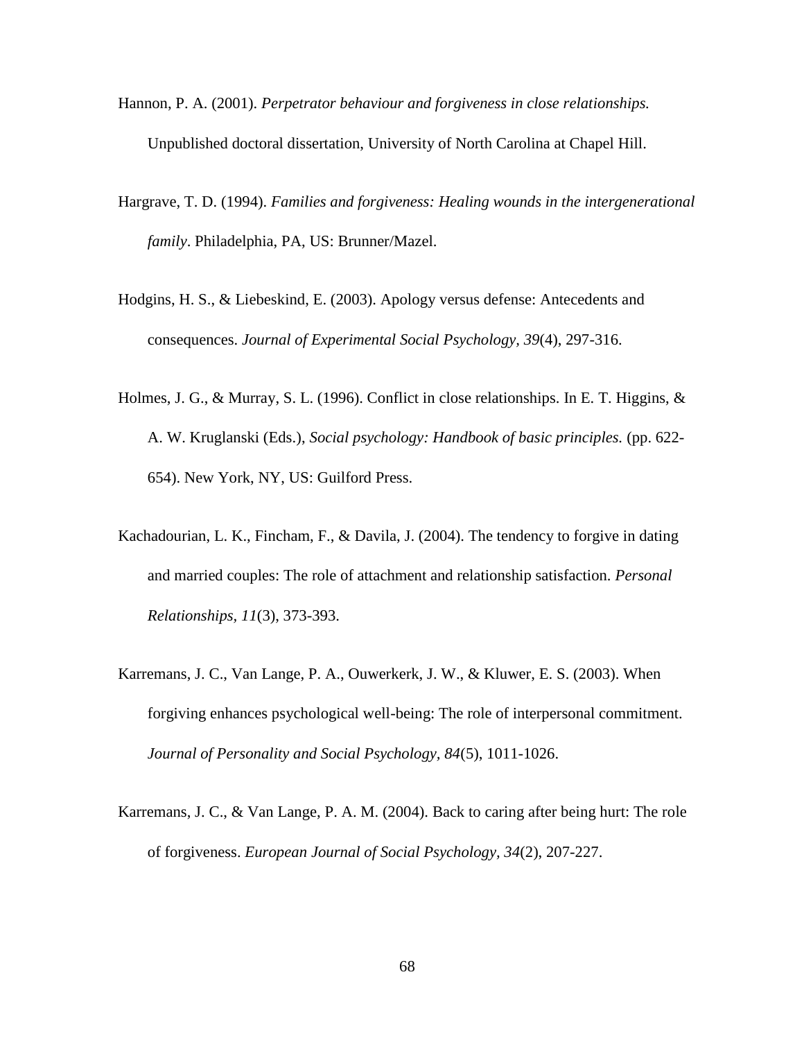Hannon, P. A. (2001). *Perpetrator behaviour and forgiveness in close relationships.* Unpublished doctoral dissertation, University of North Carolina at Chapel Hill.

Hargrave, T. D. (1994). *Families and forgiveness: Healing wounds in the intergenerational family*. Philadelphia, PA, US: Brunner/Mazel.

Hodgins, H. S., & Liebeskind, E. (2003). Apology versus defense: Antecedents and consequences. *Journal of Experimental Social Psychology, 39*(4), 297-316.

Holmes, J. G., & Murray, S. L. (1996). Conflict in close relationships. In E. T. Higgins, & A. W. Kruglanski (Eds.), *Social psychology: Handbook of basic principles.* (pp. 622-654). New York, NY, US: Guilford Press.

Kachadourian, L. K., Fincham, F., & Davila, J. (2004). The tendency to forgive in dating and married couples: The role of attachment and relationship satisfaction. *Personal Relationships, 11*(3), 373-393.

Karremans, J. C., Van Lange, P. A., Ouwerkerk, J. W., & Kluwer, E. S. (2003). When forgiving enhances psychological well-being: The role of interpersonal commitment. *Journal of Personality and Social Psychology, 84*(5), 1011-1026.

Karremans, J. C., & Van Lange, P. A. M. (2004). Back to caring after being hurt: The role of forgiveness. *European Journal of Social Psychology, 34*(2), 207-227.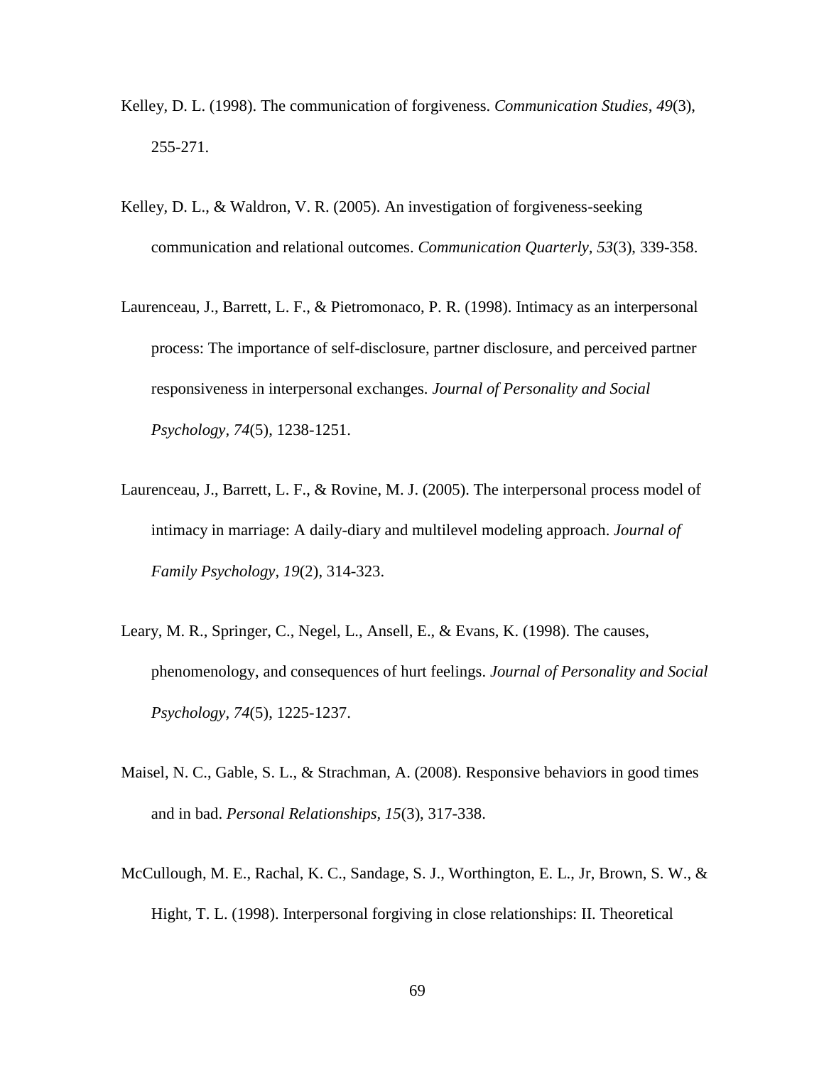Kelley, D. L. (1998). The communication of forgiveness. *Communication Studies*, *49*(3), 255-271.

Kelley, D. L., & Waldron, V. R. (2005). An investigation of forgiveness-seeking communication and relational outcomes. *Communication Quarterly, 53*(3), 339-358.

Laurenceau, J., Barrett, L. F., & Pietromonaco, P. R. (1998). Intimacy as an interpersonal process: The importance of self-disclosure, partner disclosure, and perceived partner responsiveness in interpersonal exchanges. *Journal of Personality and Social Psychology, 74*(5), 1238-1251.

Laurenceau, J., Barrett, L. F., & Rovine, M. J. (2005). The interpersonal process model of intimacy in marriage: A daily-diary and multilevel modeling approach. *Journal of Family Psychology, 19*(2), 314-323.

Leary, M. R., Springer, C., Negel, L., Ansell, E., & Evans, K. (1998). The causes, phenomenology, and consequences of hurt feelings. *Journal of Personality and Social Psychology, 74*(5), 1225-1237.

Maisel, N. C., Gable, S. L., & Strachman, A. (2008). Responsive behaviors in good times and in bad. *Personal Relationships, 15*(3), 317-338.

McCullough, M. E., Rachal, K. C., Sandage, S. J., Worthington, E. L., Jr, Brown, S. W., & Hight, T. L. (1998). Interpersonal forgiving in close relationships: II. Theoretical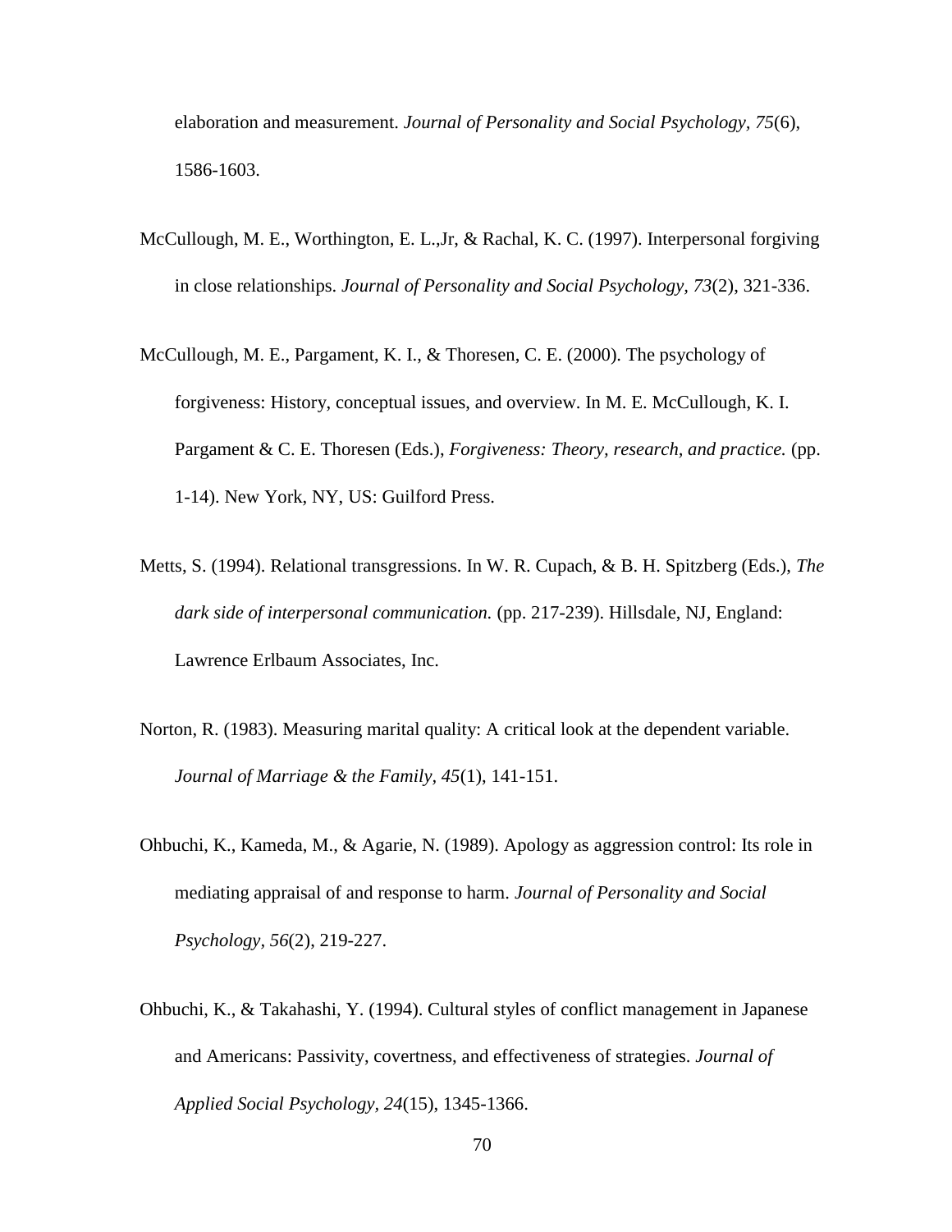elaboration and measurement. *Journal of Personality and Social Psychology, 75*(6), 1586-1603.

McCullough, M. E., Worthington, E. L.,Jr, & Rachal, K. C. (1997). Interpersonal forgiving in close relationships. *Journal of Personality and Social Psychology, 73*(2), 321-336.

McCullough, M. E., Pargament, K. I., & Thoresen, C. E. (2000). The psychology of forgiveness: History, conceptual issues, and overview. In M. E. McCullough, K. I. Pargament & C. E. Thoresen (Eds.), *Forgiveness: Theory, research, and practice.* (pp. 1-14). New York, NY, US: Guilford Press.

Metts, S. (1994). Relational transgressions. In W. R. Cupach, & B. H. Spitzberg (Eds.), *The dark side of interpersonal communication.* (pp. 217-239). Hillsdale, NJ, England: Lawrence Erlbaum Associates, Inc.

Norton, R. (1983). Measuring marital quality: A critical look at the dependent variable. *Journal of Marriage & the Family, 45*(1), 141-151.

Ohbuchi, K., Kameda, M., & Agarie, N. (1989). Apology as aggression control: Its role in mediating appraisal of and response to harm. *Journal of Personality and Social Psychology, 56*(2), 219-227.

Ohbuchi, K., & Takahashi, Y. (1994). Cultural styles of conflict management in Japanese and Americans: Passivity, covertness, and effectiveness of strategies. *Journal of Applied Social Psychology, 24*(15), 1345-1366.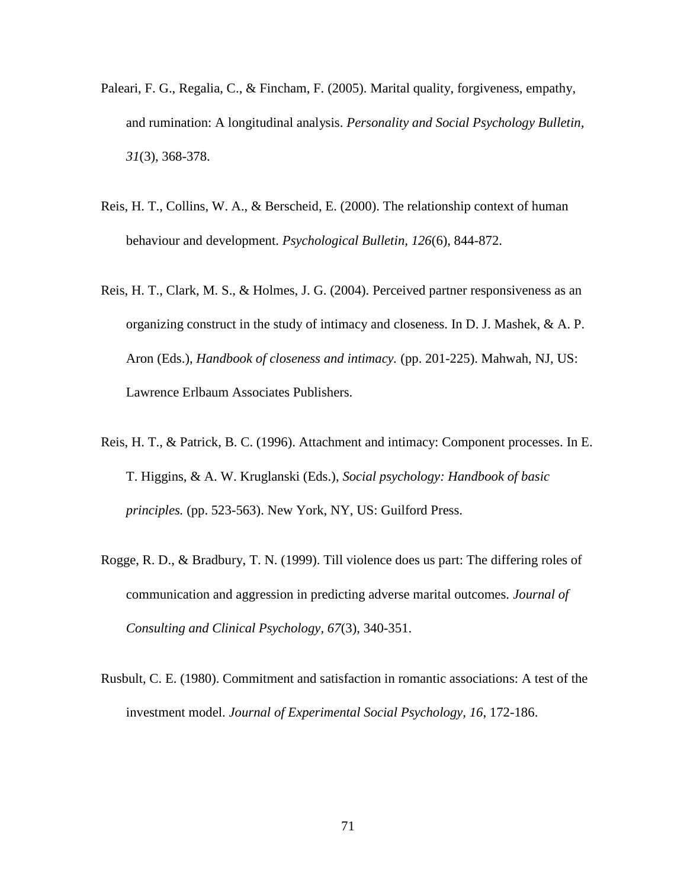Paleari, F. G., Regalia, C., & Fincham, F. (2005). Marital quality, forgiveness, empathy, and rumination: A longitudinal analysis. *Personality and Social Psychology Bulletin*, *31*(3), 368-378.

Reis, H. T., Collins, W. A., & Berscheid, E. (2000). The relationship context of human behaviour and development. *Psychological Bulletin, 126*(6), 844-872.

Reis, H. T., Clark, M. S., & Holmes, J. G. (2004). Perceived partner responsiveness as an organizing construct in the study of intimacy and closeness. In D. J. Mashek, & A. P. Aron (Eds.), *Handbook of closeness and intimacy.* (pp. 201-225). Mahwah, NJ, US: Lawrence Erlbaum Associates Publishers.

Reis, H. T., & Patrick, B. C. (1996). Attachment and intimacy: Component processes. In E. T. Higgins, & A. W. Kruglanski (Eds.), *Social psychology: Handbook of basic principles.* (pp. 523-563). New York, NY, US: Guilford Press.

Rogge, R. D., & Bradbury, T. N. (1999). Till violence does us part: The differing roles of communication and aggression in predicting adverse marital outcomes. *Journal of Consulting and Clinical Psychology, 67*(3), 340-351.

Rusbult, C. E. (1980). Commitment and satisfaction in romantic associations: A test of the investment model. *Journal of Experimental Social Psychology*, *16*, 172-186.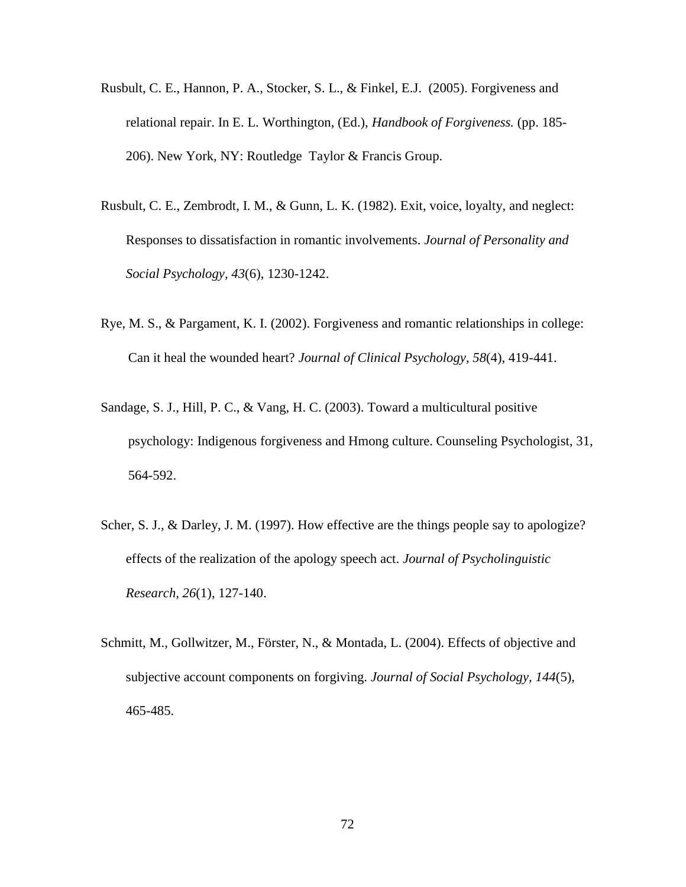Rusbult, C. E., Hannon, P. A., Stocker, S. L., & Finkel, E.J. (2005). Forgiveness and relational repair. In E. L. Worthington, (Ed.), *Handbook of Forgiveness.* (pp. 185-206). New York, NY: Routledge Taylor & Francis Group.

Rusbult, C. E., Zembrodt, I. M., & Gunn, L. K. (1982). Exit, voice, loyalty, and neglect: Responses to dissatisfaction in romantic involvements. *Journal of Personality and Social Psychology, 43*(6), 1230-1242.

Rye, M. S., & Pargament, K. I. (2002). Forgiveness and romantic relationships in college: Can it heal the wounded heart? *Journal of Clinical Psychology, 58*(4), 419-441.

Sandage, S. J., Hill, P. C., & Vang, H. C. (2003). Toward a multicultural positive psychology: Indigenous forgiveness and Hmong culture. Counseling Psychologist, 31, 564-592.

Scher, S. J., & Darley, J. M. (1997). How effective are the things people say to apologize? effects of the realization of the apology speech act. *Journal of Psycholinguistic Research, 26*(1), 127-140.

Schmitt, M., Gollwitzer, M., Förster, N., & Montada, L. (2004). Effects of objective and subjective account components on forgiving. *Journal of Social Psychology, 144*(5), 465-485.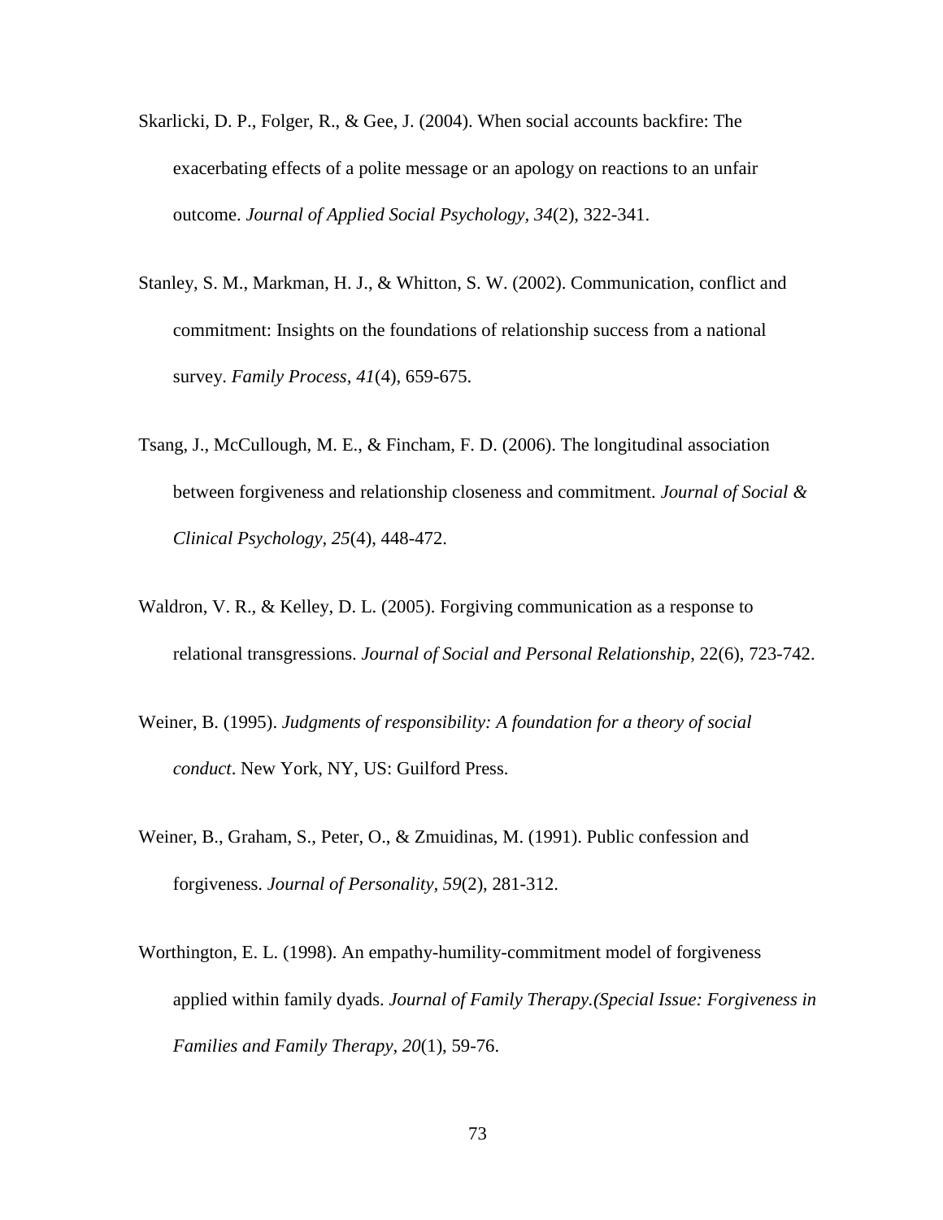Skarlicki, D. P., Folger, R., & Gee, J. (2004). When social accounts backfire: The exacerbating effects of a polite message or an apology on reactions to an unfair outcome. *Journal of Applied Social Psychology, 34*(2), 322-341.

Stanley, S. M., Markman, H. J., & Whitton, S. W. (2002). Communication, conflict and commitment: Insights on the foundations of relationship success from a national survey. *Family Process, 41*(4), 659-675.

Tsang, J., McCullough, M. E., & Fincham, F. D. (2006). The longitudinal association between forgiveness and relationship closeness and commitment. *Journal of Social & Clinical Psychology, 25*(4), 448-472.

Waldron, V. R., & Kelley, D. L. (2005). Forgiving communication as a response to relational transgressions. *Journal of Social and Personal Relationship*, 22(6), 723-742.

Weiner, B. (1995). *Judgments of responsibility: A foundation for a theory of social conduct*. New York, NY, US: Guilford Press.

Weiner, B., Graham, S., Peter, O., & Zmuidinas, M. (1991). Public confession and forgiveness. *Journal of Personality, 59*(2), 281-312.

Worthington, E. L. (1998). An empathy-humility-commitment model of forgiveness applied within family dyads. *Journal of Family Therapy.(Special Issue: Forgiveness in Families and Family Therapy, 20*(1), 59-76.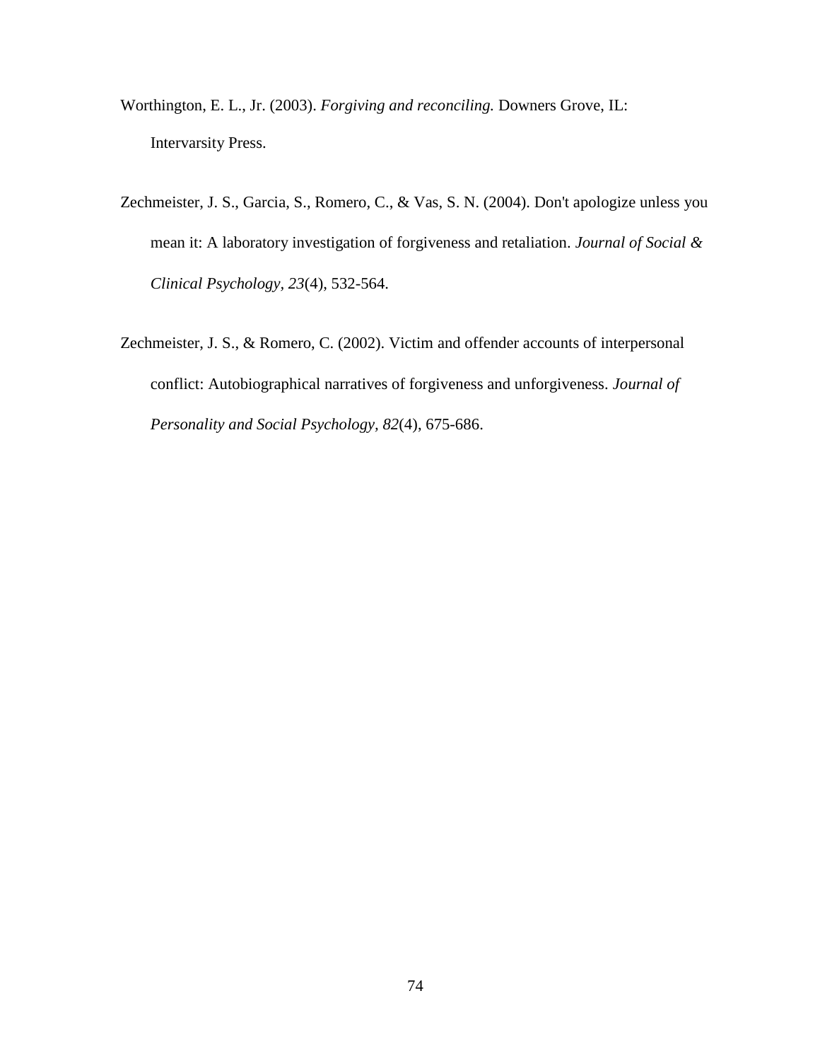Worthington, E. L., Jr. (2003). *Forgiving and reconciling.* Downers Grove, IL: Intervarsity Press.

Zechmeister, J. S., Garcia, S., Romero, C., & Vas, S. N. (2004). Don't apologize unless you mean it: A laboratory investigation of forgiveness and retaliation. *Journal of Social & Clinical Psychology, 23*(4), 532-564.

Zechmeister, J. S., & Romero, C. (2002). Victim and offender accounts of interpersonal conflict: Autobiographical narratives of forgiveness and unforgiveness. *Journal of Personality and Social Psychology, 82*(4), 675-686.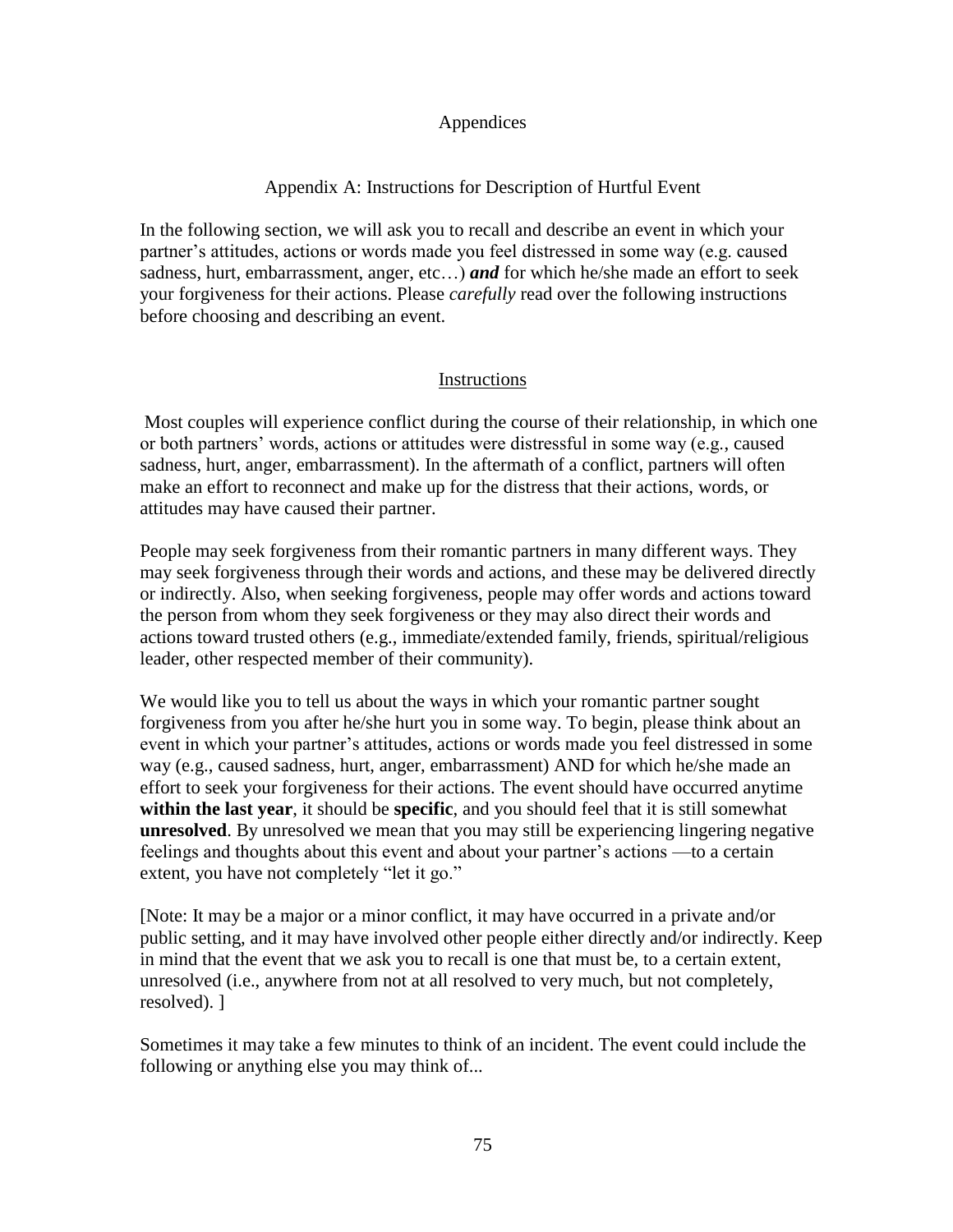# Appendices

## Appendix A: Instructions for Description of Hurtful Event

In the following section, we will ask you to recall and describe an event in which your partner's attitudes, actions or words made you feel distressed in some way (e.g. caused sadness, hurt, embarrassment, anger, etc…) ***and*** for which he/she made an effort to seek your forgiveness for their actions. Please *carefully* read over the following instructions before choosing and describing an event.

### Instructions

Most couples will experience conflict during the course of their relationship, in which one or both partners' words, actions or attitudes were distressful in some way (e.g., caused sadness, hurt, anger, embarrassment). In the aftermath of a conflict, partners will often make an effort to reconnect and make up for the distress that their actions, words, or attitudes may have caused their partner.

People may seek forgiveness from their romantic partners in many different ways. They may seek forgiveness through their words and actions, and these may be delivered directly or indirectly. Also, when seeking forgiveness, people may offer words and actions toward the person from whom they seek forgiveness or they may also direct their words and actions toward trusted others (e.g., immediate/extended family, friends, spiritual/religious leader, other respected member of their community).

We would like you to tell us about the ways in which your romantic partner sought forgiveness from you after he/she hurt you in some way. To begin, please think about an event in which your partner's attitudes, actions or words made you feel distressed in some way (e.g., caused sadness, hurt, anger, embarrassment) AND for which he/she made an effort to seek your forgiveness for their actions. The event should have occurred anytime **within the last year**, it should be **specific**, and you should feel that it is still somewhat **unresolved**. By unresolved we mean that you may still be experiencing lingering negative feelings and thoughts about this event and about your partner's actions —to a certain extent, you have not completely "let it go."

[Note: It may be a major or a minor conflict, it may have occurred in a private and/or public setting, and it may have involved other people either directly and/or indirectly. Keep in mind that the event that we ask you to recall is one that must be, to a certain extent, unresolved (i.e., anywhere from not at all resolved to very much, but not completely, resolved). ]

Sometimes it may take a few minutes to think of an incident. The event could include the following or anything else you may think of...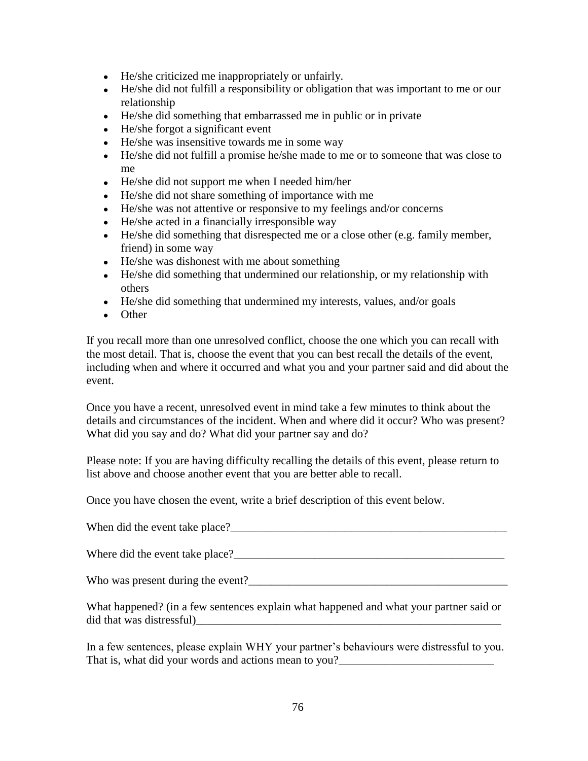- He/she criticized me inappropriately or unfairly.
- He/she did not fulfill a responsibility or obligation that was important to me or our relationship
- He/she did something that embarrassed me in public or in private
- He/she forgot a significant event
- He/she was insensitive towards me in some way
- He/she did not fulfill a promise he/she made to me or to someone that was close to me
- He/she did not support me when I needed him/her
- He/she did not share something of importance with me
- He/she was not attentive or responsive to my feelings and/or concerns
- He/she acted in a financially irresponsible way
- He/she did something that disrespected me or a close other (e.g. family member, friend) in some way
- He/she was dishonest with me about something
- He/she did something that undermined our relationship, or my relationship with others
- He/she did something that undermined my interests, values, and/or goals
- Other

If you recall more than one unresolved conflict, choose the one which you can recall with the most detail. That is, choose the event that you can best recall the details of the event, including when and where it occurred and what you and your partner said and did about the event.

Once you have a recent, unresolved event in mind take a few minutes to think about the details and circumstances of the incident. When and where did it occur? Who was present? What did you say and do? What did your partner say and do?

Please note: If you are having difficulty recalling the details of this event, please return to list above and choose another event that you are better able to recall.

Once you have chosen the event, write a brief description of this event below.

When did the event take place?__________________________________________________

Where did the event take place?_________________________________________________

Who was present during the event?______________________________________________

What happened? (in a few sentences explain what happened and what your partner said or did that was distressful)_______________________________________________________

In a few sentences, please explain WHY your partner's behaviours were distressful to you. That is, what did your words and actions mean to you?___________________________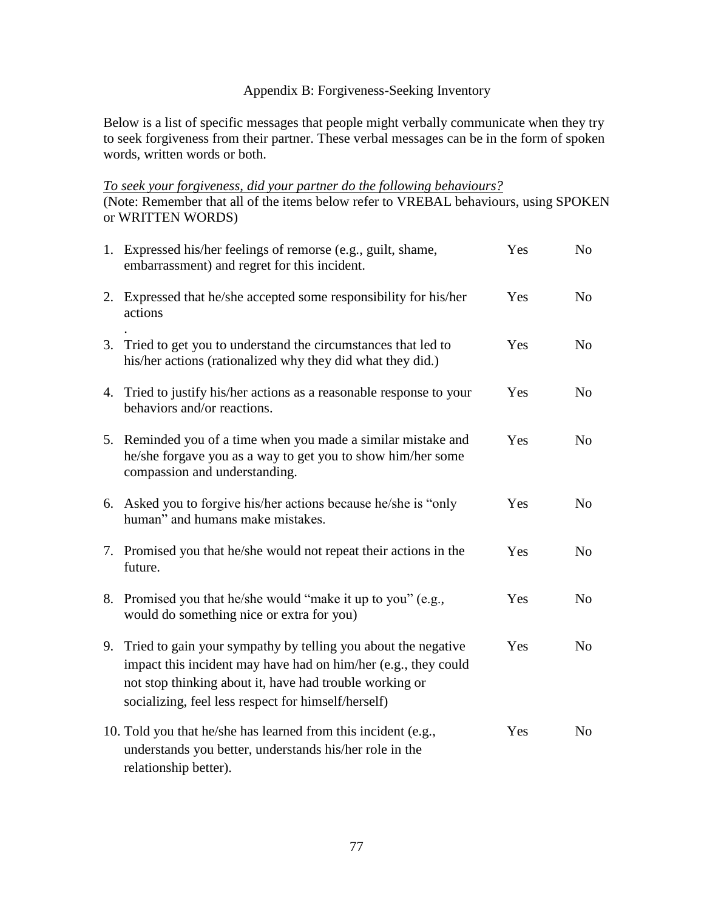# Appendix B: Forgiveness-Seeking Inventory

Below is a list of specific messages that people might verbally communicate when they try to seek forgiveness from their partner. These verbal messages can be in the form of spoken words, written words or both.

*To seek your forgiveness, did your partner do the following behaviours?*
(Note: Remember that all of the items below refer to VREBAL behaviours, using SPOKEN or WRITTEN WORDS)

1. Expressed his/her feelings of remorse (e.g., guilt, shame, embarrassment) and regret for this incident. Yes No

2. Expressed that he/she accepted some responsibility for his/her actions. Yes No

3. Tried to get you to understand the circumstances that led to his/her actions (rationalized why they did what they did.) Yes No

4. Tried to justify his/her actions as a reasonable response to your behaviors and/or reactions. Yes No

5. Reminded you of a time when you made a similar mistake and he/she forgave you as a way to get you to show him/her some compassion and understanding. Yes No

6. Asked you to forgive his/her actions because he/she is "only human" and humans make mistakes. Yes No

7. Promised you that he/she would not repeat their actions in the future. Yes No

8. Promised you that he/she would "make it up to you" (e.g., would do something nice or extra for you) Yes No

9. Tried to gain your sympathy by telling you about the negative impact this incident may have had on him/her (e.g., they could not stop thinking about it, have had trouble working or socializing, feel less respect for himself/herself) Yes No

10. Told you that he/she has learned from this incident (e.g., understands you better, understands his/her role in the relationship better). Yes No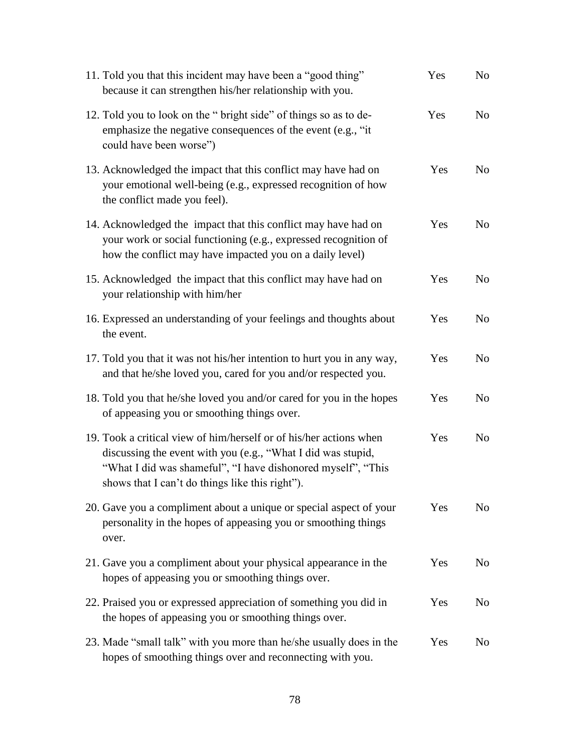11. Told you that this incident may have been a “good thing” because it can strengthen his/her relationship with you. Yes No

12. Told you to look on the “ bright side” of things so as to de-emphasize the negative consequences of the event (e.g., “it could have been worse”) Yes No

13. Acknowledged the impact that this conflict may have had on your emotional well-being (e.g., expressed recognition of how the conflict made you feel). Yes No

14. Acknowledged the impact that this conflict may have had on your work or social functioning (e.g., expressed recognition of how the conflict may have impacted you on a daily level) Yes No

15. Acknowledged the impact that this conflict may have had on your relationship with him/her Yes No

16. Expressed an understanding of your feelings and thoughts about the event. Yes No

17. Told you that it was not his/her intention to hurt you in any way, and that he/she loved you, cared for you and/or respected you. Yes No

18. Told you that he/she loved you and/or cared for you in the hopes of appeasing you or smoothing things over. Yes No

19. Took a critical view of him/herself or of his/her actions when discussing the event with you (e.g., “What I did was stupid, “What I did was shameful”, “I have dishonored myself”, “This shows that I can’t do things like this right”). Yes No

20. Gave you a compliment about a unique or special aspect of your personality in the hopes of appeasing you or smoothing things over. Yes No

21. Gave you a compliment about your physical appearance in the hopes of appeasing you or smoothing things over. Yes No

22. Praised you or expressed appreciation of something you did in the hopes of appeasing you or smoothing things over. Yes No

23. Made “small talk” with you more than he/she usually does in the hopes of smoothing things over and reconnecting with you. Yes No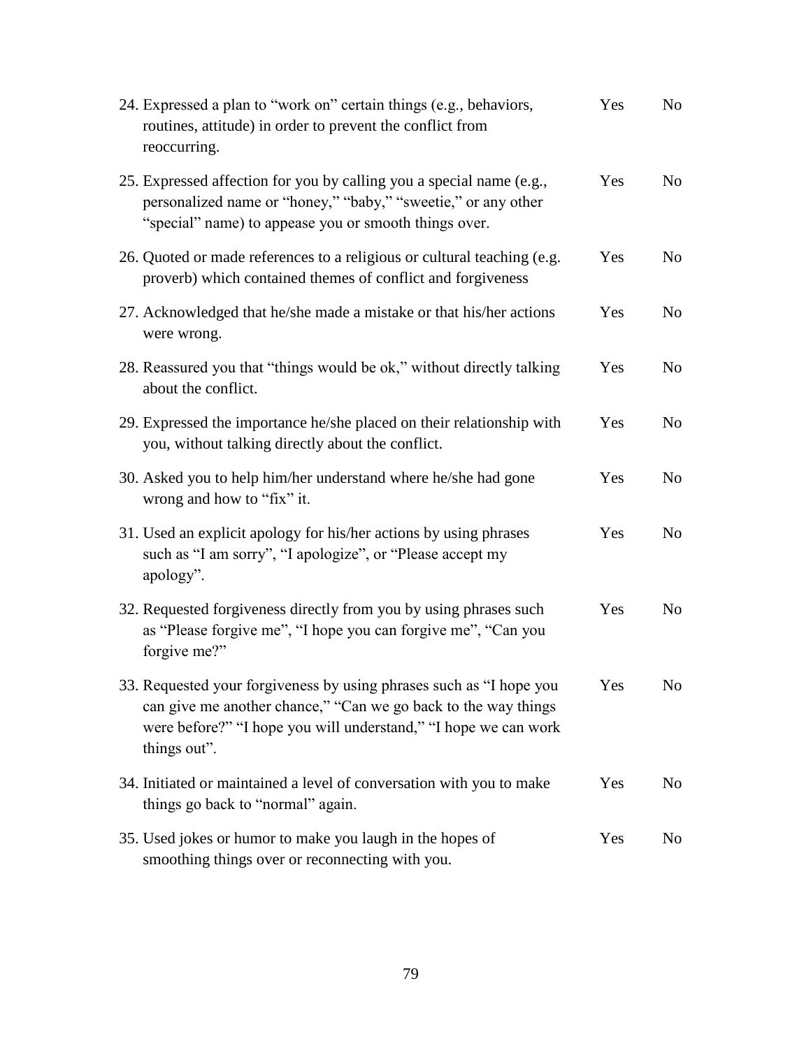24. Expressed a plan to "work on" certain things (e.g., behaviors, routines, attitude) in order to prevent the conflict from reoccurring. Yes No

25. Expressed affection for you by calling you a special name (e.g., personalized name or "honey," "baby," "sweetie," or any other "special" name) to appease you or smooth things over. Yes No

26. Quoted or made references to a religious or cultural teaching (e.g. proverb) which contained themes of conflict and forgiveness Yes No

27. Acknowledged that he/she made a mistake or that his/her actions were wrong. Yes No

28. Reassured you that "things would be ok," without directly talking about the conflict. Yes No

29. Expressed the importance he/she placed on their relationship with you, without talking directly about the conflict. Yes No

30. Asked you to help him/her understand where he/she had gone wrong and how to "fix" it. Yes No

31. Used an explicit apology for his/her actions by using phrases such as "I am sorry", "I apologize", or "Please accept my apology". Yes No

32. Requested forgiveness directly from you by using phrases such as "Please forgive me", "I hope you can forgive me", "Can you forgive me?" Yes No

33. Requested your forgiveness by using phrases such as "I hope you can give me another chance," "Can we go back to the way things were before?" "I hope you will understand," "I hope we can work things out". Yes No

34. Initiated or maintained a level of conversation with you to make things go back to "normal" again. Yes No

35. Used jokes or humor to make you laugh in the hopes of smoothing things over or reconnecting with you. Yes No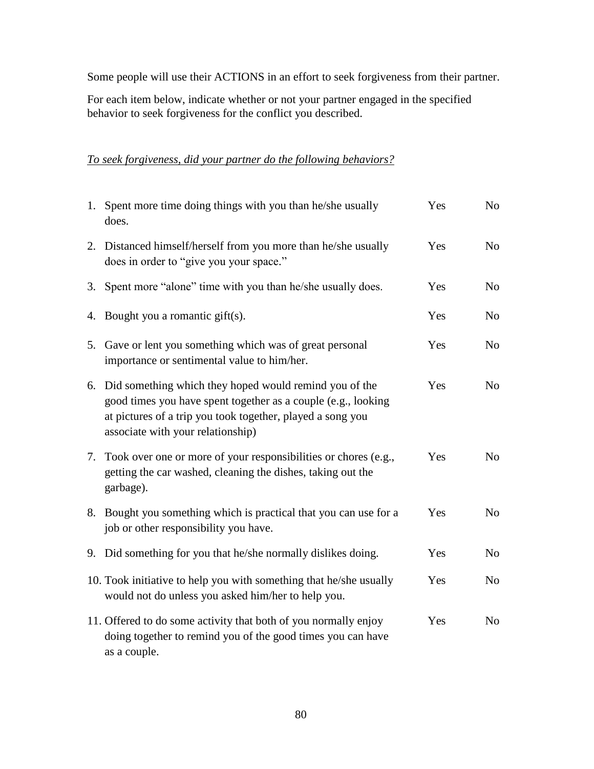Some people will use their ACTIONS in an effort to seek forgiveness from their partner.

For each item below, indicate whether or not your partner engaged in the specified behavior to seek forgiveness for the conflict you described.

*To seek forgiveness, did your partner do the following behaviors?*

| | | | |
|---|---|---|---|
| 1. | Spent more time doing things with you than he/she usually does. | Yes | No |
| 2. | Distanced himself/herself from you more than he/she usually does in order to "give you your space." | Yes | No |
| 3. | Spent more "alone" time with you than he/she usually does. | Yes | No |
| 4. | Bought you a romantic gift(s). | Yes | No |
| 5. | Gave or lent you something which was of great personal importance or sentimental value to him/her. | Yes | No |
| 6. | Did something which they hoped would remind you of the good times you have spent together as a couple (e.g., looking at pictures of a trip you took together, played a song you associate with your relationship) | Yes | No |
| 7. | Took over one or more of your responsibilities or chores (e.g., getting the car washed, cleaning the dishes, taking out the garbage). | Yes | No |
| 8. | Bought you something which is practical that you can use for a job or other responsibility you have. | Yes | No |
| 9. | Did something for you that he/she normally dislikes doing. | Yes | No |
| 10. | Took initiative to help you with something that he/she usually would not do unless you asked him/her to help you. | Yes | No |
| 11. | Offered to do some activity that both of you normally enjoy doing together to remind you of the good times you can have as a couple. | Yes | No |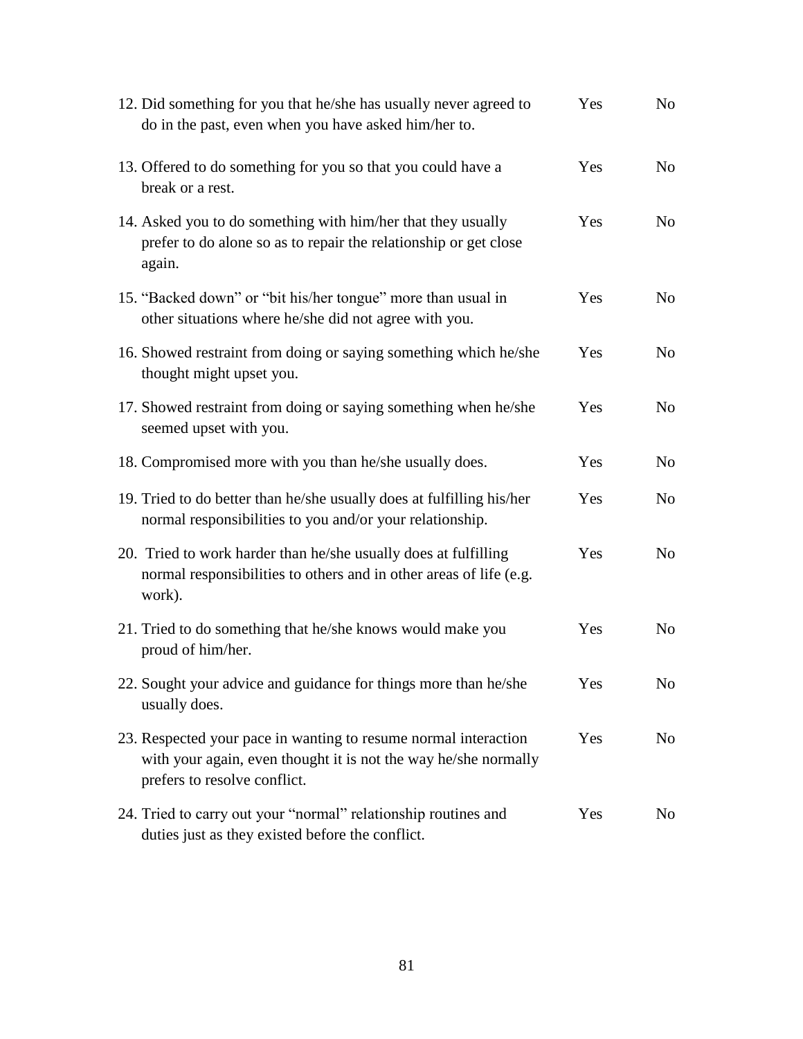| | | |
|---|---|---|
| 12. Did something for you that he/she has usually never agreed to do in the past, even when you have asked him/her to. | Yes | No |
| 13. Offered to do something for you so that you could have a break or a rest. | Yes | No |
| 14. Asked you to do something with him/her that they usually prefer to do alone so as to repair the relationship or get close again. | Yes | No |
| 15. "Backed down" or "bit his/her tongue" more than usual in other situations where he/she did not agree with you. | Yes | No |
| 16. Showed restraint from doing or saying something which he/she thought might upset you. | Yes | No |
| 17. Showed restraint from doing or saying something when he/she seemed upset with you. | Yes | No |
| 18. Compromised more with you than he/she usually does. | Yes | No |
| 19. Tried to do better than he/she usually does at fulfilling his/her normal responsibilities to you and/or your relationship. | Yes | No |
| 20. Tried to work harder than he/she usually does at fulfilling normal responsibilities to others and in other areas of life (e.g. work). | Yes | No |
| 21. Tried to do something that he/she knows would make you proud of him/her. | Yes | No |
| 22. Sought your advice and guidance for things more than he/she usually does. | Yes | No |
| 23. Respected your pace in wanting to resume normal interaction with your again, even thought it is not the way he/she normally prefers to resolve conflict. | Yes | No |
| 24. Tried to carry out your "normal" relationship routines and duties just as they existed before the conflict. | Yes | No |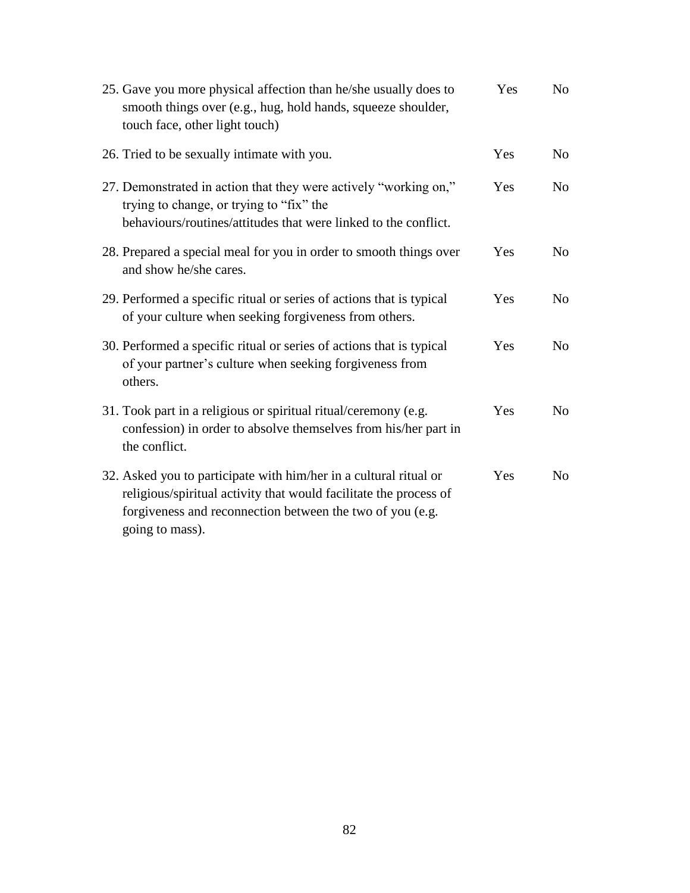25. Gave you more physical affection than he/she usually does to smooth things over (e.g., hug, hold hands, squeeze shoulder, touch face, other light touch) Yes No

26. Tried to be sexually intimate with you. Yes No

27. Demonstrated in action that they were actively "working on," trying to change, or trying to "fix" the behaviours/routines/attitudes that were linked to the conflict. Yes No

28. Prepared a special meal for you in order to smooth things over and show he/she cares. Yes No

29. Performed a specific ritual or series of actions that is typical of your culture when seeking forgiveness from others. Yes No

30. Performed a specific ritual or series of actions that is typical of your partner's culture when seeking forgiveness from others. Yes No

31. Took part in a religious or spiritual ritual/ceremony (e.g. confession) in order to absolve themselves from his/her part in the conflict. Yes No

32. Asked you to participate with him/her in a cultural ritual or religious/spiritual activity that would facilitate the process of forgiveness and reconnection between the two of you (e.g. going to mass). Yes No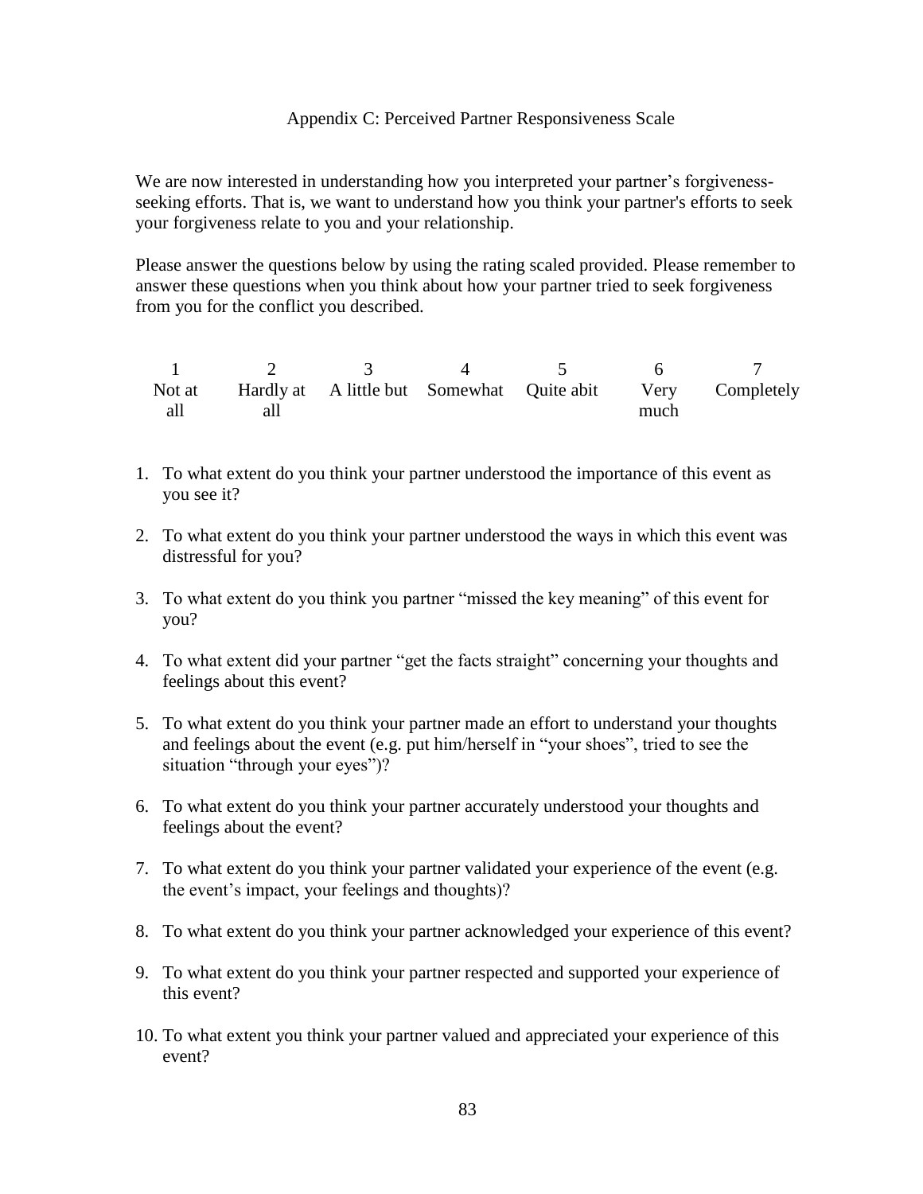# Appendix C: Perceived Partner Responsiveness Scale

We are now interested in understanding how you interpreted your partner's forgiveness-seeking efforts. That is, we want to understand how you think your partner's efforts to seek your forgiveness relate to you and your relationship.

Please answer the questions below by using the rating scaled provided. Please remember to answer these questions when you think about how your partner tried to seek forgiveness from you for the conflict you described.

| 1 | 2 | 3 | 4 | 5 | 6 | 7 |
|---|---|---|---|---|---|---|
| Not at all | Hardly at all | A little but | Somewhat | Quite abit | Very much | Completely |

1. To what extent do you think your partner understood the importance of this event as you see it?
2. To what extent do you think your partner understood the ways in which this event was distressful for you?
3. To what extent do you think you partner "missed the key meaning" of this event for you?
4. To what extent did your partner "get the facts straight" concerning your thoughts and feelings about this event?
5. To what extent do you think your partner made an effort to understand your thoughts and feelings about the event (e.g. put him/herself in "your shoes", tried to see the situation "through your eyes")?
6. To what extent do you think your partner accurately understood your thoughts and feelings about the event?
7. To what extent do you think your partner validated your experience of the event (e.g. the event's impact, your feelings and thoughts)?
8. To what extent do you think your partner acknowledged your experience of this event?
9. To what extent do you think your partner respected and supported your experience of this event?
10. To what extent you think your partner valued and appreciated your experience of this event?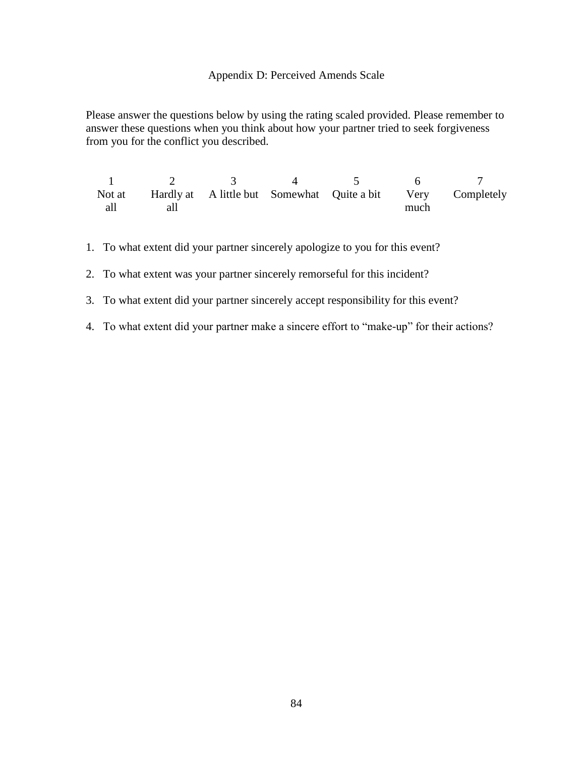# Appendix D: Perceived Amends Scale

Please answer the questions below by using the rating scaled provided. Please remember to answer these questions when you think about how your partner tried to seek forgiveness from you for the conflict you described.

| 1 | 2 | 3 | 4 | 5 | 6 | 7 |
|---|---|---|---|---|---|---|
| Not at all | Hardly at all | A little but | Somewhat | Quite a bit | Very much | Completely |

1. To what extent did your partner sincerely apologize to you for this event?
2. To what extent was your partner sincerely remorseful for this incident?
3. To what extent did your partner sincerely accept responsibility for this event?
4. To what extent did your partner make a sincere effort to "make-up" for their actions?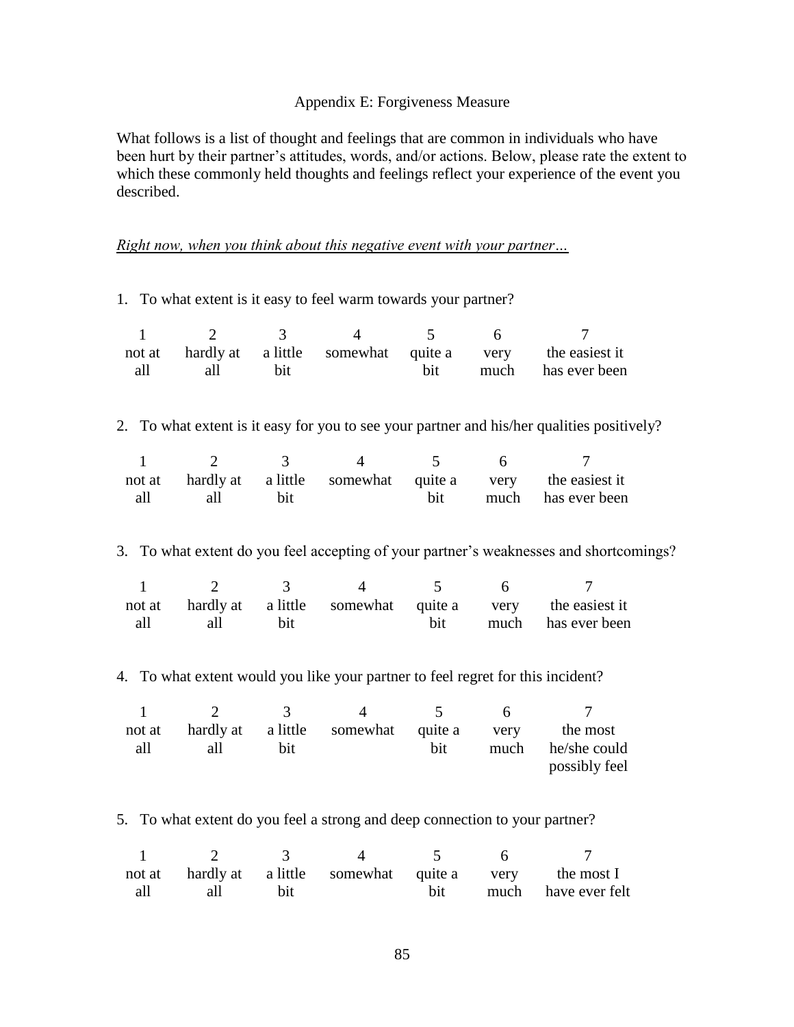## Appendix E: Forgiveness Measure

What follows is a list of thought and feelings that are common in individuals who have been hurt by their partner's attitudes, words, and/or actions. Below, please rate the extent to which these commonly held thoughts and feelings reflect your experience of the event you described.

*Right now, when you think about this negative event with your partner…*

1. To what extent is it easy to feel warm towards your partner?

| 1 | 2 | 3 | 4 | 5 | 6 | 7 |
|---|---|---|---|---|---|---|
| not at all | hardly at all | a little bit | somewhat | quite a bit | very much | the easiest it has ever been |

2. To what extent is it easy for you to see your partner and his/her qualities positively?

| 1 | 2 | 3 | 4 | 5 | 6 | 7 |
|---|---|---|---|---|---|---|
| not at all | hardly at all | a little bit | somewhat | quite a bit | very much | the easiest it has ever been |

3. To what extent do you feel accepting of your partner's weaknesses and shortcomings?

| 1 | 2 | 3 | 4 | 5 | 6 | 7 |
|---|---|---|---|---|---|---|
| not at all | hardly at all | a little bit | somewhat | quite a bit | very much | the easiest it has ever been |

4. To what extent would you like your partner to feel regret for this incident?

| 1 | 2 | 3 | 4 | 5 | 6 | 7 |
|---|---|---|---|---|---|---|
| not at all | hardly at all | a little bit | somewhat | quite a bit | very much | the most he/she could possibly feel |

5. To what extent do you feel a strong and deep connection to your partner?

| 1 | 2 | 3 | 4 | 5 | 6 | 7 |
|---|---|---|---|---|---|---|
| not at all | hardly at all | a little bit | somewhat | quite a bit | very much | the most I have ever felt |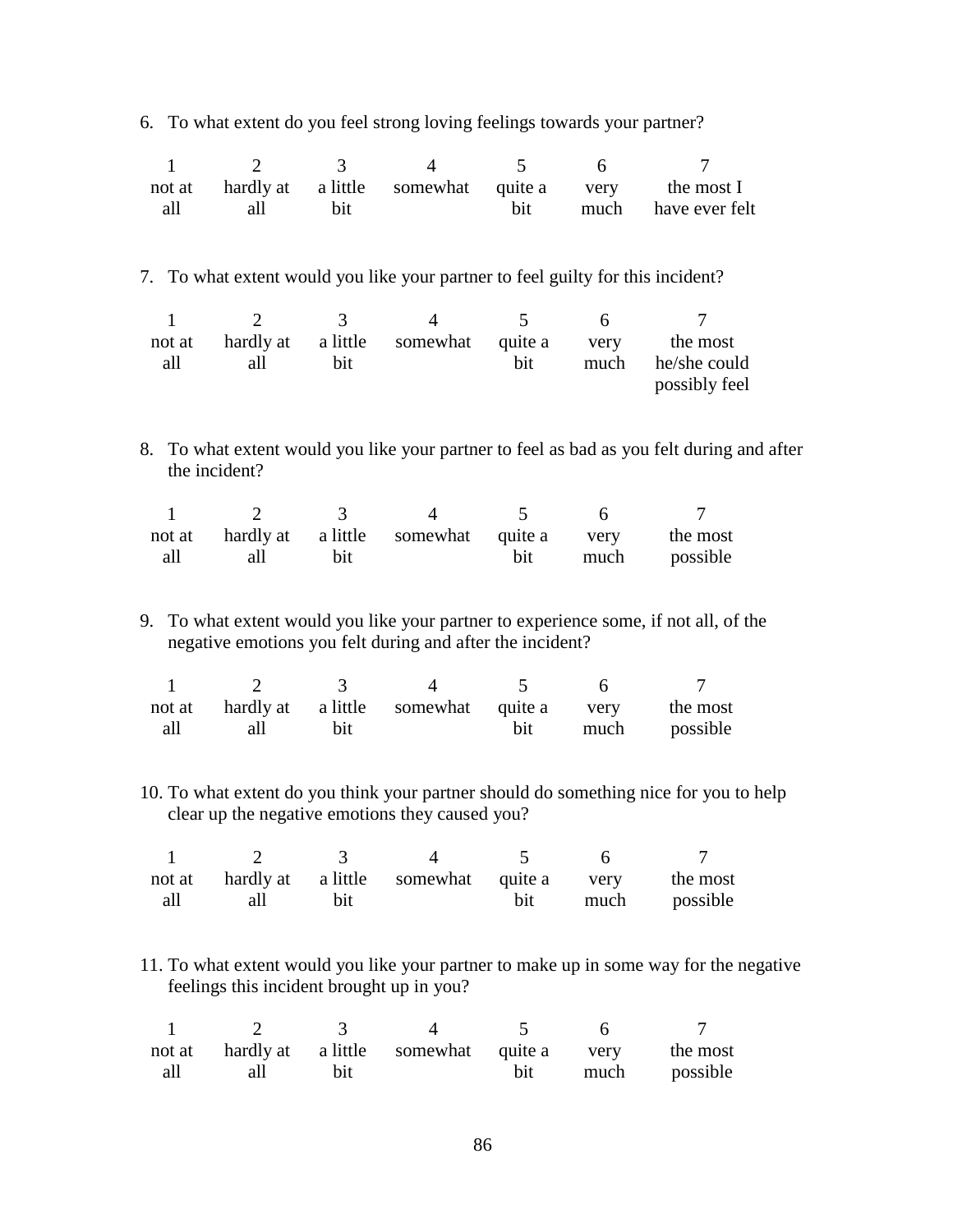6. To what extent do you feel strong loving feelings towards your partner?

| 1 | 2 | 3 | 4 | 5 | 6 | 7 |
|---|---|---|---|---|---|---|
| not at all | hardly at all | a little bit | somewhat | quite a bit | very much | the most I have ever felt |

7. To what extent would you like your partner to feel guilty for this incident?

| 1 | 2 | 3 | 4 | 5 | 6 | 7 |
|---|---|---|---|---|---|---|
| not at all | hardly at all | a little bit | somewhat | quite a bit | very much | the most he/she could possibly feel |

8. To what extent would you like your partner to feel as bad as you felt during and after the incident?

| 1 | 2 | 3 | 4 | 5 | 6 | 7 |
|---|---|---|---|---|---|---|
| not at all | hardly at all | a little bit | somewhat | quite a bit | very much | the most possible |

9. To what extent would you like your partner to experience some, if not all, of the negative emotions you felt during and after the incident?

| 1 | 2 | 3 | 4 | 5 | 6 | 7 |
|---|---|---|---|---|---|---|
| not at all | hardly at all | a little bit | somewhat | quite a bit | very much | the most possible |

10. To what extent do you think your partner should do something nice for you to help clear up the negative emotions they caused you?

| 1 | 2 | 3 | 4 | 5 | 6 | 7 |
|---|---|---|---|---|---|---|
| not at all | hardly at all | a little bit | somewhat | quite a bit | very much | the most possible |

11. To what extent would you like your partner to make up in some way for the negative feelings this incident brought up in you?

| 1 | 2 | 3 | 4 | 5 | 6 | 7 |
|---|---|---|---|---|---|---|
| not at all | hardly at all | a little bit | somewhat | quite a bit | very much | the most possible |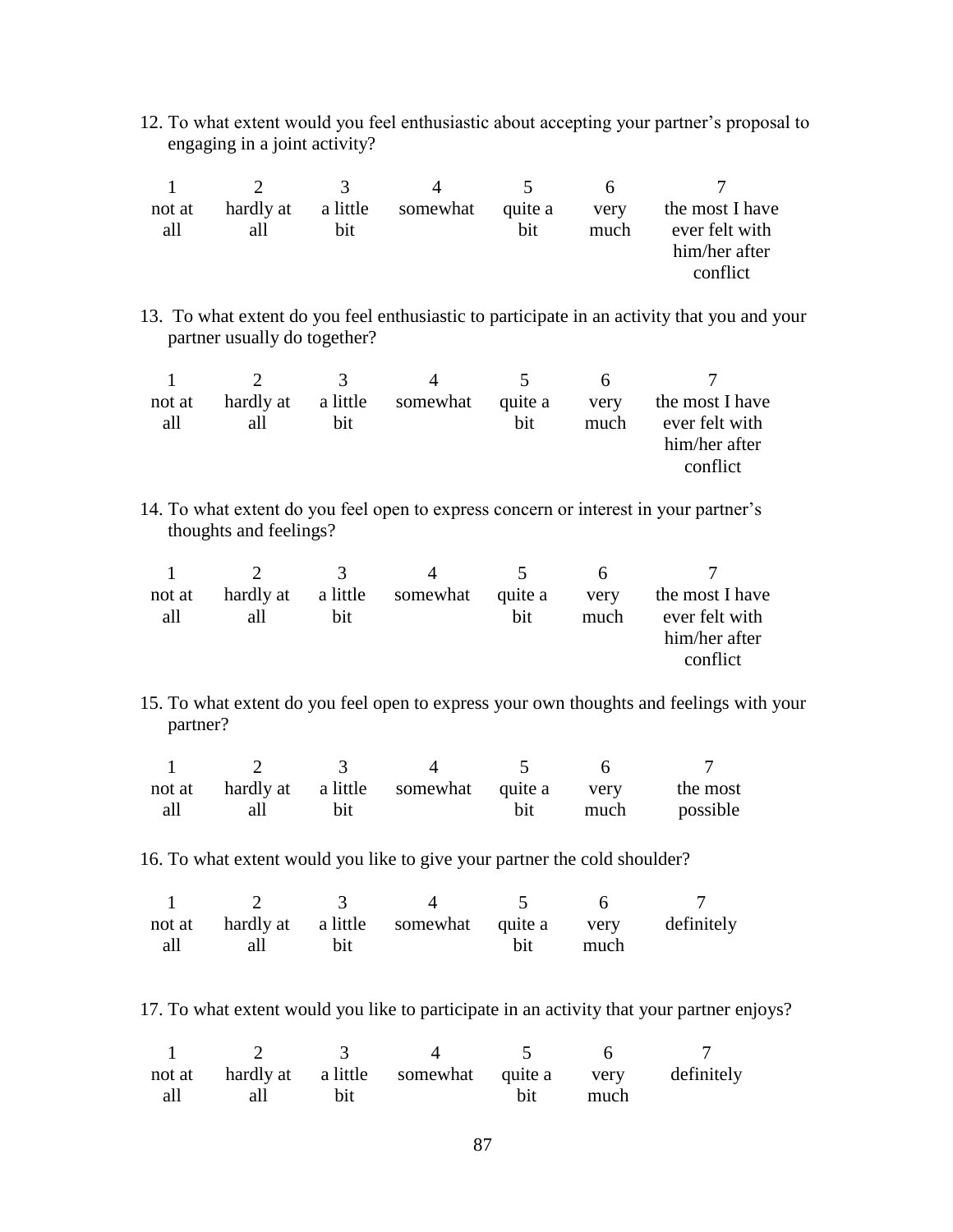12. To what extent would you feel enthusiastic about accepting your partner's proposal to engaging in a joint activity?

| 1 | 2 | 3 | 4 | 5 | 6 | 7 |
|---|---|---|---|---|---|---|
| not at all | hardly at all | a little bit | somewhat | quite a bit | very much | the most I have ever felt with him/her after conflict |

13. To what extent do you feel enthusiastic to participate in an activity that you and your partner usually do together?

| 1 | 2 | 3 | 4 | 5 | 6 | 7 |
|---|---|---|---|---|---|---|
| not at all | hardly at all | a little bit | somewhat | quite a bit | very much | the most I have ever felt with him/her after conflict |

14. To what extent do you feel open to express concern or interest in your partner's thoughts and feelings?

| 1 | 2 | 3 | 4 | 5 | 6 | 7 |
|---|---|---|---|---|---|---|
| not at all | hardly at all | a little bit | somewhat | quite a bit | very much | the most I have ever felt with him/her after conflict |

15. To what extent do you feel open to express your own thoughts and feelings with your partner?

| 1 | 2 | 3 | 4 | 5 | 6 | 7 |
|---|---|---|---|---|---|---|
| not at all | hardly at all | a little bit | somewhat | quite a bit | very much | the most possible |

16. To what extent would you like to give your partner the cold shoulder?

| 1 | 2 | 3 | 4 | 5 | 6 | 7 |
|---|---|---|---|---|---|---|
| not at all | hardly at all | a little bit | somewhat | quite a bit | very much | definitely |

17. To what extent would you like to participate in an activity that your partner enjoys?

| 1 | 2 | 3 | 4 | 5 | 6 | 7 |
|---|---|---|---|---|---|---|
| not at all | hardly at all | a little bit | somewhat | quite a bit | very much | definitely |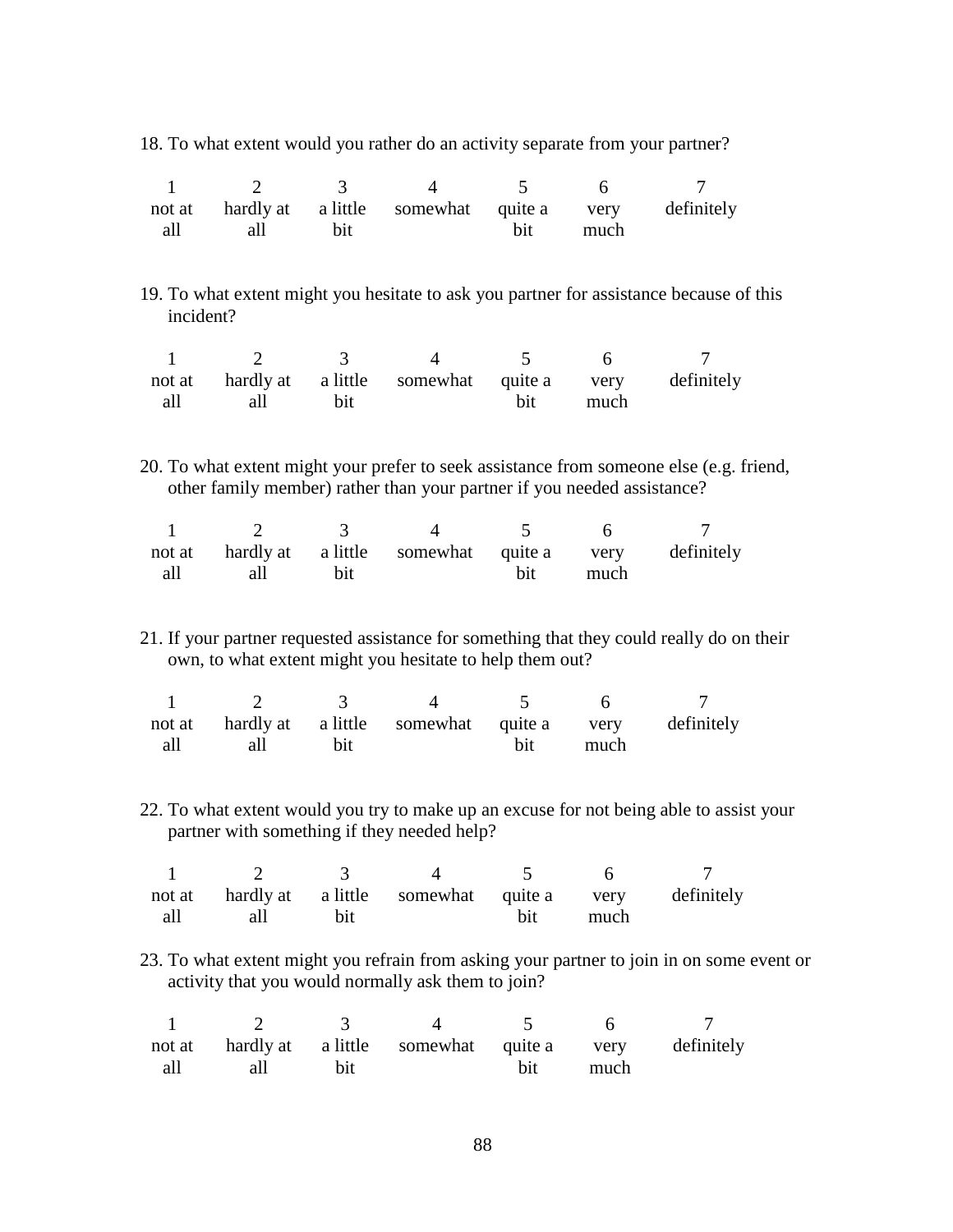18. To what extent would you rather do an activity separate from your partner?

| 1 | 2 | 3 | 4 | 5 | 6 | 7 |
|---|---|---|---|---|---|---|
| not at all | hardly at all | a little bit | somewhat | quite a bit | very much | definitely |

19. To what extent might you hesitate to ask you partner for assistance because of this incident?

| 1 | 2 | 3 | 4 | 5 | 6 | 7 |
|---|---|---|---|---|---|---|
| not at all | hardly at all | a little bit | somewhat | quite a bit | very much | definitely |

20. To what extent might your prefer to seek assistance from someone else (e.g. friend, other family member) rather than your partner if you needed assistance?

| 1 | 2 | 3 | 4 | 5 | 6 | 7 |
|---|---|---|---|---|---|---|
| not at all | hardly at all | a little bit | somewhat | quite a bit | very much | definitely |

21. If your partner requested assistance for something that they could really do on their own, to what extent might you hesitate to help them out?

| 1 | 2 | 3 | 4 | 5 | 6 | 7 |
|---|---|---|---|---|---|---|
| not at all | hardly at all | a little bit | somewhat | quite a bit | very much | definitely |

22. To what extent would you try to make up an excuse for not being able to assist your partner with something if they needed help?

| 1 | 2 | 3 | 4 | 5 | 6 | 7 |
|---|---|---|---|---|---|---|
| not at all | hardly at all | a little bit | somewhat | quite a bit | very much | definitely |

23. To what extent might you refrain from asking your partner to join in on some event or activity that you would normally ask them to join?

| 1 | 2 | 3 | 4 | 5 | 6 | 7 |
|---|---|---|---|---|---|---|
| not at all | hardly at all | a little bit | somewhat | quite a bit | very much | definitely |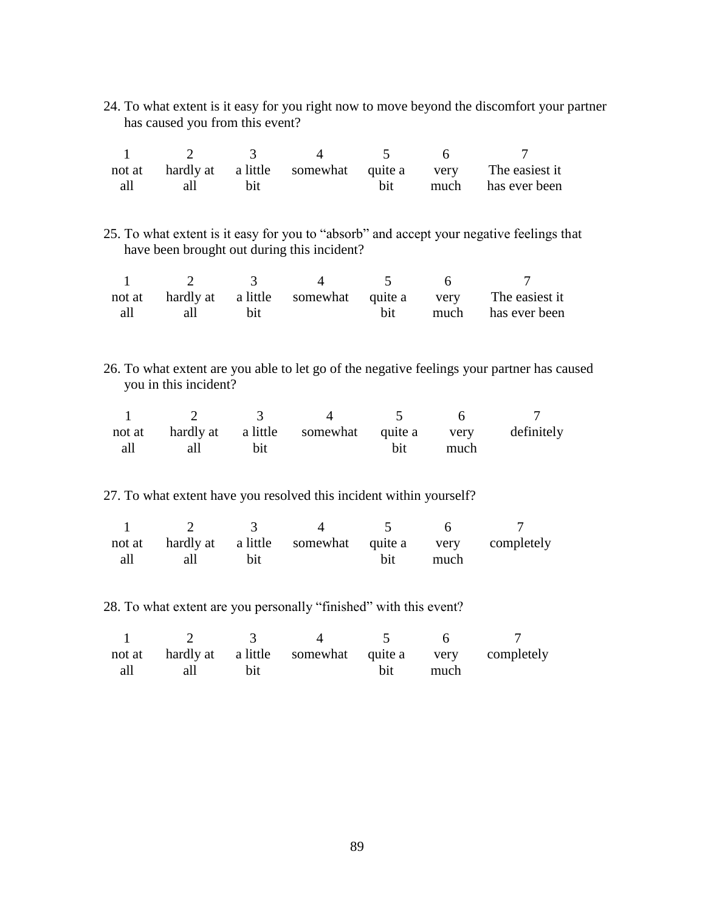24. To what extent is it easy for you right now to move beyond the discomfort your partner has caused you from this event?

| 1 | 2 | 3 | 4 | 5 | 6 | 7 |
|---|---|---|---|---|---|---|
| not at all | hardly at all | a little bit | somewhat | quite a bit | very much | The easiest it has ever been |

25. To what extent is it easy for you to "absorb" and accept your negative feelings that have been brought out during this incident?

| 1 | 2 | 3 | 4 | 5 | 6 | 7 |
|---|---|---|---|---|---|---|
| not at all | hardly at all | a little bit | somewhat | quite a bit | very much | The easiest it has ever been |

26. To what extent are you able to let go of the negative feelings your partner has caused you in this incident?

| 1 | 2 | 3 | 4 | 5 | 6 | 7 |
|---|---|---|---|---|---|---|
| not at all | hardly at all | a little bit | somewhat | quite a bit | very much | definitely |

27. To what extent have you resolved this incident within yourself?

| 1 | 2 | 3 | 4 | 5 | 6 | 7 |
|---|---|---|---|---|---|---|
| not at all | hardly at all | a little bit | somewhat | quite a bit | very much | completely |

28. To what extent are you personally "finished" with this event?

| 1 | 2 | 3 | 4 | 5 | 6 | 7 |
|---|---|---|---|---|---|---|
| not at all | hardly at all | a little bit | somewhat | quite a bit | very much | completely |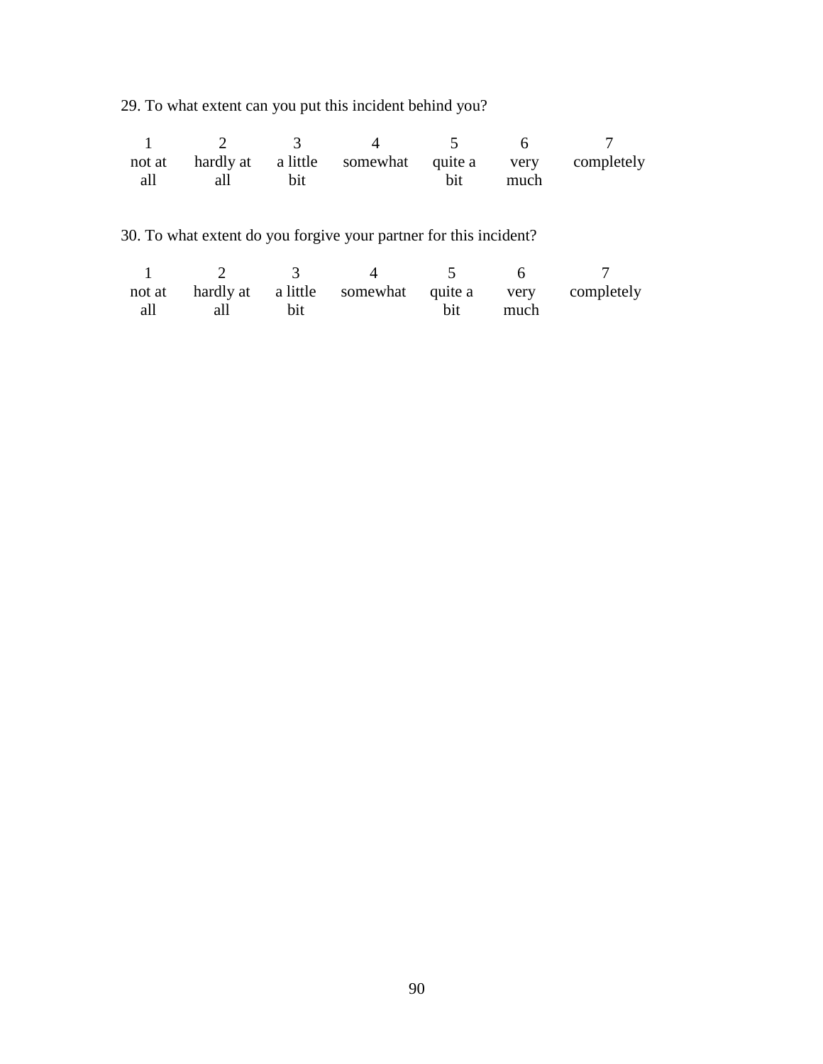29. To what extent can you put this incident behind you?

| 1 | 2 | 3 | 4 | 5 | 6 | 7 |
|---|---|---|---|---|---|---|
| not at all | hardly at all | a little bit | somewhat | quite a bit | very much | completely |

30. To what extent do you forgive your partner for this incident?

| 1 | 2 | 3 | 4 | 5 | 6 | 7 |
|---|---|---|---|---|---|---|
| not at all | hardly at all | a little bit | somewhat | quite a bit | very much | completely |